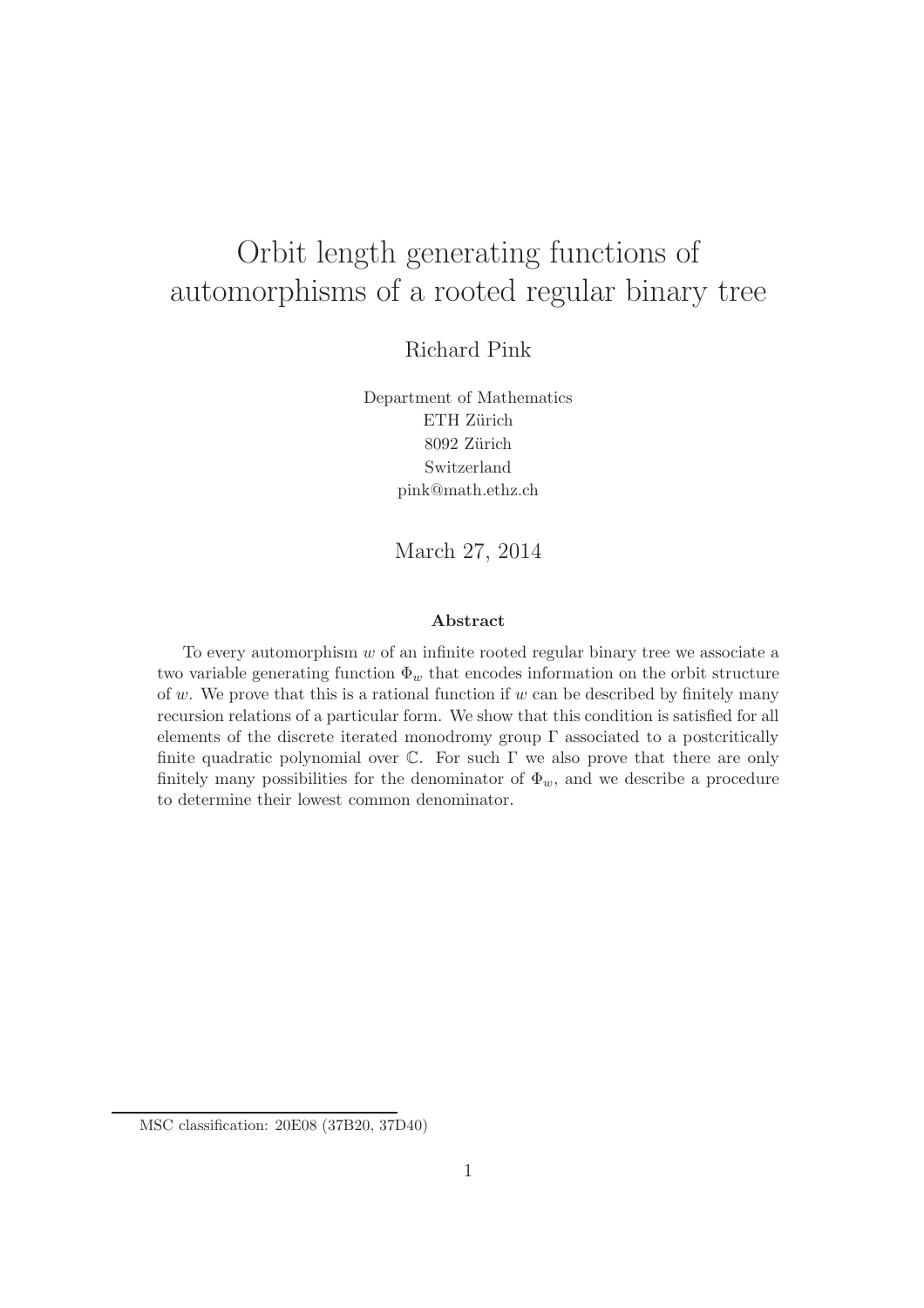# Orbit length generating functions of automorphisms of a rooted regular binary tree

Richard Pink

Department of Mathematics
ETH Zürich
8092 Zürich
Switzerland
pink@math.ethz.ch

March 27, 2014

### Abstract

To every automorphism $w$ of an infinite rooted regular binary tree we associate a two variable generating function $\Phi_w$ that encodes information on the orbit structure of $w$. We prove that this is a rational function if $w$ can be described by finitely many recursion relations of a particular form. We show that this condition is satisfied for all elements of the discrete iterated monodromy group $\Gamma$ associated to a postcritically finite quadratic polynomial over $\mathbb{C}$. For such $\Gamma$ we also prove that there are only finitely many possibilities for the denominator of $\Phi_w$, and we describe a procedure to determine their lowest common denominator.

MSC classification: 20E08 (37B20, 37D40)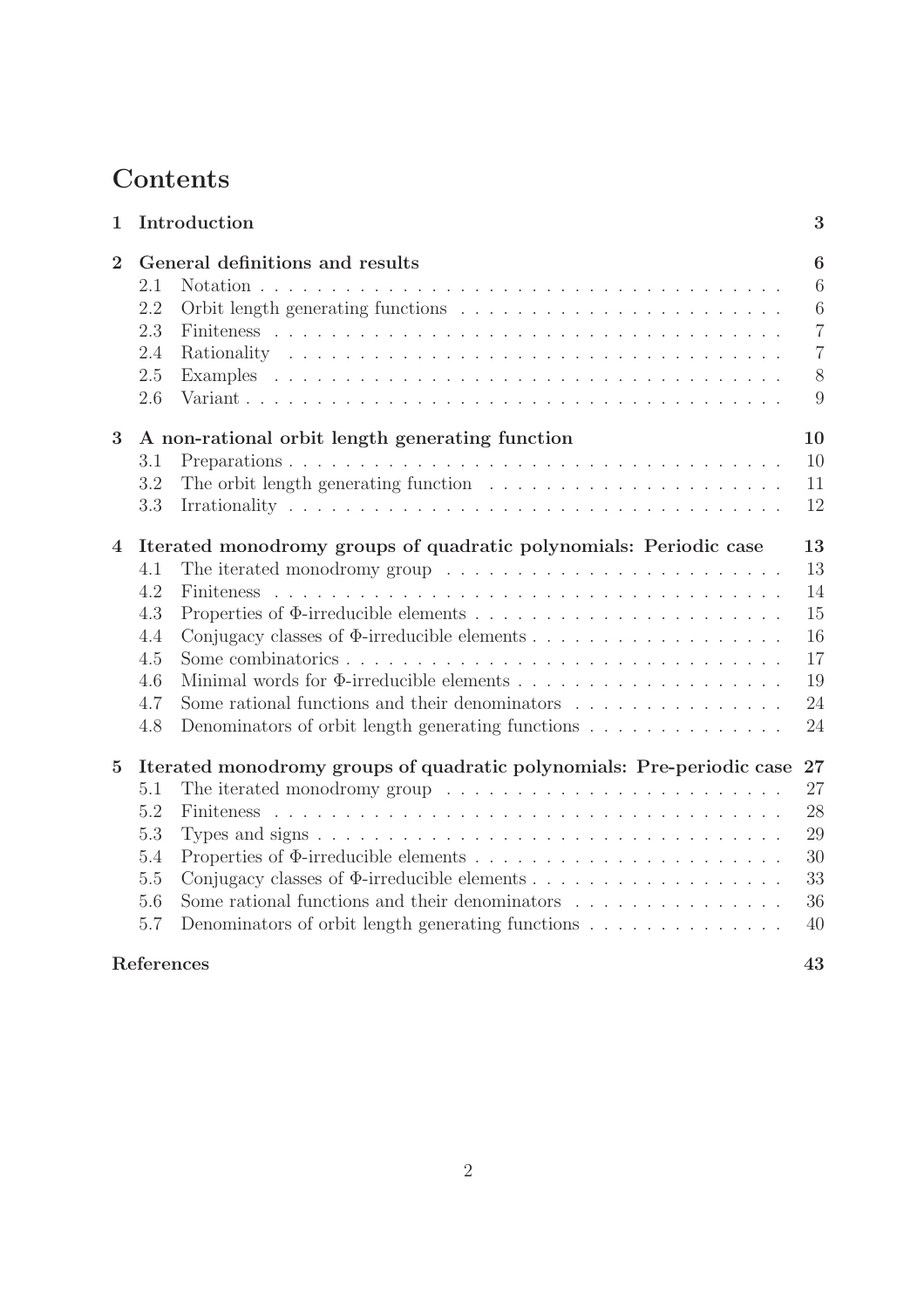# Contents

**1 Introduction** — **3**

**2 General definitions and results** — **6**
- 2.1 Notation — 6
- 2.2 Orbit length generating functions — 6
- 2.3 Finiteness — 7
- 2.4 Rationality — 7
- 2.5 Examples — 8
- 2.6 Variant — 9

**3 A non-rational orbit length generating function** — **10**
- 3.1 Preparations — 10
- 3.2 The orbit length generating function — 11
- 3.3 Irrationality — 12

**4 Iterated monodromy groups of quadratic polynomials: Periodic case** — **13**
- 4.1 The iterated monodromy group — 13
- 4.2 Finiteness — 14
- 4.3 Properties of $\Phi$-irreducible elements — 15
- 4.4 Conjugacy classes of $\Phi$-irreducible elements — 16
- 4.5 Some combinatorics — 17
- 4.6 Minimal words for $\Phi$-irreducible elements — 19
- 4.7 Some rational functions and their denominators — 24
- 4.8 Denominators of orbit length generating functions — 24

**5 Iterated monodromy groups of quadratic polynomials: Pre-periodic case** — **27**
- 5.1 The iterated monodromy group — 27
- 5.2 Finiteness — 28
- 5.3 Types and signs — 29
- 5.4 Properties of $\Phi$-irreducible elements — 30
- 5.5 Conjugacy classes of $\Phi$-irreducible elements — 33
- 5.6 Some rational functions and their denominators — 36
- 5.7 Denominators of orbit length generating functions — 40

**References** — **43**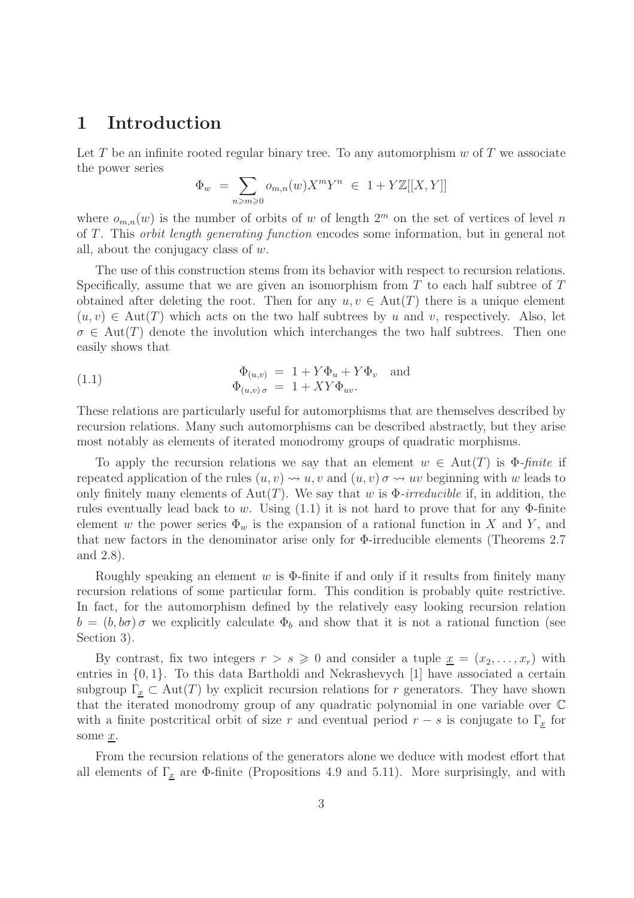# 1 Introduction

Let $T$ be an infinite rooted regular binary tree. To any automorphism $w$ of $T$ we associate the power series

$$\Phi_w \;=\; \sum_{n \geqslant m \geqslant 0} o_{m,n}(w) X^m Y^n \;\in\; 1 + Y\mathbb{Z}[[X,Y]]$$

where $o_{m,n}(w)$ is the number of orbits of $w$ of length $2^m$ on the set of vertices of level $n$ of $T$. This *orbit length generating function* encodes some information, but in general not all, about the conjugacy class of $w$.

The use of this construction stems from its behavior with respect to recursion relations. Specifically, assume that we are given an isomorphism from $T$ to each half subtree of $T$ obtained after deleting the root. Then for any $u, v \in \mathrm{Aut}(T)$ there is a unique element $(u, v) \in \mathrm{Aut}(T)$ which acts on the two half subtrees by $u$ and $v$, respectively. Also, let $\sigma \in \mathrm{Aut}(T)$ denote the involution which interchanges the two half subtrees. Then one easily shows that

$$\begin{aligned} \Phi_{(u,v)} &= 1 + Y\Phi_u + Y\Phi_v \quad \text{and} \\ \Phi_{(u,v)\,\sigma} &= 1 + XY\Phi_{uv}. \end{aligned} \tag{1.1}$$

These relations are particularly useful for automorphisms that are themselves described by recursion relations. Many such automorphisms can be described abstractly, but they arise most notably as elements of iterated monodromy groups of quadratic morphisms.

To apply the recursion relations we say that an element $w \in \mathrm{Aut}(T)$ is $\Phi$-*finite* if repeated application of the rules $(u, v) \rightsquigarrow u, v$ and $(u, v)\,\sigma \rightsquigarrow uv$ beginning with $w$ leads to only finitely many elements of $\mathrm{Aut}(T)$. We say that $w$ is $\Phi$-*irreducible* if, in addition, the rules eventually lead back to $w$. Using (1.1) it is not hard to prove that for any $\Phi$-finite element $w$ the power series $\Phi_w$ is the expansion of a rational function in $X$ and $Y$, and that new factors in the denominator arise only for $\Phi$-irreducible elements (Theorems 2.7 and 2.8).

Roughly speaking an element $w$ is $\Phi$-finite if and only if it results from finitely many recursion relations of some particular form. This condition is probably quite restrictive. In fact, for the automorphism defined by the relatively easy looking recursion relation $b = (b, b\sigma)\,\sigma$ we explicitly calculate $\Phi_b$ and show that it is not a rational function (see Section 3).

By contrast, fix two integers $r > s \geqslant 0$ and consider a tuple $\underline{x} = (x_2, \ldots, x_r)$ with entries in $\{0, 1\}$. To this data Bartholdi and Nekrashevych [1] have associated a certain subgroup $\Gamma_{\underline{x}} \subset \mathrm{Aut}(T)$ by explicit recursion relations for $r$ generators. They have shown that the iterated monodromy group of any quadratic polynomial in one variable over $\mathbb{C}$ with a finite postcritical orbit of size $r$ and eventual period $r - s$ is conjugate to $\Gamma_{\underline{x}}$ for some $\underline{x}$.

From the recursion relations of the generators alone we deduce with modest effort that all elements of $\Gamma_{\underline{x}}$ are $\Phi$-finite (Propositions 4.9 and 5.11). More surprisingly, and with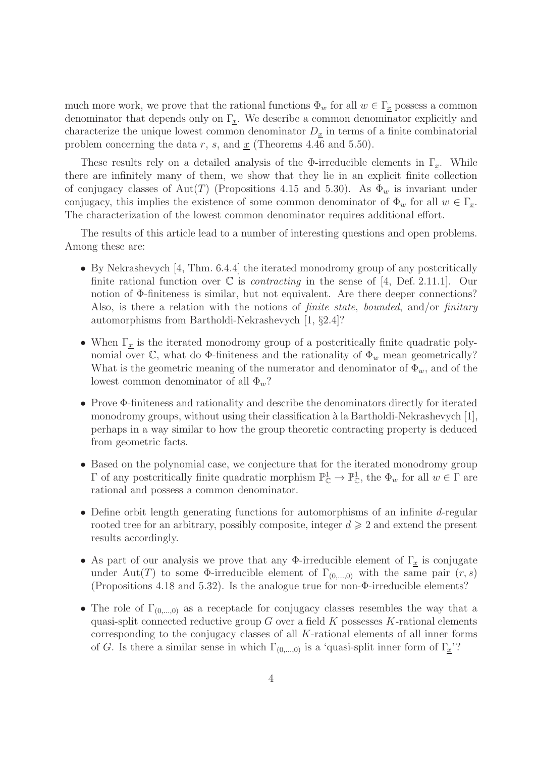much more work, we prove that the rational functions $\Phi_w$ for all $w \in \Gamma_{\underline{x}}$ possess a common denominator that depends only on $\Gamma_{\underline{x}}$. We describe a common denominator explicitly and characterize the unique lowest common denominator $D_{\underline{x}}$ in terms of a finite combinatorial problem concerning the data $r$, $s$, and $\underline{x}$ (Theorems 4.46 and 5.50).

These results rely on a detailed analysis of the $\Phi$-irreducible elements in $\Gamma_{\underline{x}}$. While there are infinitely many of them, we show that they lie in an explicit finite collection of conjugacy classes of $\mathrm{Aut}(T)$ (Propositions 4.15 and 5.30). As $\Phi_w$ is invariant under conjugacy, this implies the existence of some common denominator of $\Phi_w$ for all $w \in \Gamma_{\underline{x}}$. The characterization of the lowest common denominator requires additional effort.

The results of this article lead to a number of interesting questions and open problems. Among these are:

- By Nekrashevych [4, Thm. 6.4.4] the iterated monodromy group of any postcritically finite rational function over $\mathbb{C}$ is *contracting* in the sense of [4, Def. 2.11.1]. Our notion of $\Phi$-finiteness is similar, but not equivalent. Are there deeper connections? Also, is there a relation with the notions of *finite state*, *bounded*, and/or *finitary* automorphisms from Bartholdi-Nekrashevych [1, §2.4]?
- When $\Gamma_{\underline{x}}$ is the iterated monodromy group of a postcritically finite quadratic polynomial over $\mathbb{C}$, what do $\Phi$-finiteness and the rationality of $\Phi_w$ mean geometrically? What is the geometric meaning of the numerator and denominator of $\Phi_w$, and of the lowest common denominator of all $\Phi_w$?
- Prove $\Phi$-finiteness and rationality and describe the denominators directly for iterated monodromy groups, without using their classification à la Bartholdi-Nekrashevych [1], perhaps in a way similar to how the group theoretic contracting property is deduced from geometric facts.
- Based on the polynomial case, we conjecture that for the iterated monodromy group $\Gamma$ of any postcritically finite quadratic morphism $\mathbb{P}^1_{\mathbb{C}} \to \mathbb{P}^1_{\mathbb{C}}$, the $\Phi_w$ for all $w \in \Gamma$ are rational and possess a common denominator.
- Define orbit length generating functions for automorphisms of an infinite $d$-regular rooted tree for an arbitrary, possibly composite, integer $d \geqslant 2$ and extend the present results accordingly.
- As part of our analysis we prove that any $\Phi$-irreducible element of $\Gamma_{\underline{x}}$ is conjugate under $\mathrm{Aut}(T)$ to some $\Phi$-irreducible element of $\Gamma_{(0,\ldots,0)}$ with the same pair $(r, s)$ (Propositions 4.18 and 5.32). Is the analogue true for non-$\Phi$-irreducible elements?
- The role of $\Gamma_{(0,\ldots,0)}$ as a receptacle for conjugacy classes resembles the way that a quasi-split connected reductive group $G$ over a field $K$ possesses $K$-rational elements corresponding to the conjugacy classes of all $K$-rational elements of all inner forms of $G$. Is there a similar sense in which $\Gamma_{(0,\ldots,0)}$ is a 'quasi-split inner form of $\Gamma_{\underline{x}}$'?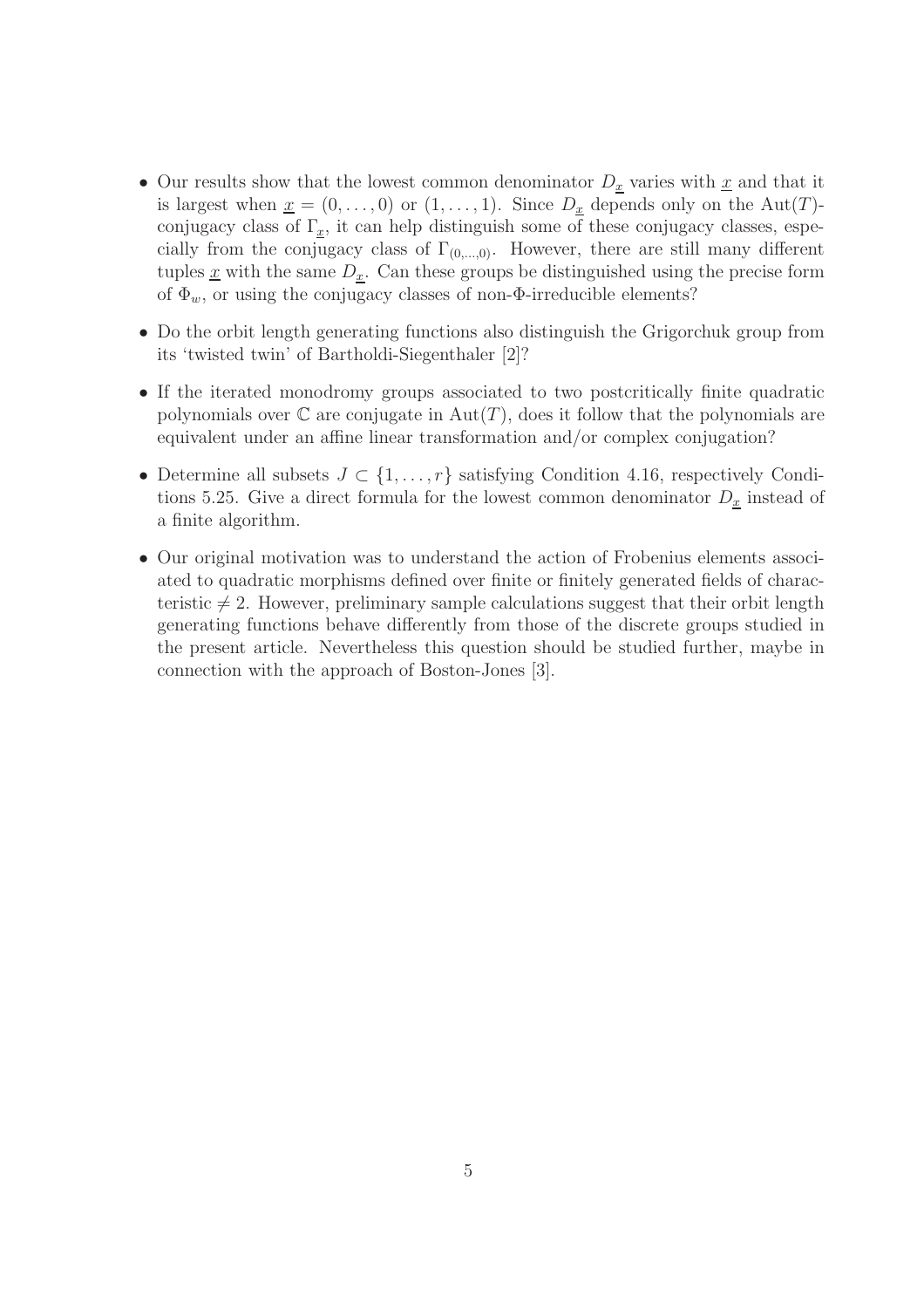- Our results show that the lowest common denominator $D_{\underline{x}}$ varies with $\underline{x}$ and that it is largest when $\underline{x} = (0, \ldots, 0)$ or $(1, \ldots, 1)$. Since $D_{\underline{x}}$ depends only on the $\mathrm{Aut}(T)$-conjugacy class of $\Gamma_{\underline{x}}$, it can help distinguish some of these conjugacy classes, especially from the conjugacy class of $\Gamma_{(0,\ldots,0)}$. However, there are still many different tuples $\underline{x}$ with the same $D_{\underline{x}}$. Can these groups be distinguished using the precise form of $\Phi_w$, or using the conjugacy classes of non-$\Phi$-irreducible elements?

- Do the orbit length generating functions also distinguish the Grigorchuk group from its 'twisted twin' of Bartholdi-Siegenthaler [2]?

- If the iterated monodromy groups associated to two postcritically finite quadratic polynomials over $\mathbb{C}$ are conjugate in $\mathrm{Aut}(T)$, does it follow that the polynomials are equivalent under an affine linear transformation and/or complex conjugation?

- Determine all subsets $J \subset \{1, \ldots, r\}$ satisfying Condition 4.16, respectively Conditions 5.25. Give a direct formula for the lowest common denominator $D_{\underline{x}}$ instead of a finite algorithm.

- Our original motivation was to understand the action of Frobenius elements associated to quadratic morphisms defined over finite or finitely generated fields of characteristic $\neq 2$. However, preliminary sample calculations suggest that their orbit length generating functions behave differently from those of the discrete groups studied in the present article. Nevertheless this question should be studied further, maybe in connection with the approach of Boston-Jones [3].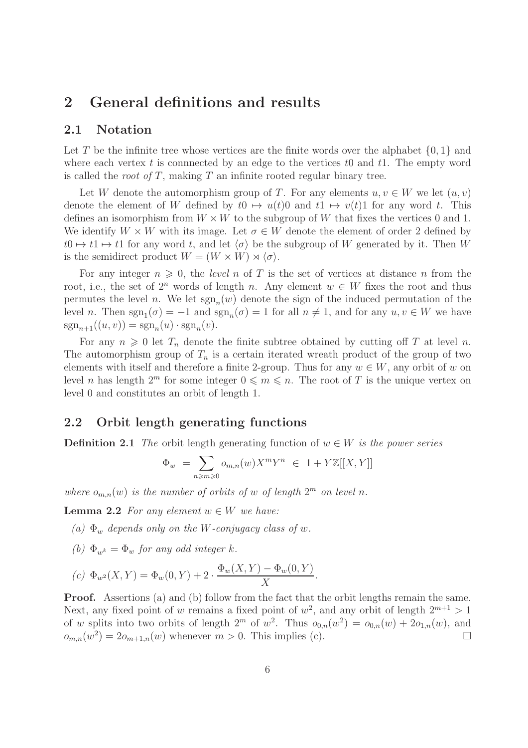# 2 General definitions and results

## 2.1 Notation

Let $T$ be the infinite tree whose vertices are the finite words over the alphabet $\{0, 1\}$ and where each vertex $t$ is connnected by an edge to the vertices $t0$ and $t1$. The empty word is called the *root of* $T$, making $T$ an infinite rooted regular binary tree.

Let $W$ denote the automorphism group of $T$. For any elements $u, v \in W$ we let $(u, v)$ denote the element of $W$ defined by $t0 \mapsto u(t)0$ and $t1 \mapsto v(t)1$ for any word $t$. This defines an isomorphism from $W \times W$ to the subgroup of $W$ that fixes the vertices 0 and 1. We identify $W \times W$ with its image. Let $\sigma \in W$ denote the element of order 2 defined by $t0 \mapsto t1 \mapsto t1$ for any word $t$, and let $\langle \sigma \rangle$ be the subgroup of $W$ generated by it. Then $W$ is the semidirect product $W = (W \times W) \rtimes \langle \sigma \rangle$.

For any integer $n \geqslant 0$, the *level* $n$ of $T$ is the set of vertices at distance $n$ from the root, i.e., the set of $2^n$ words of length $n$. Any element $w \in W$ fixes the root and thus permutes the level $n$. We let $\operatorname{sgn}_n(w)$ denote the sign of the induced permutation of the level $n$. Then $\operatorname{sgn}_1(\sigma) = -1$ and $\operatorname{sgn}_n(\sigma) = 1$ for all $n \neq 1$, and for any $u, v \in W$ we have $\operatorname{sgn}_{n+1}((u, v)) = \operatorname{sgn}_n(u) \cdot \operatorname{sgn}_n(v)$.

For any $n \geqslant 0$ let $T_n$ denote the finite subtree obtained by cutting off $T$ at level $n$. The automorphism group of $T_n$ is a certain iterated wreath product of the group of two elements with itself and therefore a finite 2-group. Thus for any $w \in W$, any orbit of $w$ on level $n$ has length $2^m$ for some integer $0 \leqslant m \leqslant n$. The root of $T$ is the unique vertex on level 0 and constitutes an orbit of length 1.

## 2.2 Orbit length generating functions

**Definition 2.1** *The* orbit length generating function of $w \in W$ *is the power series*

$$\Phi_w = \sum_{n \geqslant m \geqslant 0} o_{m,n}(w) X^m Y^n \in 1 + Y\mathbb{Z}[[X, Y]]$$

*where $o_{m,n}(w)$ is the number of orbits of $w$ of length $2^m$ on level $n$.*

**Lemma 2.2** *For any element $w \in W$ we have:*

*(a) $\Phi_w$ depends only on the $W$-conjugacy class of $w$.*

*(b) $\Phi_{w^k} = \Phi_w$ for any odd integer $k$.*

*(c)* $\Phi_{w^2}(X, Y) = \Phi_w(0, Y) + 2 \cdot \dfrac{\Phi_w(X, Y) - \Phi_w(0, Y)}{X}$.

**Proof.** Assertions (a) and (b) follow from the fact that the orbit lengths remain the same. Next, any fixed point of $w$ remains a fixed point of $w^2$, and any orbit of length $2^{m+1} > 1$ of $w$ splits into two orbits of length $2^m$ of $w^2$. Thus $o_{0,n}(w^2) = o_{0,n}(w) + 2o_{1,n}(w)$, and $o_{m,n}(w^2) = 2o_{m+1,n}(w)$ whenever $m > 0$. This implies (c). $\square$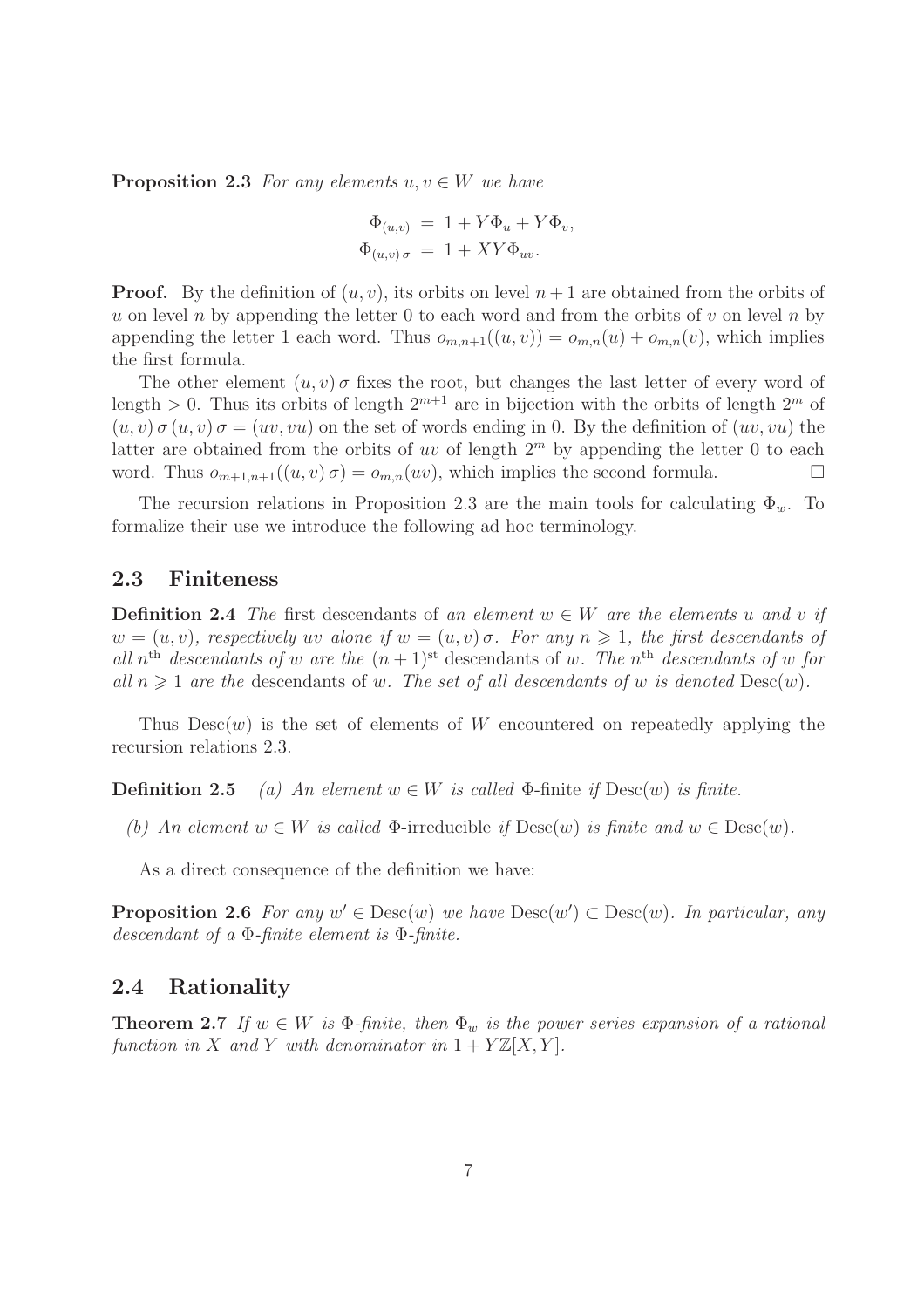**Proposition 2.3** *For any elements $u, v \in W$ we have*

$$\Phi_{(u,v)} = 1 + Y\Phi_u + Y\Phi_v,$$
$$\Phi_{(u,v)\,\sigma} = 1 + XY\Phi_{uv}.$$

**Proof.** By the definition of $(u, v)$, its orbits on level $n+1$ are obtained from the orbits of $u$ on level $n$ by appending the letter 0 to each word and from the orbits of $v$ on level $n$ by appending the letter 1 each word. Thus $o_{m,n+1}((u, v)) = o_{m,n}(u) + o_{m,n}(v)$, which implies the first formula.

The other element $(u, v)\,\sigma$ fixes the root, but changes the last letter of every word of length $> 0$. Thus its orbits of length $2^{m+1}$ are in bijection with the orbits of length $2^m$ of $(u, v)\,\sigma\,(u, v)\,\sigma = (uv, vu)$ on the set of words ending in 0. By the definition of $(uv, vu)$ the latter are obtained from the orbits of $uv$ of length $2^m$ by appending the letter 0 to each word. Thus $o_{m+1,n+1}((u, v)\,\sigma) = o_{m,n}(uv)$, which implies the second formula. $\square$

The recursion relations in Proposition 2.3 are the main tools for calculating $\Phi_w$. To formalize their use we introduce the following ad hoc terminology.

## 2.3 Finiteness

**Definition 2.4** *The* first descendants *of an element $w \in W$ are the elements $u$ and $v$ if $w = (u, v)$, respectively $uv$ alone if $w = (u, v)\,\sigma$. For any $n \geqslant 1$, the first descendants of all $n^{\text{th}}$ descendants of $w$ are the $(n+1)^{\text{st}}$* descendants *of $w$. The $n^{\text{th}}$ descendants of $w$ for all $n \geqslant 1$ are the* descendants *of $w$. The set of all descendants of $w$ is denoted* $\mathrm{Desc}(w)$.

Thus $\mathrm{Desc}(w)$ is the set of elements of $W$ encountered on repeatedly applying the recursion relations 2.3.

**Definition 2.5** *(a) An element $w \in W$ is called* $\Phi$-finite *if $\mathrm{Desc}(w)$ is finite.*

*(b) An element $w \in W$ is called* $\Phi$-irreducible *if $\mathrm{Desc}(w)$ is finite and $w \in \mathrm{Desc}(w)$.*

As a direct consequence of the definition we have:

**Proposition 2.6** *For any $w' \in \mathrm{Desc}(w)$ we have $\mathrm{Desc}(w') \subset \mathrm{Desc}(w)$. In particular, any descendant of a $\Phi$-finite element is $\Phi$-finite.*

## 2.4 Rationality

**Theorem 2.7** *If $w \in W$ is $\Phi$-finite, then $\Phi_w$ is the power series expansion of a rational function in $X$ and $Y$ with denominator in $1 + Y\mathbb{Z}[X, Y]$.*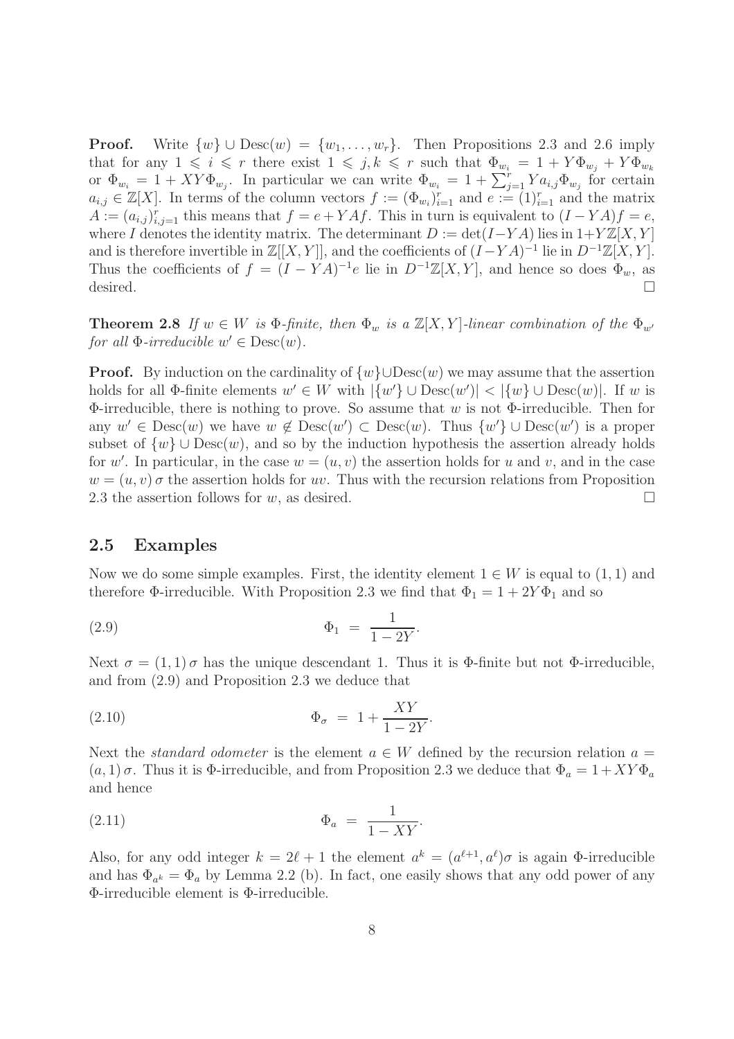**Proof.** Write $\{w\} \cup \mathrm{Desc}(w) = \{w_1, \ldots, w_r\}$. Then Propositions 2.3 and 2.6 imply that for any $1 \leqslant i \leqslant r$ there exist $1 \leqslant j, k \leqslant r$ such that $\Phi_{w_i} = 1 + Y\Phi_{w_j} + Y\Phi_{w_k}$ or $\Phi_{w_i} = 1 + XY\Phi_{w_j}$. In particular we can write $\Phi_{w_i} = 1 + \sum_{j=1}^r Y a_{i,j} \Phi_{w_j}$ for certain $a_{i,j} \in \mathbb{Z}[X]$. In terms of the column vectors $f := (\Phi_{w_i})_{i=1}^r$ and $e := (1)_{i=1}^r$ and the matrix $A := (a_{i,j})_{i,j=1}^r$ this means that $f = e + YAf$. This in turn is equivalent to $(I - YA)f = e$, where $I$ denotes the identity matrix. The determinant $D := \det(I - YA)$ lies in $1 + Y\mathbb{Z}[X, Y]$ and is therefore invertible in $\mathbb{Z}[[X, Y]]$, and the coefficients of $(I - YA)^{-1}$ lie in $D^{-1}\mathbb{Z}[X, Y]$. Thus the coefficients of $f = (I - YA)^{-1}e$ lie in $D^{-1}\mathbb{Z}[X, Y]$, and hence so does $\Phi_w$, as desired. □

**Theorem 2.8** *If $w \in W$ is $\Phi$-finite, then $\Phi_w$ is a $\mathbb{Z}[X, Y]$-linear combination of the $\Phi_{w'}$ for all $\Phi$-irreducible $w' \in \mathrm{Desc}(w)$.*

**Proof.** By induction on the cardinality of $\{w\} \cup \mathrm{Desc}(w)$ we may assume that the assertion holds for all $\Phi$-finite elements $w' \in W$ with $|\{w'\} \cup \mathrm{Desc}(w')| < |\{w\} \cup \mathrm{Desc}(w)|$. If $w$ is $\Phi$-irreducible, there is nothing to prove. So assume that $w$ is not $\Phi$-irreducible. Then for any $w' \in \mathrm{Desc}(w)$ we have $w \notin \mathrm{Desc}(w') \subset \mathrm{Desc}(w)$. Thus $\{w'\} \cup \mathrm{Desc}(w')$ is a proper subset of $\{w\} \cup \mathrm{Desc}(w)$, and so by the induction hypothesis the assertion already holds for $w'$. In particular, in the case $w = (u, v)$ the assertion holds for $u$ and $v$, and in the case $w = (u, v)\,\sigma$ the assertion holds for $uv$. Thus with the recursion relations from Proposition 2.3 the assertion follows for $w$, as desired. □

## 2.5 Examples

Now we do some simple examples. First, the identity element $1 \in W$ is equal to $(1, 1)$ and therefore $\Phi$-irreducible. With Proposition 2.3 we find that $\Phi_1 = 1 + 2Y\Phi_1$ and so

$$\Phi_1 \;=\; \frac{1}{1 - 2Y}. \tag{2.9}$$

Next $\sigma = (1, 1)\,\sigma$ has the unique descendant 1. Thus it is $\Phi$-finite but not $\Phi$-irreducible, and from (2.9) and Proposition 2.3 we deduce that

$$\Phi_\sigma \;=\; 1 + \frac{XY}{1 - 2Y}. \tag{2.10}$$

Next the *standard odometer* is the element $a \in W$ defined by the recursion relation $a = (a, 1)\,\sigma$. Thus it is $\Phi$-irreducible, and from Proposition 2.3 we deduce that $\Phi_a = 1 + XY\Phi_a$ and hence

$$\Phi_a \;=\; \frac{1}{1 - XY}. \tag{2.11}$$

Also, for any odd integer $k = 2\ell + 1$ the element $a^k = (a^{\ell+1}, a^\ell)\sigma$ is again $\Phi$-irreducible and has $\Phi_{a^k} = \Phi_a$ by Lemma 2.2 (b). In fact, one easily shows that any odd power of any $\Phi$-irreducible element is $\Phi$-irreducible.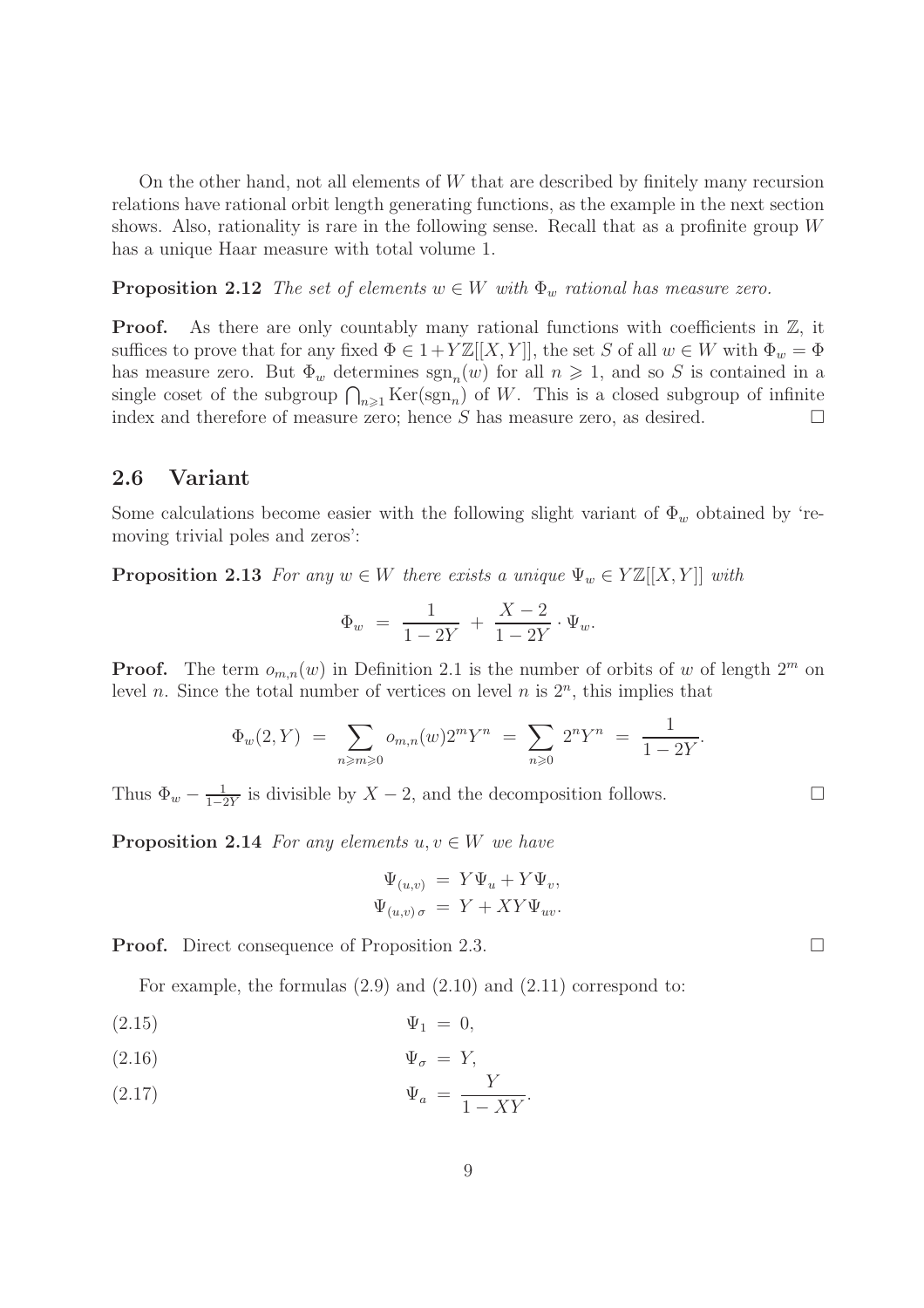On the other hand, not all elements of $W$ that are described by finitely many recursion relations have rational orbit length generating functions, as the example in the next section shows. Also, rationality is rare in the following sense. Recall that as a profinite group $W$ has a unique Haar measure with total volume 1.

**Proposition 2.12** *The set of elements $w \in W$ with $\Phi_w$ rational has measure zero.*

**Proof.** As there are only countably many rational functions with coefficients in $\mathbb{Z}$, it suffices to prove that for any fixed $\Phi \in 1 + Y\mathbb{Z}[[X,Y]]$, the set $S$ of all $w \in W$ with $\Phi_w = \Phi$ has measure zero. But $\Phi_w$ determines $\mathrm{sgn}_n(w)$ for all $n \geqslant 1$, and so $S$ is contained in a single coset of the subgroup $\bigcap_{n\geqslant 1} \mathrm{Ker}(\mathrm{sgn}_n)$ of $W$. This is a closed subgroup of infinite index and therefore of measure zero; hence $S$ has measure zero, as desired. $\square$

## 2.6 Variant

Some calculations become easier with the following slight variant of $\Phi_w$ obtained by 'removing trivial poles and zeros':

**Proposition 2.13** *For any $w \in W$ there exists a unique $\Psi_w \in Y\mathbb{Z}[[X,Y]]$ with*

$$\Phi_w \;=\; \frac{1}{1-2Y} \;+\; \frac{X-2}{1-2Y} \cdot \Psi_w.$$

**Proof.** The term $o_{m,n}(w)$ in Definition 2.1 is the number of orbits of $w$ of length $2^m$ on level $n$. Since the total number of vertices on level $n$ is $2^n$, this implies that

$$\Phi_w(2,Y) \;=\; \sum_{n\geqslant m\geqslant 0} o_{m,n}(w) 2^m Y^n \;=\; \sum_{n\geqslant 0} 2^n Y^n \;=\; \frac{1}{1-2Y}.$$

Thus $\Phi_w - \frac{1}{1-2Y}$ is divisible by $X-2$, and the decomposition follows. $\square$

**Proposition 2.14** *For any elements $u, v \in W$ we have*

$$\Psi_{(u,v)} \;=\; Y\Psi_u + Y\Psi_v,$$
$$\Psi_{(u,v)\,\sigma} \;=\; Y + XY\Psi_{uv}.$$

**Proof.** Direct consequence of Proposition 2.3. $\square$

For example, the formulas (2.9) and (2.10) and (2.11) correspond to:

$$\Psi_1 \;=\; 0, \tag{2.15}$$

$$\Psi_\sigma \;=\; Y, \tag{2.16}$$

$$\Psi_a \;=\; \frac{Y}{1-XY}. \tag{2.17}$$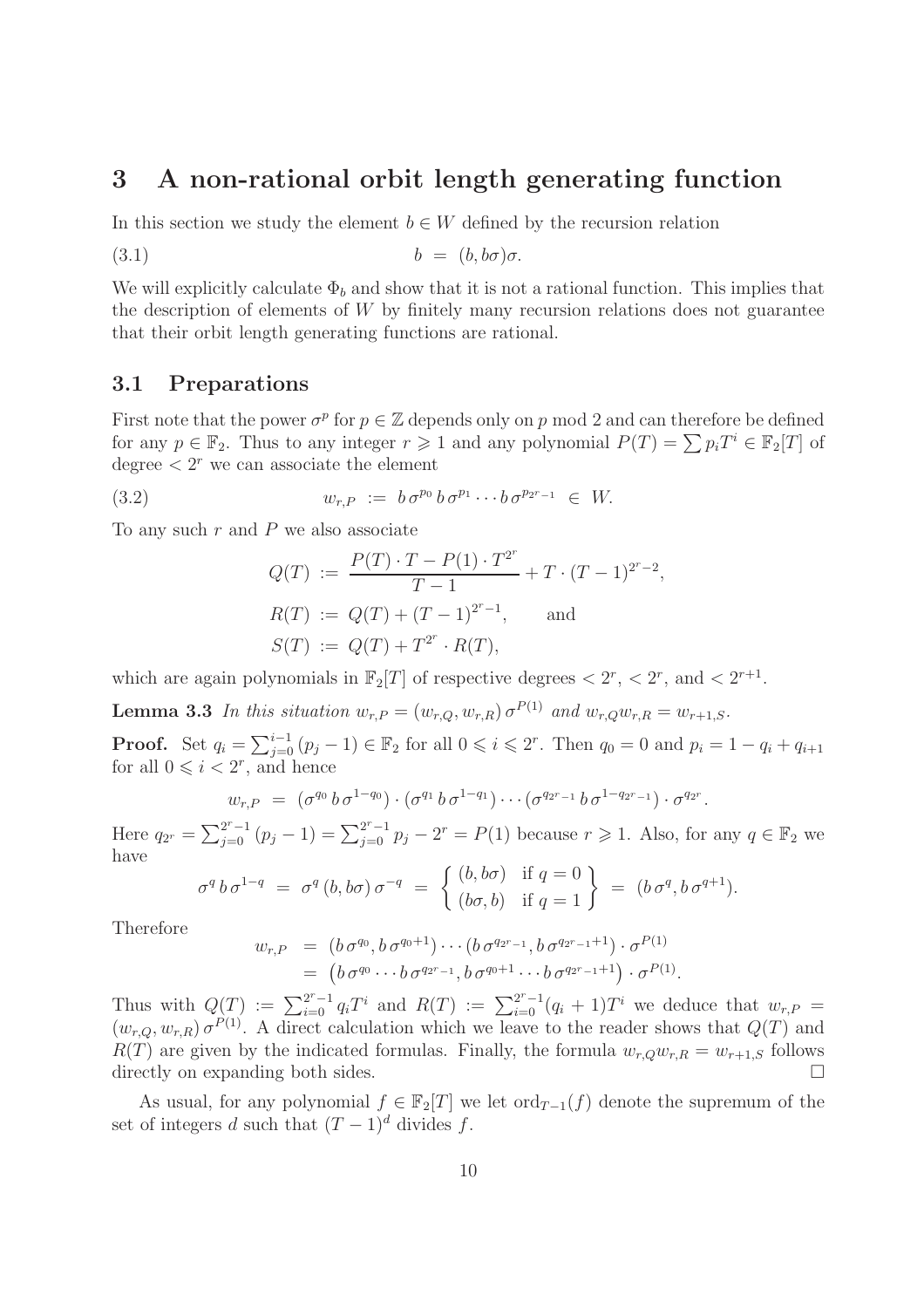# 3 A non-rational orbit length generating function

In this section we study the element $b \in W$ defined by the recursion relation

$$b \;=\; (b, b\sigma)\sigma. \tag{3.1}$$

We will explicitly calculate $\Phi_b$ and show that it is not a rational function. This implies that the description of elements of $W$ by finitely many recursion relations does not guarantee that their orbit length generating functions are rational.

## 3.1 Preparations

First note that the power $\sigma^p$ for $p \in \mathbb{Z}$ depends only on $p$ mod 2 and can therefore be defined for any $p \in \mathbb{F}_2$. Thus to any integer $r \geqslant 1$ and any polynomial $P(T) = \sum p_i T^i \in \mathbb{F}_2[T]$ of degree $< 2^r$ we can associate the element

$$w_{r,P} \;:=\; b\,\sigma^{p_0}\,b\,\sigma^{p_1}\cdots b\,\sigma^{p_{2^r-1}} \;\in\; W. \tag{3.2}$$

To any such $r$ and $P$ we also associate

$$\begin{aligned}
Q(T) &:= \frac{P(T)\cdot T - P(1)\cdot T^{2^r}}{T-1} + T\cdot(T-1)^{2^r-2},\\
R(T) &:= Q(T) + (T-1)^{2^r-1}, \qquad \text{and}\\
S(T) &:= Q(T) + T^{2^r}\cdot R(T),
\end{aligned}$$

which are again polynomials in $\mathbb{F}_2[T]$ of respective degrees $< 2^r$, $< 2^r$, and $< 2^{r+1}$.

**Lemma 3.3** *In this situation $w_{r,P} = (w_{r,Q}, w_{r,R})\,\sigma^{P(1)}$ and $w_{r,Q}w_{r,R} = w_{r+1,S}$.*

**Proof.** Set $q_i = \sum_{j=0}^{i-1}(p_j - 1) \in \mathbb{F}_2$ for all $0 \leqslant i \leqslant 2^r$. Then $q_0 = 0$ and $p_i = 1 - q_i + q_{i+1}$ for all $0 \leqslant i < 2^r$, and hence

$$w_{r,P} \;=\; (\sigma^{q_0}\,b\,\sigma^{1-q_0})\cdot(\sigma^{q_1}\,b\,\sigma^{1-q_1})\cdots(\sigma^{q_{2^r-1}}\,b\,\sigma^{1-q_{2^r-1}})\cdot\sigma^{q_{2^r}}.$$

Here $q_{2^r} = \sum_{j=0}^{2^r-1}(p_j-1) = \sum_{j=0}^{2^r-1} p_j - 2^r = P(1)$ because $r \geqslant 1$. Also, for any $q \in \mathbb{F}_2$ we have

$$\sigma^q\,b\,\sigma^{1-q} \;=\; \sigma^q\,(b, b\sigma)\,\sigma^{-q} \;=\; \left\{ \begin{array}{ll} (b, b\sigma) & \text{if } q = 0 \\ (b\sigma, b) & \text{if } q = 1 \end{array} \right\} \;=\; (b\,\sigma^q, b\,\sigma^{q+1}).$$

Therefore

$$\begin{aligned}
w_{r,P} &= (b\,\sigma^{q_0}, b\,\sigma^{q_0+1})\cdots(b\,\sigma^{q_{2^r-1}}, b\,\sigma^{q_{2^r-1}+1})\cdot\sigma^{P(1)}\\
&= \big(b\,\sigma^{q_0}\cdots b\,\sigma^{q_{2^r-1}}, b\,\sigma^{q_0+1}\cdots b\,\sigma^{q_{2^r-1}+1}\big)\cdot\sigma^{P(1)}.
\end{aligned}$$

Thus with $Q(T) := \sum_{i=0}^{2^r-1} q_i T^i$ and $R(T) := \sum_{i=0}^{2^r-1}(q_i+1)T^i$ we deduce that $w_{r,P} = (w_{r,Q}, w_{r,R})\,\sigma^{P(1)}$. A direct calculation which we leave to the reader shows that $Q(T)$ and $R(T)$ are given by the indicated formulas. Finally, the formula $w_{r,Q}w_{r,R} = w_{r+1,S}$ follows directly on expanding both sides. $\square$

As usual, for any polynomial $f \in \mathbb{F}_2[T]$ we let $\mathrm{ord}_{T-1}(f)$ denote the supremum of the set of integers $d$ such that $(T-1)^d$ divides $f$.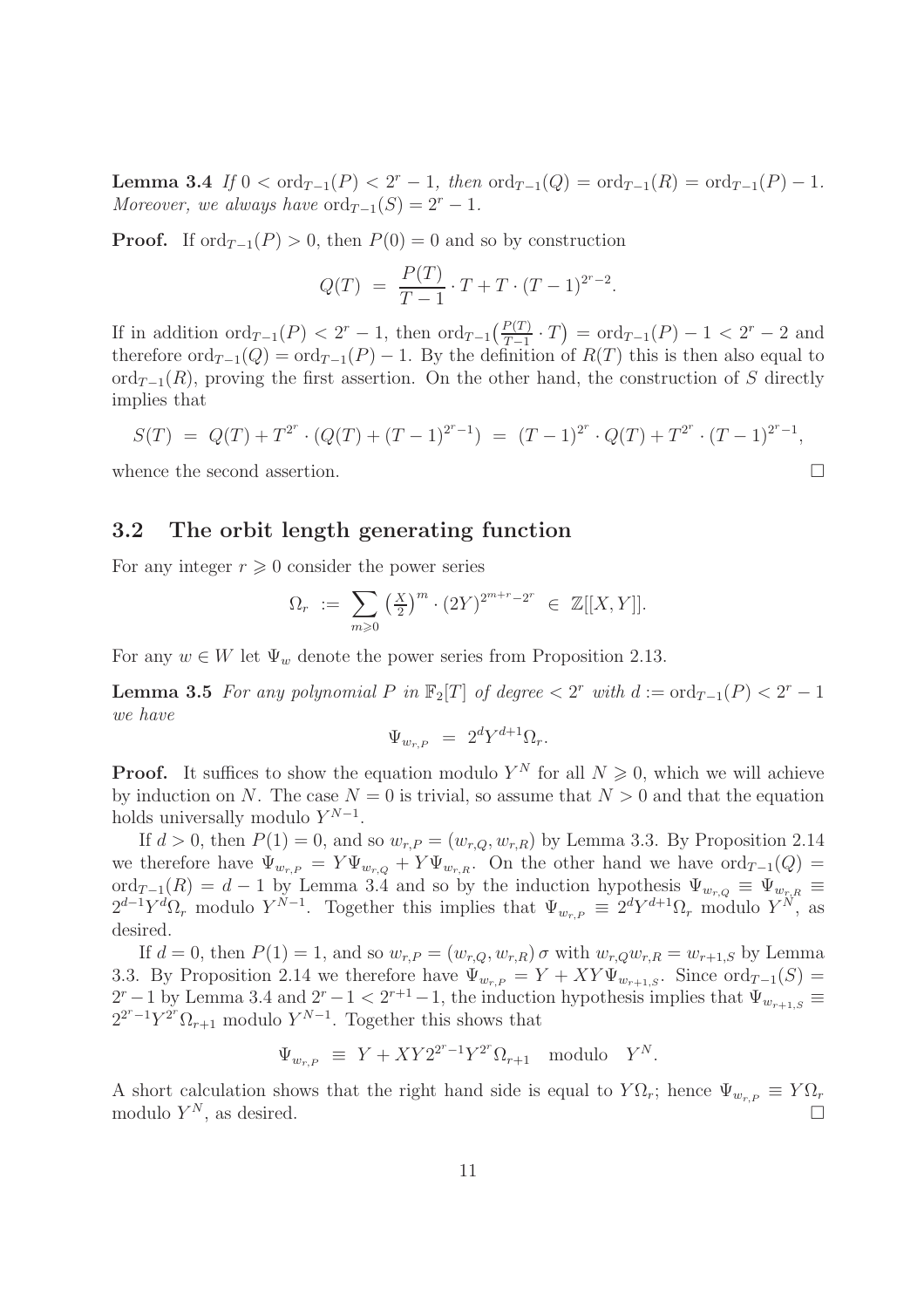**Lemma 3.4** *If $0 < \operatorname{ord}_{T-1}(P) < 2^r - 1$, then $\operatorname{ord}_{T-1}(Q) = \operatorname{ord}_{T-1}(R) = \operatorname{ord}_{T-1}(P) - 1$. Moreover, we always have $\operatorname{ord}_{T-1}(S) = 2^r - 1$.*

**Proof.** If $\operatorname{ord}_{T-1}(P) > 0$, then $P(0) = 0$ and so by construction

$$Q(T) \;=\; \frac{P(T)}{T-1} \cdot T + T \cdot (T-1)^{2^r-2}.$$

If in addition $\operatorname{ord}_{T-1}(P) < 2^r - 1$, then $\operatorname{ord}_{T-1}\big(\frac{P(T)}{T-1} \cdot T\big) = \operatorname{ord}_{T-1}(P) - 1 < 2^r - 2$ and therefore $\operatorname{ord}_{T-1}(Q) = \operatorname{ord}_{T-1}(P) - 1$. By the definition of $R(T)$ this is then also equal to $\operatorname{ord}_{T-1}(R)$, proving the first assertion. On the other hand, the construction of $S$ directly implies that

$$S(T) \;=\; Q(T) + T^{2^r} \cdot \big(Q(T) + (T-1)^{2^r-1}\big) \;=\; (T-1)^{2^r} \cdot Q(T) + T^{2^r} \cdot (T-1)^{2^r-1},$$

whence the second assertion. $\square$

## 3.2 The orbit length generating function

For any integer $r \geqslant 0$ consider the power series

$$\Omega_r \;:=\; \sum_{m \geqslant 0} \big(\tfrac{X}{2}\big)^m \cdot (2Y)^{2^{m+r}-2^r} \;\in\; \mathbb{Z}[[X,Y]].$$

For any $w \in W$ let $\Psi_w$ denote the power series from Proposition 2.13.

**Lemma 3.5** *For any polynomial $P$ in $\mathbb{F}_2[T]$ of degree $< 2^r$ with $d := \operatorname{ord}_{T-1}(P) < 2^r - 1$ we have*

$$\Psi_{w_{r,P}} \;=\; 2^d Y^{d+1} \Omega_r.$$

**Proof.** It suffices to show the equation modulo $Y^N$ for all $N \geqslant 0$, which we will achieve by induction on $N$. The case $N = 0$ is trivial, so assume that $N > 0$ and that the equation holds universally modulo $Y^{N-1}$.

If $d > 0$, then $P(1) = 0$, and so $w_{r,P} = (w_{r,Q}, w_{r,R})$ by Lemma 3.3. By Proposition 2.14 we therefore have $\Psi_{w_{r,P}} = Y\Psi_{w_{r,Q}} + Y\Psi_{w_{r,R}}$. On the other hand we have $\operatorname{ord}_{T-1}(Q) = \operatorname{ord}_{T-1}(R) = d-1$ by Lemma 3.4 and so by the induction hypothesis $\Psi_{w_{r,Q}} \equiv \Psi_{w_{r,R}} \equiv 2^{d-1}Y^d\Omega_r$ modulo $Y^{N-1}$. Together this implies that $\Psi_{w_{r,P}} \equiv 2^d Y^{d+1}\Omega_r$ modulo $Y^N$, as desired.

If $d = 0$, then $P(1) = 1$, and so $w_{r,P} = (w_{r,Q}, w_{r,R})\,\sigma$ with $w_{r,Q}w_{r,R} = w_{r+1,S}$ by Lemma 3.3. By Proposition 2.14 we therefore have $\Psi_{w_{r,P}} = Y + XY\Psi_{w_{r+1,S}}$. Since $\operatorname{ord}_{T-1}(S) = 2^r - 1$ by Lemma 3.4 and $2^r - 1 < 2^{r+1} - 1$, the induction hypothesis implies that $\Psi_{w_{r+1,S}} \equiv 2^{2^r-1}Y^{2^r}\Omega_{r+1}$ modulo $Y^{N-1}$. Together this shows that

$$\Psi_{w_{r,P}} \;\equiv\; Y + XY2^{2^r-1}Y^{2^r}\Omega_{r+1} \quad \text{modulo} \quad Y^N.$$

A short calculation shows that the right hand side is equal to $Y\Omega_r$; hence $\Psi_{w_{r,P}} \equiv Y\Omega_r$ modulo $Y^N$, as desired. $\square$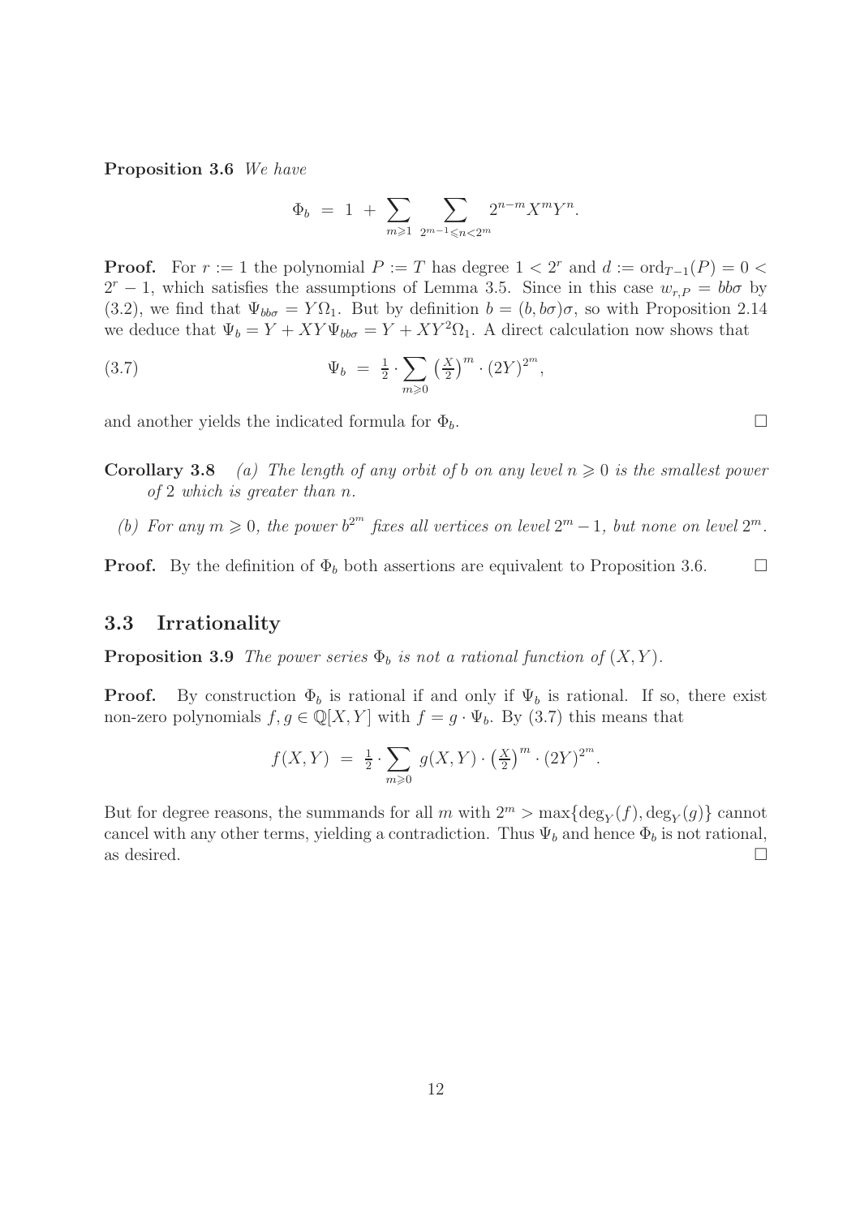**Proposition 3.6** *We have*

$$\Phi_b \;=\; 1 \;+\; \sum_{m\geqslant 1}\; \sum_{2^{m-1}\leqslant n<2^m} 2^{n-m} X^m Y^n.$$

**Proof.** For $r := 1$ the polynomial $P := T$ has degree $1 < 2^r$ and $d := \mathrm{ord}_{T-1}(P) = 0 < 2^r - 1$, which satisfies the assumptions of Lemma 3.5. Since in this case $w_{r,P} = bb\sigma$ by (3.2), we find that $\Psi_{bb\sigma} = Y\Omega_1$. But by definition $b = (b, b\sigma)\sigma$, so with Proposition 2.14 we deduce that $\Psi_b = Y + XY\Psi_{bb\sigma} = Y + XY^2\Omega_1$. A direct calculation now shows that

$$\Psi_b \;=\; \tfrac{1}{2}\cdot \sum_{m\geqslant 0} \left(\tfrac{X}{2}\right)^m \cdot (2Y)^{2^m}, \tag{3.7}$$

and another yields the indicated formula for $\Phi_b$. $\square$

**Corollary 3.8** *(a) The length of any orbit of $b$ on any level $n \geqslant 0$ is the smallest power of $2$ which is greater than $n$.*

*(b) For any $m \geqslant 0$, the power $b^{2^m}$ fixes all vertices on level $2^m - 1$, but none on level $2^m$.*

**Proof.** By the definition of $\Phi_b$ both assertions are equivalent to Proposition 3.6. $\square$

## 3.3 Irrationality

**Proposition 3.9** *The power series $\Phi_b$ is not a rational function of $(X, Y)$.*

**Proof.** By construction $\Phi_b$ is rational if and only if $\Psi_b$ is rational. If so, there exist non-zero polynomials $f, g \in \mathbb{Q}[X, Y]$ with $f = g \cdot \Psi_b$. By (3.7) this means that

$$f(X,Y) \;=\; \tfrac{1}{2}\cdot \sum_{m\geqslant 0} g(X,Y)\cdot \left(\tfrac{X}{2}\right)^m \cdot (2Y)^{2^m}.$$

But for degree reasons, the summands for all $m$ with $2^m > \max\{\deg_Y(f), \deg_Y(g)\}$ cannot cancel with any other terms, yielding a contradiction. Thus $\Psi_b$ and hence $\Phi_b$ is not rational, as desired. $\square$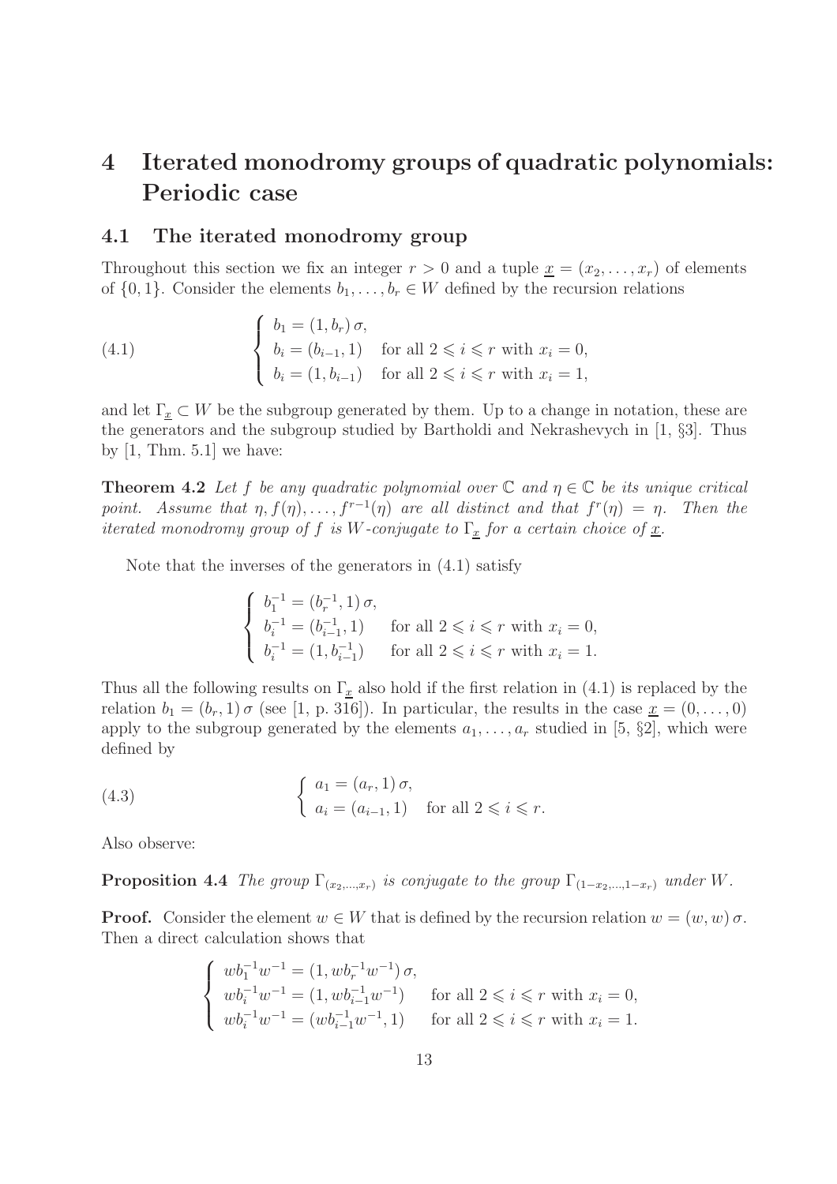# 4 Iterated monodromy groups of quadratic polynomials: Periodic case

## 4.1 The iterated monodromy group

Throughout this section we fix an integer $r > 0$ and a tuple $\underline{x} = (x_2, \ldots, x_r)$ of elements of $\{0, 1\}$. Consider the elements $b_1, \ldots, b_r \in W$ defined by the recursion relations

$$
(4.1) \qquad \begin{cases} b_1 = (1, b_r)\,\sigma, \\ b_i = (b_{i-1}, 1) & \text{for all } 2 \leqslant i \leqslant r \text{ with } x_i = 0, \\ b_i = (1, b_{i-1}) & \text{for all } 2 \leqslant i \leqslant r \text{ with } x_i = 1, \end{cases}
$$

and let $\Gamma_{\underline{x}} \subset W$ be the subgroup generated by them. Up to a change in notation, these are the generators and the subgroup studied by Bartholdi and Nekrashevych in [1, §3]. Thus by [1, Thm. 5.1] we have:

**Theorem 4.2** *Let $f$ be any quadratic polynomial over $\mathbb{C}$ and $\eta \in \mathbb{C}$ be its unique critical point. Assume that $\eta, f(\eta), \ldots, f^{r-1}(\eta)$ are all distinct and that $f^r(\eta) = \eta$. Then the iterated monodromy group of $f$ is $W$-conjugate to $\Gamma_{\underline{x}}$ for a certain choice of $\underline{x}$.*

Note that the inverses of the generators in (4.1) satisfy

$$
\begin{cases} b_1^{-1} = (b_r^{-1}, 1)\,\sigma, \\ b_i^{-1} = (b_{i-1}^{-1}, 1) & \text{for all } 2 \leqslant i \leqslant r \text{ with } x_i = 0, \\ b_i^{-1} = (1, b_{i-1}^{-1}) & \text{for all } 2 \leqslant i \leqslant r \text{ with } x_i = 1. \end{cases}
$$

Thus all the following results on $\Gamma_{\underline{x}}$ also hold if the first relation in (4.1) is replaced by the relation $b_1 = (b_r, 1)\,\sigma$ (see [1, p. 316]). In particular, the results in the case $\underline{x} = (0, \ldots, 0)$ apply to the subgroup generated by the elements $a_1, \ldots, a_r$ studied in [5, §2], which were defined by

$$
(4.3) \qquad \begin{cases} a_1 = (a_r, 1)\,\sigma, \\ a_i = (a_{i-1}, 1) & \text{for all } 2 \leqslant i \leqslant r. \end{cases}
$$

Also observe:

**Proposition 4.4** *The group $\Gamma_{(x_2,\ldots,x_r)}$ is conjugate to the group $\Gamma_{(1-x_2,\ldots,1-x_r)}$ under $W$.*

**Proof.** Consider the element $w \in W$ that is defined by the recursion relation $w = (w, w)\,\sigma$. Then a direct calculation shows that

$$
\begin{cases} wb_1^{-1}w^{-1} = (1, wb_r^{-1}w^{-1})\,\sigma, \\ wb_i^{-1}w^{-1} = (1, wb_{i-1}^{-1}w^{-1}) & \text{for all } 2 \leqslant i \leqslant r \text{ with } x_i = 0, \\ wb_i^{-1}w^{-1} = (wb_{i-1}^{-1}w^{-1}, 1) & \text{for all } 2 \leqslant i \leqslant r \text{ with } x_i = 1. \end{cases}
$$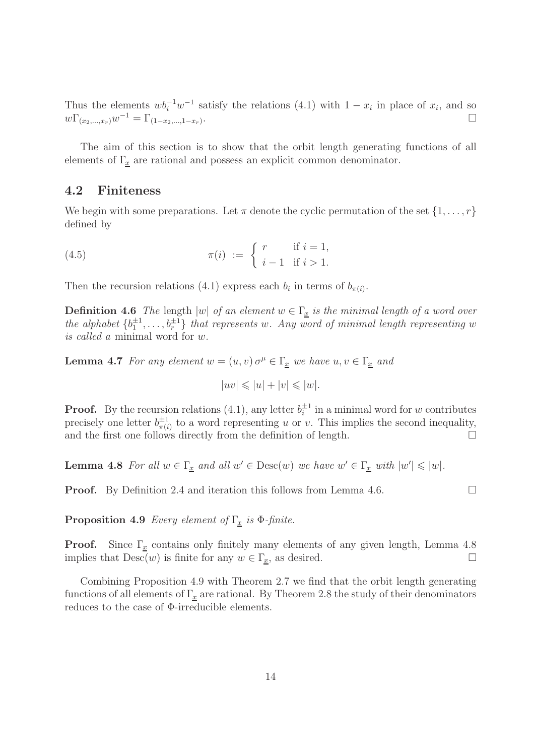Thus the elements $wb_i^{-1}w^{-1}$ satisfy the relations (4.1) with $1-x_i$ in place of $x_i$, and so $w\Gamma_{(x_2,\ldots,x_r)}w^{-1} = \Gamma_{(1-x_2,\ldots,1-x_r)}$. $\square$

The aim of this section is to show that the orbit length generating functions of all elements of $\Gamma_{\underline{x}}$ are rational and possess an explicit common denominator.

## 4.2 Finiteness

We begin with some preparations. Let $\pi$ denote the cyclic permutation of the set $\{1,\ldots,r\}$ defined by

$$\pi(i) \;:=\; \begin{cases} r & \text{if } i=1, \\ i-1 & \text{if } i>1. \end{cases} \tag{4.5}$$

Then the recursion relations (4.1) express each $b_i$ in terms of $b_{\pi(i)}$.

**Definition 4.6** *The* length $|w|$ *of an element $w \in \Gamma_{\underline{x}}$ is the minimal length of a word over the alphabet $\{b_1^{\pm 1},\ldots,b_r^{\pm 1}\}$ that represents $w$. Any word of minimal length representing $w$ is called a* minimal word *for $w$.*

**Lemma 4.7** *For any element $w = (u,v)\,\sigma^\mu \in \Gamma_{\underline{x}}$ we have $u, v \in \Gamma_{\underline{x}}$ and*

$$|uv| \leqslant |u| + |v| \leqslant |w|.$$

**Proof.** By the recursion relations (4.1), any letter $b_i^{\pm 1}$ in a minimal word for $w$ contributes precisely one letter $b_{\pi(i)}^{\pm 1}$ to a word representing $u$ or $v$. This implies the second inequality, and the first one follows directly from the definition of length. $\square$

**Lemma 4.8** *For all $w \in \Gamma_{\underline{x}}$ and all $w' \in \operatorname{Desc}(w)$ we have $w' \in \Gamma_{\underline{x}}$ with $|w'| \leqslant |w|$.*

**Proof.** By Definition 2.4 and iteration this follows from Lemma 4.6. $\square$

**Proposition 4.9** *Every element of $\Gamma_{\underline{x}}$ is $\Phi$-finite.*

**Proof.** Since $\Gamma_{\underline{x}}$ contains only finitely many elements of any given length, Lemma 4.8 implies that $\operatorname{Desc}(w)$ is finite for any $w \in \Gamma_{\underline{x}}$, as desired. $\square$

Combining Proposition 4.9 with Theorem 2.7 we find that the orbit length generating functions of all elements of $\Gamma_{\underline{x}}$ are rational. By Theorem 2.8 the study of their denominators reduces to the case of $\Phi$-irreducible elements.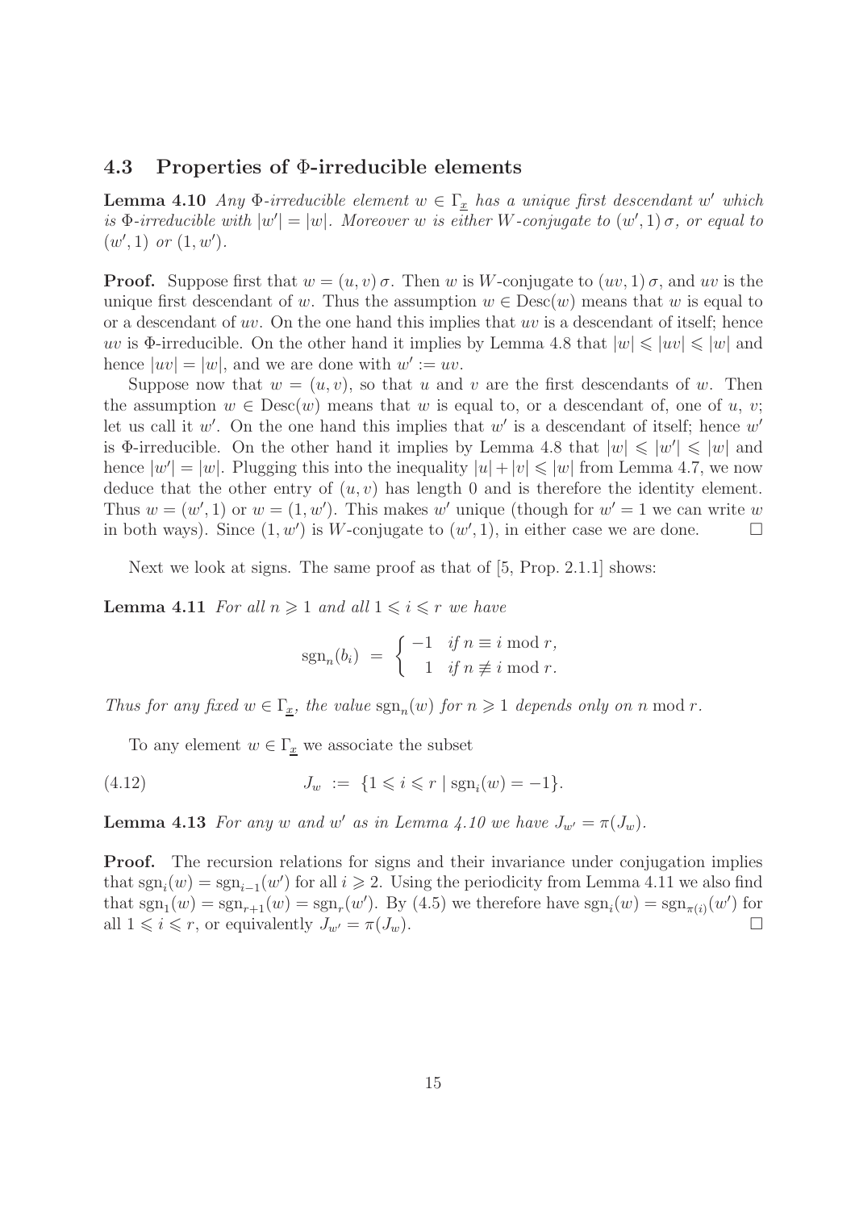### 4.3 Properties of Φ-irreducible elements

**Lemma 4.10** *Any* $\Phi$*-irreducible element* $w \in \Gamma_{\underline{x}}$ *has a unique first descendant* $w'$ *which is* $\Phi$*-irreducible with* $|w'| = |w|$*. Moreover* $w$ *is either* $W$*-conjugate to* $(w', 1)\,\sigma$*, or equal to* $(w', 1)$ *or* $(1, w')$*.*

**Proof.** Suppose first that $w = (u, v)\,\sigma$. Then $w$ is $W$-conjugate to $(uv, 1)\,\sigma$, and $uv$ is the unique first descendant of $w$. Thus the assumption $w \in \mathrm{Desc}(w)$ means that $w$ is equal to or a descendant of $uv$. On the one hand this implies that $uv$ is a descendant of itself; hence $uv$ is $\Phi$-irreducible. On the other hand it implies by Lemma 4.8 that $|w| \leqslant |uv| \leqslant |w|$ and hence $|uv| = |w|$, and we are done with $w' := uv$.

Suppose now that $w = (u, v)$, so that $u$ and $v$ are the first descendants of $w$. Then the assumption $w \in \mathrm{Desc}(w)$ means that $w$ is equal to, or a descendant of, one of $u$, $v$; let us call it $w'$. On the one hand this implies that $w'$ is a descendant of itself; hence $w'$ is $\Phi$-irreducible. On the other hand it implies by Lemma 4.8 that $|w| \leqslant |w'| \leqslant |w|$ and hence $|w'| = |w|$. Plugging this into the inequality $|u| + |v| \leqslant |w|$ from Lemma 4.7, we now deduce that the other entry of $(u, v)$ has length 0 and is therefore the identity element. Thus $w = (w', 1)$ or $w = (1, w')$. This makes $w'$ unique (though for $w' = 1$ we can write $w$ in both ways). Since $(1, w')$ is $W$-conjugate to $(w', 1)$, in either case we are done. $\square$

Next we look at signs. The same proof as that of [5, Prop. 2.1.1] shows:

**Lemma 4.11** *For all* $n \geqslant 1$ *and all* $1 \leqslant i \leqslant r$ *we have*

$$\mathrm{sgn}_n(b_i) \;=\; \begin{cases} -1 & \text{if } n \equiv i \bmod r, \\ \;\;1 & \text{if } n \not\equiv i \bmod r. \end{cases}$$

*Thus for any fixed* $w \in \Gamma_{\underline{x}}$*, the value* $\mathrm{sgn}_n(w)$ *for* $n \geqslant 1$ *depends only on* $n \bmod r$*.*

To any element $w \in \Gamma_{\underline{x}}$ we associate the subset

$$J_w \;:=\; \{1 \leqslant i \leqslant r \mid \mathrm{sgn}_i(w) = -1\}. \tag{4.12}$$

**Lemma 4.13** *For any* $w$ *and* $w'$ *as in Lemma 4.10 we have* $J_{w'} = \pi(J_w)$*.*

**Proof.** The recursion relations for signs and their invariance under conjugation implies that $\mathrm{sgn}_i(w) = \mathrm{sgn}_{i-1}(w')$ for all $i \geqslant 2$. Using the periodicity from Lemma 4.11 we also find that $\mathrm{sgn}_1(w) = \mathrm{sgn}_{r+1}(w) = \mathrm{sgn}_r(w')$. By (4.5) we therefore have $\mathrm{sgn}_i(w) = \mathrm{sgn}_{\pi(i)}(w')$ for all $1 \leqslant i \leqslant r$, or equivalently $J_{w'} = \pi(J_w)$. $\square$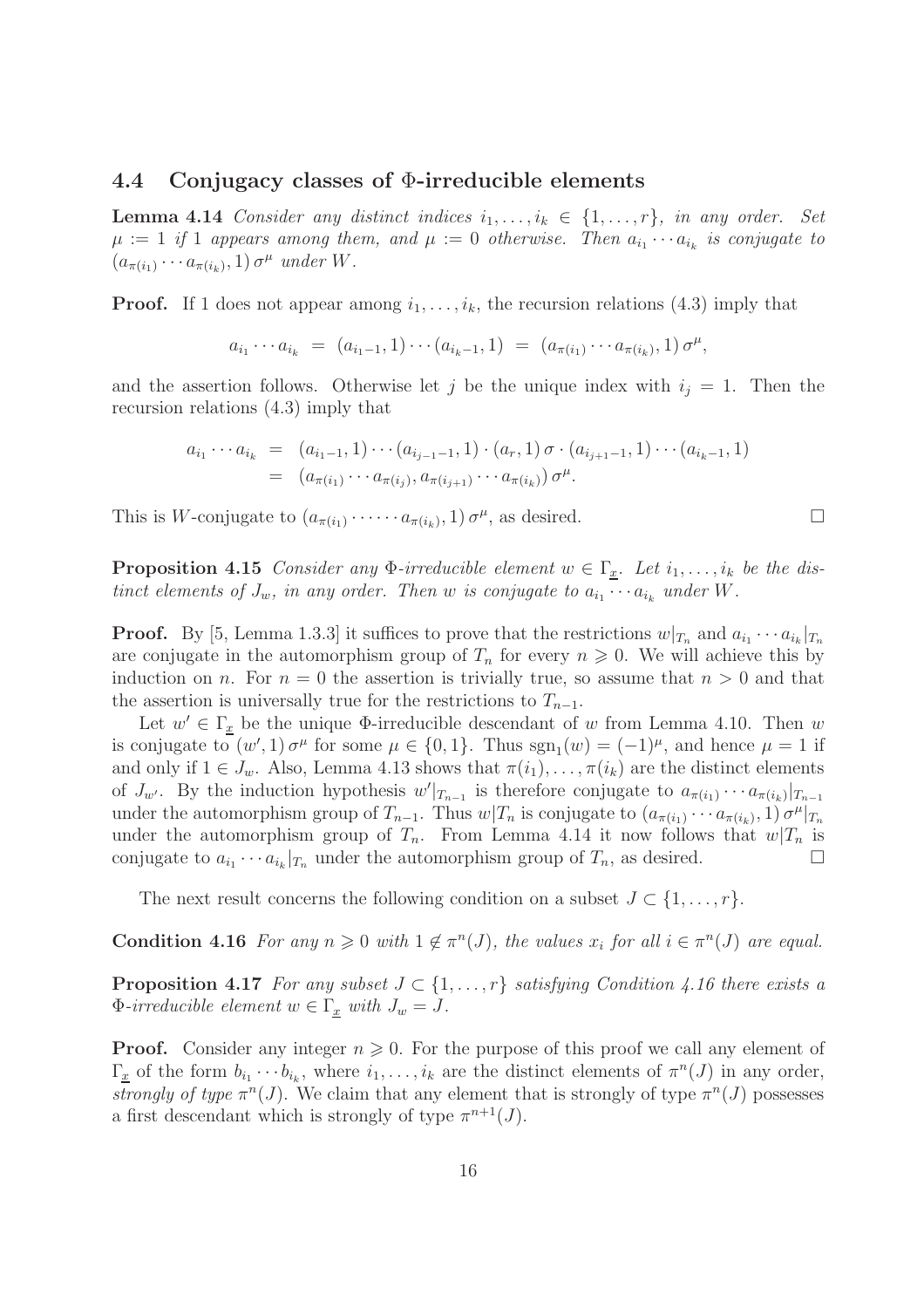### 4.4 Conjugacy classes of Φ-irreducible elements

**Lemma 4.14** *Consider any distinct indices $i_1, \ldots, i_k \in \{1, \ldots, r\}$, in any order. Set $\mu := 1$ if 1 appears among them, and $\mu := 0$ otherwise. Then $a_{i_1} \cdots a_{i_k}$ is conjugate to $(a_{\pi(i_1)} \cdots a_{\pi(i_k)}, 1)\, \sigma^\mu$ under $W$.*

**Proof.** If 1 does not appear among $i_1, \ldots, i_k$, the recursion relations (4.3) imply that

$$a_{i_1} \cdots a_{i_k} \;=\; (a_{i_1-1}, 1) \cdots (a_{i_k-1}, 1) \;=\; (a_{\pi(i_1)} \cdots a_{\pi(i_k)}, 1)\, \sigma^\mu,$$

and the assertion follows. Otherwise let $j$ be the unique index with $i_j = 1$. Then the recursion relations (4.3) imply that

$$\begin{aligned} a_{i_1} \cdots a_{i_k} &= (a_{i_1-1}, 1) \cdots (a_{i_{j-1}-1}, 1) \cdot (a_r, 1)\, \sigma \cdot (a_{i_{j+1}-1}, 1) \cdots (a_{i_k-1}, 1) \\ &= (a_{\pi(i_1)} \cdots a_{\pi(i_j)}, a_{\pi(i_{j+1})} \cdots a_{\pi(i_k)})\, \sigma^\mu. \end{aligned}$$

This is $W$-conjugate to $(a_{\pi(i_1)} \cdot \cdots \cdot a_{\pi(i_k)}, 1)\, \sigma^\mu$, as desired. $\square$

**Proposition 4.15** *Consider any Φ-irreducible element $w \in \Gamma_{\underline{x}}$. Let $i_1, \ldots, i_k$ be the distinct elements of $J_w$, in any order. Then $w$ is conjugate to $a_{i_1} \cdots a_{i_k}$ under $W$.*

**Proof.** By [5, Lemma 1.3.3] it suffices to prove that the restrictions $w|_{T_n}$ and $a_{i_1} \cdots a_{i_k}|_{T_n}$ are conjugate in the automorphism group of $T_n$ for every $n \geqslant 0$. We will achieve this by induction on $n$. For $n = 0$ the assertion is trivially true, so assume that $n > 0$ and that the assertion is universally true for the restrictions to $T_{n-1}$.

Let $w' \in \Gamma_{\underline{x}}$ be the unique Φ-irreducible descendant of $w$ from Lemma 4.10. Then $w$ is conjugate to $(w', 1)\, \sigma^\mu$ for some $\mu \in \{0, 1\}$. Thus $\mathrm{sgn}_1(w) = (-1)^\mu$, and hence $\mu = 1$ if and only if $1 \in J_w$. Also, Lemma 4.13 shows that $\pi(i_1), \ldots, \pi(i_k)$ are the distinct elements of $J_{w'}$. By the induction hypothesis $w'|_{T_{n-1}}$ is therefore conjugate to $a_{\pi(i_1)} \cdots a_{\pi(i_k)}|_{T_{n-1}}$ under the automorphism group of $T_{n-1}$. Thus $w|T_n$ is conjugate to $(a_{\pi(i_1)} \cdots a_{\pi(i_k)}, 1)\, \sigma^\mu|_{T_n}$ under the automorphism group of $T_n$. From Lemma 4.14 it now follows that $w|T_n$ is conjugate to $a_{i_1} \cdots a_{i_k}|_{T_n}$ under the automorphism group of $T_n$, as desired. $\square$

The next result concerns the following condition on a subset $J \subset \{1, \ldots, r\}$.

**Condition 4.16** *For any $n \geqslant 0$ with $1 \notin \pi^n(J)$, the values $x_i$ for all $i \in \pi^n(J)$ are equal.*

**Proposition 4.17** *For any subset $J \subset \{1, \ldots, r\}$ satisfying Condition 4.16 there exists a Φ-irreducible element $w \in \Gamma_{\underline{x}}$ with $J_w = J$.*

**Proof.** Consider any integer $n \geqslant 0$. For the purpose of this proof we call any element of $\Gamma_{\underline{x}}$ of the form $b_{i_1} \cdots b_{i_k}$, where $i_1, \ldots, i_k$ are the distinct elements of $\pi^n(J)$ in any order, *strongly of type* $\pi^n(J)$. We claim that any element that is strongly of type $\pi^n(J)$ possesses a first descendant which is strongly of type $\pi^{n+1}(J)$.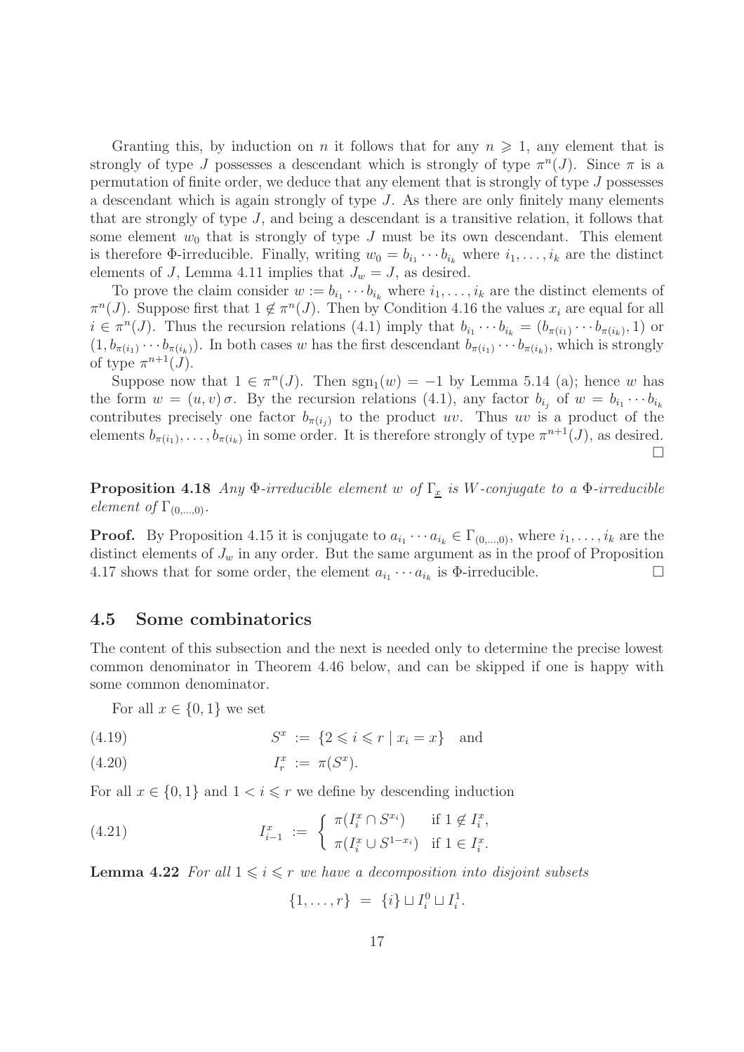Granting this, by induction on $n$ it follows that for any $n \geqslant 1$, any element that is strongly of type $J$ possesses a descendant which is strongly of type $\pi^n(J)$. Since $\pi$ is a permutation of finite order, we deduce that any element that is strongly of type $J$ possesses a descendant which is again strongly of type $J$. As there are only finitely many elements that are strongly of type $J$, and being a descendant is a transitive relation, it follows that some element $w_0$ that is strongly of type $J$ must be its own descendant. This element is therefore $\Phi$-irreducible. Finally, writing $w_0 = b_{i_1} \cdots b_{i_k}$ where $i_1, \ldots, i_k$ are the distinct elements of $J$, Lemma 4.11 implies that $J_w = J$, as desired.

To prove the claim consider $w := b_{i_1} \cdots b_{i_k}$ where $i_1, \ldots, i_k$ are the distinct elements of $\pi^n(J)$. Suppose first that $1 \notin \pi^n(J)$. Then by Condition 4.16 the values $x_i$ are equal for all $i \in \pi^n(J)$. Thus the recursion relations (4.1) imply that $b_{i_1} \cdots b_{i_k} = (b_{\pi(i_1)} \cdots b_{\pi(i_k)}, 1)$ or $(1, b_{\pi(i_1)} \cdots b_{\pi(i_k)})$. In both cases $w$ has the first descendant $b_{\pi(i_1)} \cdots b_{\pi(i_k)}$, which is strongly of type $\pi^{n+1}(J)$.

Suppose now that $1 \in \pi^n(J)$. Then $\mathrm{sgn}_1(w) = -1$ by Lemma 5.14 (a); hence $w$ has the form $w = (u, v)\,\sigma$. By the recursion relations (4.1), any factor $b_{i_j}$ of $w = b_{i_1} \cdots b_{i_k}$ contributes precisely one factor $b_{\pi(i_j)}$ to the product $uv$. Thus $uv$ is a product of the elements $b_{\pi(i_1)}, \ldots, b_{\pi(i_k)}$ in some order. It is therefore strongly of type $\pi^{n+1}(J)$, as desired. $\square$

**Proposition 4.18** *Any $\Phi$-irreducible element $w$ of $\Gamma_{\underline{x}}$ is $W$-conjugate to a $\Phi$-irreducible element of $\Gamma_{(0,\ldots,0)}$.*

**Proof.** By Proposition 4.15 it is conjugate to $a_{i_1} \cdots a_{i_k} \in \Gamma_{(0,\ldots,0)}$, where $i_1, \ldots, i_k$ are the distinct elements of $J_w$ in any order. But the same argument as in the proof of Proposition 4.17 shows that for some order, the element $a_{i_1} \cdots a_{i_k}$ is $\Phi$-irreducible. $\square$

## 4.5 Some combinatorics

The content of this subsection and the next is needed only to determine the precise lowest common denominator in Theorem 4.46 below, and can be skipped if one is happy with some common denominator.

For all $x \in \{0, 1\}$ we set

$$S^x := \{2 \leqslant i \leqslant r \mid x_i = x\} \quad \text{and} \tag{4.19}$$

$$I^x_r := \pi(S^x). \tag{4.20}$$

For all $x \in \{0, 1\}$ and $1 < i \leqslant r$ we define by descending induction

$$I^x_{i-1} := \begin{cases} \pi(I^x_i \cap S^{x_i}) & \text{if } 1 \notin I^x_i, \\ \pi(I^x_i \cup S^{1-x_i}) & \text{if } 1 \in I^x_i. \end{cases} \tag{4.21}$$

**Lemma 4.22** *For all $1 \leqslant i \leqslant r$ we have a decomposition into disjoint subsets*

$$\{1, \ldots, r\} = \{i\} \sqcup I^0_i \sqcup I^1_i.$$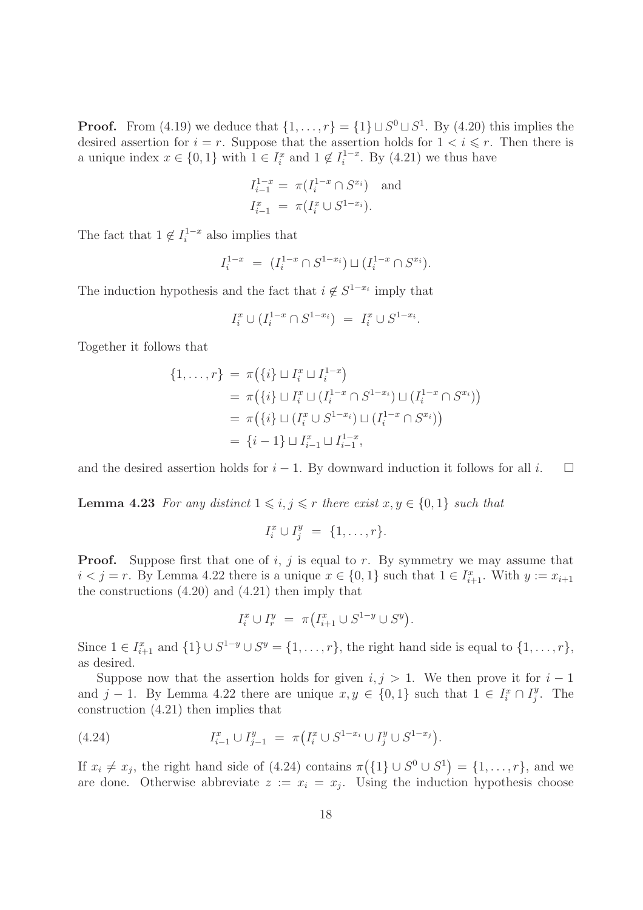**Proof.** From (4.19) we deduce that $\{1,\ldots,r\} = \{1\} \sqcup S^0 \sqcup S^1$. By (4.20) this implies the desired assertion for $i = r$. Suppose that the assertion holds for $1 < i \leqslant r$. Then there is a unique index $x \in \{0,1\}$ with $1 \in I_i^x$ and $1 \notin I_i^{1-x}$. By (4.21) we thus have

$$\begin{aligned} I_{i-1}^{1-x} &= \pi(I_i^{1-x} \cap S^{x_i}) \quad \text{and} \\ I_{i-1}^{x} &= \pi(I_i^{x} \cup S^{1-x_i}). \end{aligned}$$

The fact that $1 \notin I_i^{1-x}$ also implies that

$$I_i^{1-x} \;=\; (I_i^{1-x} \cap S^{1-x_i}) \sqcup (I_i^{1-x} \cap S^{x_i}).$$

The induction hypothesis and the fact that $i \notin S^{1-x_i}$ imply that

$$I_i^x \cup (I_i^{1-x} \cap S^{1-x_i}) \;=\; I_i^x \cup S^{1-x_i}.$$

Together it follows that

$$\begin{aligned} \{1,\ldots,r\} &= \pi\big(\{i\} \sqcup I_i^x \sqcup I_i^{1-x}\big) \\ &= \pi\big(\{i\} \sqcup I_i^x \sqcup (I_i^{1-x} \cap S^{1-x_i}) \sqcup (I_i^{1-x} \cap S^{x_i})\big) \\ &= \pi\big(\{i\} \sqcup (I_i^x \cup S^{1-x_i}) \sqcup (I_i^{1-x} \cap S^{x_i})\big) \\ &= \{i-1\} \sqcup I_{i-1}^x \sqcup I_{i-1}^{1-x}, \end{aligned}$$

and the desired assertion holds for $i-1$. By downward induction it follows for all $i$. $\square$

**Lemma 4.23** *For any distinct $1 \leqslant i, j \leqslant r$ there exist $x, y \in \{0,1\}$ such that*

$$I_i^x \cup I_j^y \;=\; \{1,\ldots,r\}.$$

**Proof.** Suppose first that one of $i$, $j$ is equal to $r$. By symmetry we may assume that $i < j = r$. By Lemma 4.22 there is a unique $x \in \{0,1\}$ such that $1 \in I_{i+1}^x$. With $y := x_{i+1}$ the constructions (4.20) and (4.21) then imply that

$$I_i^x \cup I_r^y \;=\; \pi\big(I_{i+1}^x \cup S^{1-y} \cup S^y\big).$$

Since $1 \in I_{i+1}^x$ and $\{1\} \cup S^{1-y} \cup S^y = \{1,\ldots,r\}$, the right hand side is equal to $\{1,\ldots,r\}$, as desired.

Suppose now that the assertion holds for given $i, j > 1$. We then prove it for $i-1$ and $j-1$. By Lemma 4.22 there are unique $x, y \in \{0,1\}$ such that $1 \in I_i^x \cap I_j^y$. The construction (4.21) then implies that

$$I_{i-1}^x \cup I_{j-1}^y \;=\; \pi\big(I_i^x \cup S^{1-x_i} \cup I_j^y \cup S^{1-x_j}\big). \tag{4.24}$$

If $x_i \neq x_j$, the right hand side of (4.24) contains $\pi\big(\{1\} \cup S^0 \cup S^1\big) = \{1,\ldots,r\}$, and we are done. Otherwise abbreviate $z := x_i = x_j$. Using the induction hypothesis choose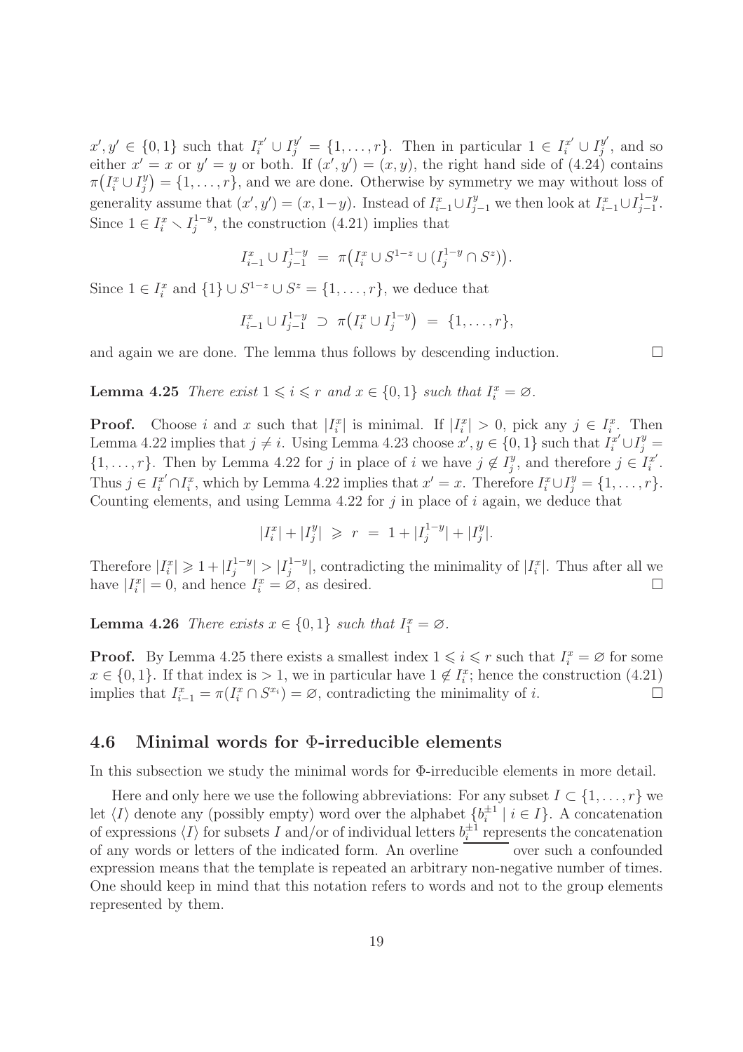$x', y' \in \{0,1\}$ such that $I_i^{x'} \cup I_j^{y'} = \{1,\ldots,r\}$. Then in particular $1 \in I_i^{x'} \cup I_j^{y'}$, and so either $x' = x$ or $y' = y$ or both. If $(x', y') = (x, y)$, the right hand side of (4.24) contains $\pi\big(I_i^x \cup I_j^y\big) = \{1,\ldots,r\}$, and we are done. Otherwise by symmetry we may without loss of generality assume that $(x', y') = (x, 1-y)$. Instead of $I_{i-1}^x \cup I_{j-1}^y$ we then look at $I_{i-1}^x \cup I_{j-1}^{1-y}$. Since $1 \in I_i^x \smallsetminus I_j^{1-y}$, the construction (4.21) implies that

$$I_{i-1}^x \cup I_{j-1}^{1-y} \;=\; \pi\big(I_i^x \cup S^{1-z} \cup (I_j^{1-y} \cap S^z)\big).$$

Since $1 \in I_i^x$ and $\{1\} \cup S^{1-z} \cup S^z = \{1,\ldots,r\}$, we deduce that

$$I_{i-1}^x \cup I_{j-1}^{1-y} \;\supset\; \pi\big(I_i^x \cup I_j^{1-y}\big) \;=\; \{1,\ldots,r\},$$

and again we are done. The lemma thus follows by descending induction. $\square$

**Lemma 4.25** *There exist $1 \leqslant i \leqslant r$ and $x \in \{0,1\}$ such that $I_i^x = \varnothing$.*

**Proof.** Choose $i$ and $x$ such that $|I_i^x|$ is minimal. If $|I_i^x| > 0$, pick any $j \in I_i^x$. Then Lemma 4.22 implies that $j \neq i$. Using Lemma 4.23 choose $x', y \in \{0,1\}$ such that $I_i^{x'} \cup I_j^y = \{1,\ldots,r\}$. Then by Lemma 4.22 for $j$ in place of $i$ we have $j \notin I_j^y$, and therefore $j \in I_i^{x'}$. Thus $j \in I_i^{x'} \cap I_i^x$, which by Lemma 4.22 implies that $x' = x$. Therefore $I_i^x \cup I_j^y = \{1,\ldots,r\}$. Counting elements, and using Lemma 4.22 for $j$ in place of $i$ again, we deduce that

$$|I_i^x| + |I_j^y| \;\geqslant\; r \;=\; 1 + |I_j^{1-y}| + |I_j^y|.$$

Therefore $|I_i^x| \geqslant 1 + |I_j^{1-y}| > |I_j^{1-y}|$, contradicting the minimality of $|I_i^x|$. Thus after all we have $|I_i^x| = 0$, and hence $I_i^x = \varnothing$, as desired. $\square$

**Lemma 4.26** *There exists $x \in \{0,1\}$ such that $I_1^x = \varnothing$.*

**Proof.** By Lemma 4.25 there exists a smallest index $1 \leqslant i \leqslant r$ such that $I_i^x = \varnothing$ for some $x \in \{0,1\}$. If that index is $> 1$, we in particular have $1 \notin I_i^x$; hence the construction (4.21) implies that $I_{i-1}^x = \pi(I_i^x \cap S^{x_i}) = \varnothing$, contradicting the minimality of $i$. $\square$

## 4.6 Minimal words for Φ-irreducible elements

In this subsection we study the minimal words for Φ-irreducible elements in more detail.

Here and only here we use the following abbreviations: For any subset $I \subset \{1,\ldots,r\}$ we let $\langle I \rangle$ denote any (possibly empty) word over the alphabet $\{b_i^{\pm 1} \mid i \in I\}$. A concatenation of expressions $\langle I \rangle$ for subsets $I$ and/or of individual letters $b_i^{\pm 1}$ represents the concatenation of any words or letters of the indicated form. An overline $\overline{\phantom{xxxxxx}}$ over such a confounded expression means that the template is repeated an arbitrary non-negative number of times. One should keep in mind that this notation refers to words and not to the group elements represented by them.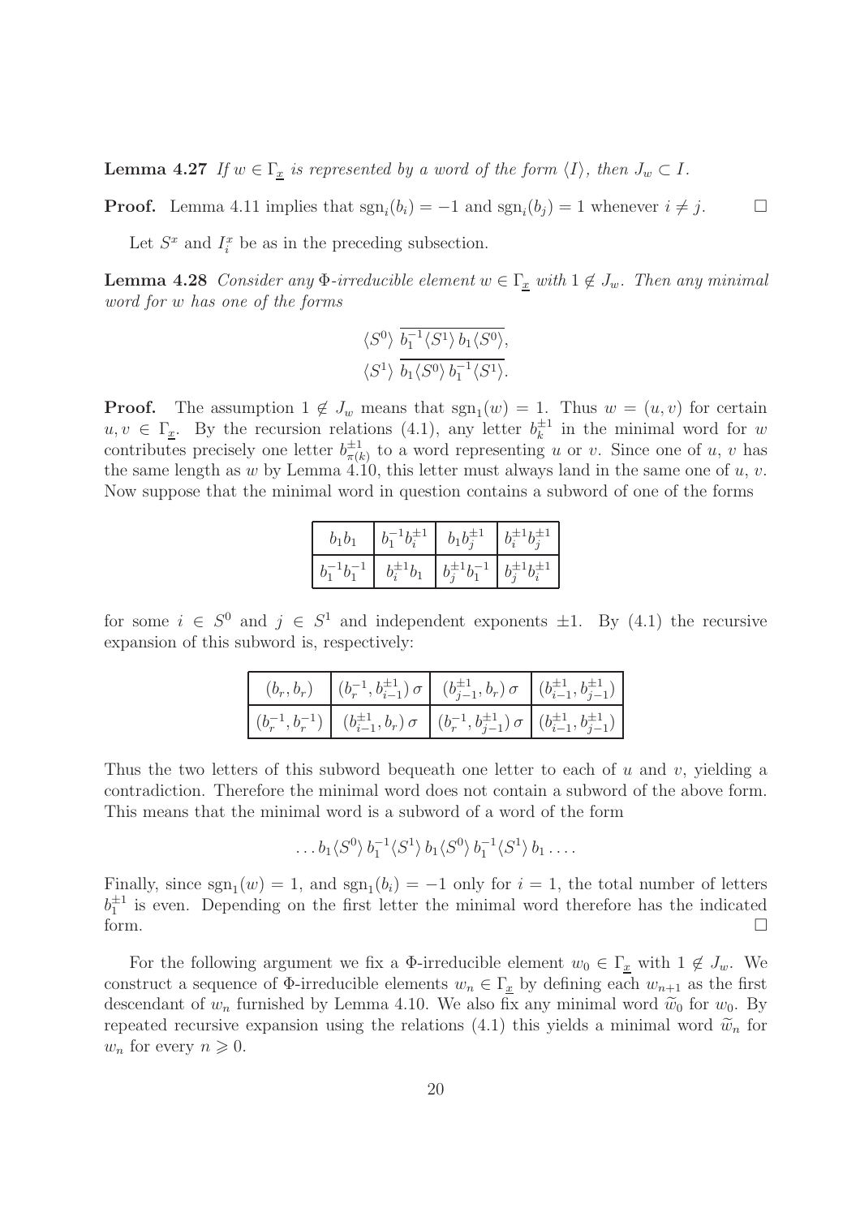**Lemma 4.27** *If $w \in \Gamma_{\underline{x}}$ is represented by a word of the form $\langle I \rangle$, then $J_w \subset I$.*

**Proof.** Lemma 4.11 implies that $\operatorname{sgn}_i(b_i) = -1$ and $\operatorname{sgn}_i(b_j) = 1$ whenever $i \neq j$. $\square$

Let $S^x$ and $I_i^x$ be as in the preceding subsection.

**Lemma 4.28** *Consider any $\Phi$-irreducible element $w \in \Gamma_{\underline{x}}$ with $1 \notin J_w$. Then any minimal word for $w$ has one of the forms*

$$\langle S^0 \rangle \; \overline{b_1^{-1} \langle S^1 \rangle \, b_1 \langle S^0 \rangle},$$
$$\langle S^1 \rangle \; \overline{b_1 \langle S^0 \rangle \, b_1^{-1} \langle S^1 \rangle}.$$

**Proof.** The assumption $1 \notin J_w$ means that $\operatorname{sgn}_1(w) = 1$. Thus $w = (u, v)$ for certain $u, v \in \Gamma_{\underline{x}}$. By the recursion relations (4.1), any letter $b_k^{\pm 1}$ in the minimal word for $w$ contributes precisely one letter $b_{\pi(k)}^{\pm 1}$ to a word representing $u$ or $v$. Since one of $u$, $v$ has the same length as $w$ by Lemma 4.10, this letter must always land in the same one of $u$, $v$. Now suppose that the minimal word in question contains a subword of one of the forms

| | | | |
|---|---|---|---|
| $b_1 b_1$ | $b_1^{-1} b_i^{\pm 1}$ | $b_1 b_j^{\pm 1}$ | $b_i^{\pm 1} b_j^{\pm 1}$ |
| $b_1^{-1} b_1^{-1}$ | $b_i^{\pm 1} b_1$ | $b_j^{\pm 1} b_1^{-1}$ | $b_j^{\pm 1} b_i^{\pm 1}$ |

for some $i \in S^0$ and $j \in S^1$ and independent exponents $\pm 1$. By (4.1) the recursive expansion of this subword is, respectively:

| | | | |
|---|---|---|---|
| $(b_r, b_r)$ | $(b_r^{-1}, b_{i-1}^{\pm 1})\,\sigma$ | $(b_{j-1}^{\pm 1}, b_r)\,\sigma$ | $(b_{i-1}^{\pm 1}, b_{j-1}^{\pm 1})$ |
| $(b_r^{-1}, b_r^{-1})$ | $(b_{i-1}^{\pm 1}, b_r)\,\sigma$ | $(b_r^{-1}, b_{j-1}^{\pm 1})\,\sigma$ | $(b_{i-1}^{\pm 1}, b_{j-1}^{\pm 1})$ |

Thus the two letters of this subword bequeath one letter to each of $u$ and $v$, yielding a contradiction. Therefore the minimal word does not contain a subword of the above form. This means that the minimal word is a subword of a word of the form

$$\ldots b_1 \langle S^0 \rangle \, b_1^{-1} \langle S^1 \rangle \, b_1 \langle S^0 \rangle \, b_1^{-1} \langle S^1 \rangle \, b_1 \ldots .$$

Finally, since $\operatorname{sgn}_1(w) = 1$, and $\operatorname{sgn}_1(b_i) = -1$ only for $i = 1$, the total number of letters $b_1^{\pm 1}$ is even. Depending on the first letter the minimal word therefore has the indicated form. $\square$

For the following argument we fix a $\Phi$-irreducible element $w_0 \in \Gamma_{\underline{x}}$ with $1 \notin J_w$. We construct a sequence of $\Phi$-irreducible elements $w_n \in \Gamma_{\underline{x}}$ by defining each $w_{n+1}$ as the first descendant of $w_n$ furnished by Lemma 4.10. We also fix any minimal word $\widetilde{w}_0$ for $w_0$. By repeated recursive expansion using the relations (4.1) this yields a minimal word $\widetilde{w}_n$ for $w_n$ for every $n \geqslant 0$.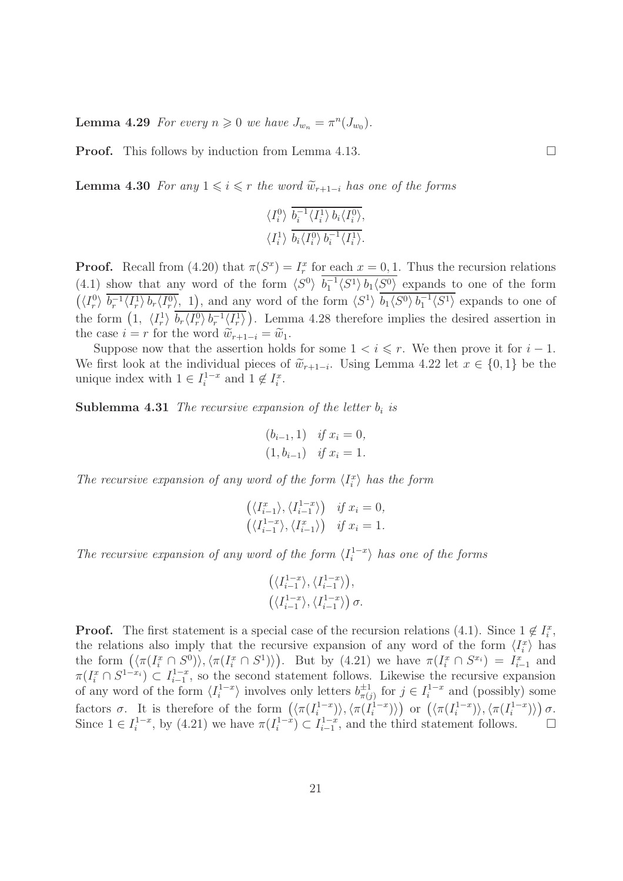**Lemma 4.29** *For every $n \geqslant 0$ we have $J_{w_n} = \pi^n(J_{w_0})$.*

**Proof.** This follows by induction from Lemma 4.13. $\square$

**Lemma 4.30** *For any $1 \leqslant i \leqslant r$ the word $\widetilde{w}_{r+1-i}$ has one of the forms*

$$\langle I_i^0 \rangle \ \overline{b_i^{-1} \langle I_i^1 \rangle \, b_i \langle I_i^0 \rangle},$$
$$\langle I_i^1 \rangle \ \overline{b_i \langle I_i^0 \rangle \, b_i^{-1} \langle I_i^1 \rangle}.$$

**Proof.** Recall from (4.20) that $\pi(S^x) = I_r^x$ for each $x = 0, 1$. Thus the recursion relations (4.1) show that any word of the form $\langle S^0 \rangle \ \overline{b_1^{-1} \langle S^1 \rangle \, b_1 \langle S^0 \rangle}$ expands to one of the form $\big(\langle I_r^0 \rangle \ \overline{b_r^{-1} \langle I_r^1 \rangle \, b_r \langle I_r^0 \rangle},\ 1\big)$, and any word of the form $\langle S^1 \rangle \ \overline{b_1 \langle S^0 \rangle \, b_1^{-1} \langle S^1 \rangle}$ expands to one of the form $\big(1,\ \langle I_r^1 \rangle \ \overline{b_r \langle I_r^0 \rangle \, b_r^{-1} \langle I_r^1 \rangle}\big)$. Lemma 4.28 therefore implies the desired assertion in the case $i = r$ for the word $\widetilde{w}_{r+1-i} = \widetilde{w}_1$.

Suppose now that the assertion holds for some $1 < i \leqslant r$. We then prove it for $i-1$. We first look at the individual pieces of $\widetilde{w}_{r+1-i}$. Using Lemma 4.22 let $x \in \{0, 1\}$ be the unique index with $1 \in I_i^{1-x}$ and $1 \notin I_i^x$.

**Sublemma 4.31** *The recursive expansion of the letter $b_i$ is*

$$(b_{i-1}, 1) \quad \textit{if } x_i = 0,$$
$$(1, b_{i-1}) \quad \textit{if } x_i = 1.$$

*The recursive expansion of any word of the form $\langle I_i^x \rangle$ has the form*

$$\big(\langle I_{i-1}^x \rangle, \langle I_{i-1}^{1-x} \rangle\big) \quad \textit{if } x_i = 0,$$
$$\big(\langle I_{i-1}^{1-x} \rangle, \langle I_{i-1}^x \rangle\big) \quad \textit{if } x_i = 1.$$

*The recursive expansion of any word of the form $\langle I_i^{1-x} \rangle$ has one of the forms*

$$\big(\langle I_{i-1}^{1-x} \rangle, \langle I_{i-1}^{1-x} \rangle\big),$$
$$\big(\langle I_{i-1}^{1-x} \rangle, \langle I_{i-1}^{1-x} \rangle\big)\,\sigma.$$

**Proof.** The first statement is a special case of the recursion relations (4.1). Since $1 \notin I_i^x$, the relations also imply that the recursive expansion of any word of the form $\langle I_i^x \rangle$ has the form $\big(\langle \pi(I_i^x \cap S^0) \rangle, \langle \pi(I_i^x \cap S^1) \rangle\big)$. But by (4.21) we have $\pi(I_i^x \cap S^{x_i}) = I_{i-1}^x$ and $\pi(I_i^x \cap S^{1-x_i}) \subset I_{i-1}^{1-x}$, so the second statement follows. Likewise the recursive expansion of any word of the form $\langle I_i^{1-x} \rangle$ involves only letters $b_{\pi(j)}^{\pm 1}$ for $j \in I_i^{1-x}$ and (possibly) some factors $\sigma$. It is therefore of the form $\big(\langle \pi(I_i^{1-x}) \rangle, \langle \pi(I_i^{1-x}) \rangle\big)$ or $\big(\langle \pi(I_i^{1-x}) \rangle, \langle \pi(I_i^{1-x}) \rangle\big)\,\sigma$. Since $1 \in I_i^{1-x}$, by (4.21) we have $\pi(I_i^{1-x}) \subset I_{i-1}^{1-x}$, and the third statement follows. $\square$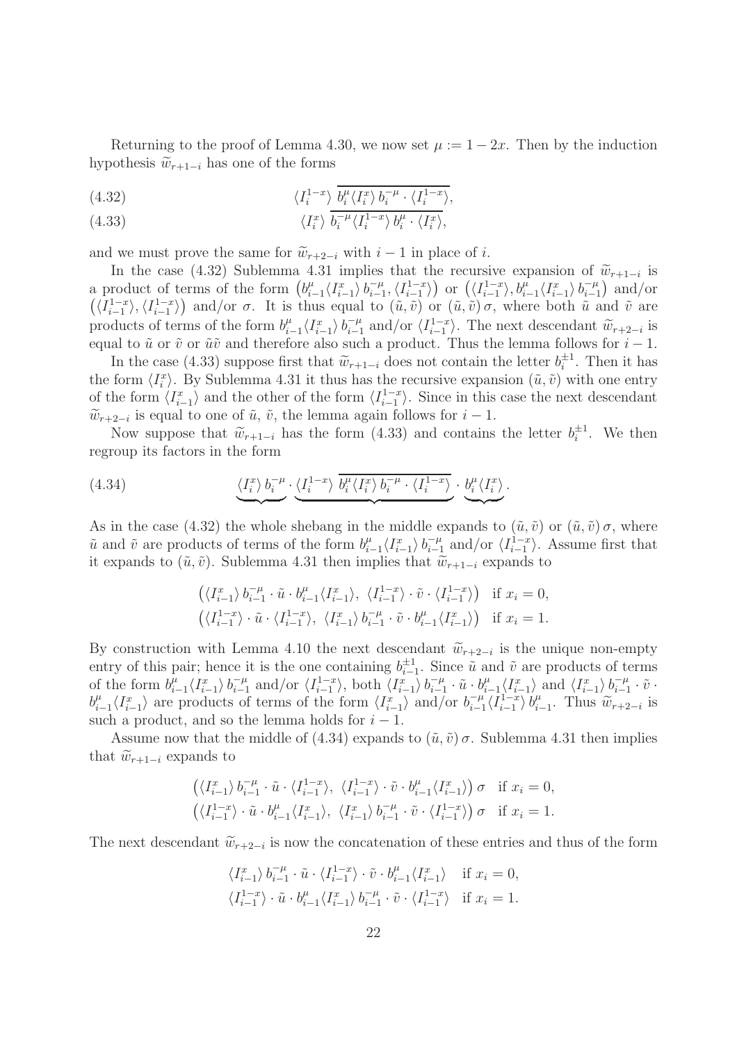Returning to the proof of Lemma 4.30, we now set $\mu := 1-2x$. Then by the induction hypothesis $\widetilde{w}_{r+1-i}$ has one of the forms

$$\langle I_i^{1-x}\rangle\ \overline{b_i^{\mu}\langle I_i^{x}\rangle\, b_i^{-\mu}\cdot\langle I_i^{1-x}\rangle}, \tag{4.32}$$

$$\langle I_i^{x}\rangle\ \overline{b_i^{-\mu}\langle I_i^{1-x}\rangle\, b_i^{\mu}\cdot\langle I_i^{x}\rangle}, \tag{4.33}$$

and we must prove the same for $\widetilde{w}_{r+2-i}$ with $i-1$ in place of $i$.

In the case (4.32) Sublemma 4.31 implies that the recursive expansion of $\widetilde{w}_{r+1-i}$ is a product of terms of the form $\big(b_{i-1}^{\mu}\langle I_{i-1}^{x}\rangle\, b_{i-1}^{-\mu}, \langle I_{i-1}^{1-x}\rangle\big)$ or $\big(\langle I_{i-1}^{1-x}\rangle, b_{i-1}^{\mu}\langle I_{i-1}^{x}\rangle\, b_{i-1}^{-\mu}\big)$ and/or $\big(\langle I_{i-1}^{1-x}\rangle, \langle I_{i-1}^{1-x}\rangle\big)$ and/or $\sigma$. It is thus equal to $(\tilde{u},\tilde{v})$ or $(\tilde{u},\tilde{v})\,\sigma$, where both $\tilde{u}$ and $\tilde{v}$ are products of terms of the form $b_{i-1}^{\mu}\langle I_{i-1}^{x}\rangle\, b_{i-1}^{-\mu}$ and/or $\langle I_{i-1}^{1-x}\rangle$. The next descendant $\widetilde{w}_{r+2-i}$ is equal to $\tilde{u}$ or $\tilde{v}$ or $\tilde{u}\tilde{v}$ and therefore also such a product. Thus the lemma follows for $i-1$.

In the case (4.33) suppose first that $\widetilde{w}_{r+1-i}$ does not contain the letter $b_i^{\pm 1}$. Then it has the form $\langle I_i^{x}\rangle$. By Sublemma 4.31 it thus has the recursive expansion $(\tilde{u},\tilde{v})$ with one entry of the form $\langle I_{i-1}^{x}\rangle$ and the other of the form $\langle I_{i-1}^{1-x}\rangle$. Since in this case the next descendant $\widetilde{w}_{r+2-i}$ is equal to one of $\tilde{u}$, $\tilde{v}$, the lemma again follows for $i-1$.

Now suppose that $\widetilde{w}_{r+1-i}$ has the form (4.33) and contains the letter $b_i^{\pm 1}$. We then regroup its factors in the form

$$\underbrace{\langle I_i^{x}\rangle\, b_i^{-\mu}}\cdot\underbrace{\langle I_i^{1-x}\rangle\ \overline{b_i^{\mu}\langle I_i^{x}\rangle\, b_i^{-\mu}\cdot\langle I_i^{1-x}\rangle}}\cdot\underbrace{b_i^{\mu}\langle I_i^{x}\rangle}. \tag{4.34}$$

As in the case (4.32) the whole shebang in the middle expands to $(\tilde{u},\tilde{v})$ or $(\tilde{u},\tilde{v})\,\sigma$, where $\tilde{u}$ and $\tilde{v}$ are products of terms of the form $b_{i-1}^{\mu}\langle I_{i-1}^{x}\rangle\, b_{i-1}^{-\mu}$ and/or $\langle I_{i-1}^{1-x}\rangle$. Assume first that it expands to $(\tilde{u},\tilde{v})$. Sublemma 4.31 then implies that $\widetilde{w}_{r+1-i}$ expands to

$$\begin{aligned}
&\big(\langle I_{i-1}^{x}\rangle\, b_{i-1}^{-\mu}\cdot\tilde{u}\cdot b_{i-1}^{\mu}\langle I_{i-1}^{x}\rangle,\ \langle I_{i-1}^{1-x}\rangle\cdot\tilde{v}\cdot\langle I_{i-1}^{1-x}\rangle\big) \quad \text{if } x_i=0,\\
&\big(\langle I_{i-1}^{1-x}\rangle\cdot\tilde{u}\cdot\langle I_{i-1}^{1-x}\rangle,\ \langle I_{i-1}^{x}\rangle\, b_{i-1}^{-\mu}\cdot\tilde{v}\cdot b_{i-1}^{\mu}\langle I_{i-1}^{x}\rangle\big) \quad \text{if } x_i=1.
\end{aligned}$$

By construction with Lemma 4.10 the next descendant $\widetilde{w}_{r+2-i}$ is the unique non-empty entry of this pair; hence it is the one containing $b_{i-1}^{\pm 1}$. Since $\tilde{u}$ and $\tilde{v}$ are products of terms of the form $b_{i-1}^{\mu}\langle I_{i-1}^{x}\rangle\, b_{i-1}^{-\mu}$ and/or $\langle I_{i-1}^{1-x}\rangle$, both $\langle I_{i-1}^{x}\rangle\, b_{i-1}^{-\mu}\cdot\tilde{u}\cdot b_{i-1}^{\mu}\langle I_{i-1}^{x}\rangle$ and $\langle I_{i-1}^{x}\rangle\, b_{i-1}^{-\mu}\cdot\tilde{v}\cdot b_{i-1}^{\mu}\langle I_{i-1}^{x}\rangle$ are products of terms of the form $\langle I_{i-1}^{x}\rangle$ and/or $b_{i-1}^{-\mu}\langle I_{i-1}^{1-x}\rangle\, b_{i-1}^{\mu}$. Thus $\widetilde{w}_{r+2-i}$ is such a product, and so the lemma holds for $i-1$.

Assume now that the middle of (4.34) expands to $(\tilde{u},\tilde{v})\,\sigma$. Sublemma 4.31 then implies that $\widetilde{w}_{r+1-i}$ expands to

$$\begin{aligned}
&\big(\langle I_{i-1}^{x}\rangle\, b_{i-1}^{-\mu}\cdot\tilde{u}\cdot\langle I_{i-1}^{1-x}\rangle,\ \langle I_{i-1}^{1-x}\rangle\cdot\tilde{v}\cdot b_{i-1}^{\mu}\langle I_{i-1}^{x}\rangle\big)\,\sigma \quad \text{if } x_i=0,\\
&\big(\langle I_{i-1}^{1-x}\rangle\cdot\tilde{u}\cdot b_{i-1}^{\mu}\langle I_{i-1}^{x}\rangle,\ \langle I_{i-1}^{x}\rangle\, b_{i-1}^{-\mu}\cdot\tilde{v}\cdot\langle I_{i-1}^{1-x}\rangle\big)\,\sigma \quad \text{if } x_i=1.
\end{aligned}$$

The next descendant $\widetilde{w}_{r+2-i}$ is now the concatenation of these entries and thus of the form

$$\begin{aligned}
&\langle I_{i-1}^{x}\rangle\, b_{i-1}^{-\mu}\cdot\tilde{u}\cdot\langle I_{i-1}^{1-x}\rangle\cdot\tilde{v}\cdot b_{i-1}^{\mu}\langle I_{i-1}^{x}\rangle \quad \text{if } x_i=0,\\
&\langle I_{i-1}^{1-x}\rangle\cdot\tilde{u}\cdot b_{i-1}^{\mu}\langle I_{i-1}^{x}\rangle\, b_{i-1}^{-\mu}\cdot\tilde{v}\cdot\langle I_{i-1}^{1-x}\rangle \quad \text{if } x_i=1.
\end{aligned}$$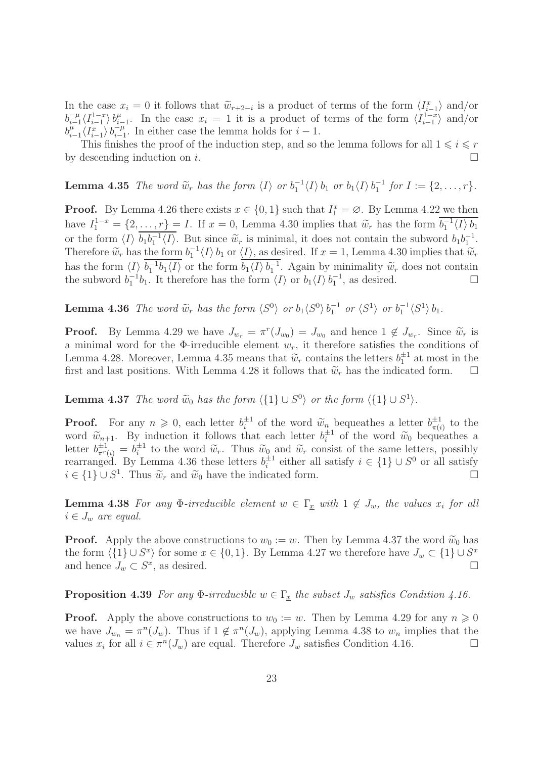In the case $x_i = 0$ it follows that $\widetilde{w}_{r+2-i}$ is a product of terms of the form $\langle I_{i-1}^x \rangle$ and/or $b_{i-1}^{-\mu} \langle I_{i-1}^{1-x} \rangle\, b_{i-1}^{\mu}$. In the case $x_i = 1$ it is a product of terms of the form $\langle I_{i-1}^{1-x} \rangle$ and/or $b_{i-1}^{\mu} \langle I_{i-1}^{x} \rangle\, b_{i-1}^{-\mu}$. In either case the lemma holds for $i-1$.

This finishes the proof of the induction step, and so the lemma follows for all $1 \leqslant i \leqslant r$ by descending induction on $i$. $\square$

**Lemma 4.35** *The word $\widetilde{w}_r$ has the form $\langle I \rangle$ or $b_1^{-1} \langle I \rangle\, b_1$ or $b_1 \langle I \rangle\, b_1^{-1}$ for $I := \{2, \ldots, r\}$.*

**Proof.** By Lemma 4.26 there exists $x \in \{0, 1\}$ such that $I_1^x = \varnothing$. By Lemma 4.22 we then have $I_1^{1-x} = \{2, \ldots, r\} = I$. If $x = 0$, Lemma 4.30 implies that $\widetilde{w}_r$ has the form $\overline{b_1^{-1} \langle I \rangle\, b_1}$ or the form $\langle I \rangle\, \overline{b_1 b_1^{-1} \langle I \rangle}$. But since $\widetilde{w}_r$ is minimal, it does not contain the subword $b_1 b_1^{-1}$. Therefore $\widetilde{w}_r$ has the form $b_1^{-1} \langle I \rangle\, b_1$ or $\langle I \rangle$, as desired. If $x = 1$, Lemma 4.30 implies that $\widetilde{w}_r$ has the form $\langle I \rangle\, \overline{b_1^{-1} b_1 \langle I \rangle}$ or the form $\overline{b_1 \langle I \rangle\, b_1^{-1}}$. Again by minimality $\widetilde{w}_r$ does not contain the subword $b_1^{-1} b_1$. It therefore has the form $\langle I \rangle$ or $b_1 \langle I \rangle\, b_1^{-1}$, as desired. $\square$

**Lemma 4.36** *The word $\widetilde{w}_r$ has the form $\langle S^0 \rangle$ or $b_1 \langle S^0 \rangle\, b_1^{-1}$ or $\langle S^1 \rangle$ or $b_1^{-1} \langle S^1 \rangle\, b_1$.*

**Proof.** By Lemma 4.29 we have $J_{w_r} = \pi^r(J_{w_0}) = J_{w_0}$ and hence $1 \notin J_{w_r}$. Since $\widetilde{w}_r$ is a minimal word for the $\Phi$-irreducible element $w_r$, it therefore satisfies the conditions of Lemma 4.28. Moreover, Lemma 4.35 means that $\widetilde{w}_r$ contains the letters $b_1^{\pm 1}$ at most in the first and last positions. With Lemma 4.28 it follows that $\widetilde{w}_r$ has the indicated form. $\square$

**Lemma 4.37** *The word $\widetilde{w}_0$ has the form $\langle \{1\} \cup S^0 \rangle$ or the form $\langle \{1\} \cup S^1 \rangle$.*

**Proof.** For any $n \geqslant 0$, each letter $b_i^{\pm 1}$ of the word $\widetilde{w}_n$ bequeathes a letter $b_{\pi(i)}^{\pm 1}$ to the word $\widetilde{w}_{n+1}$. By induction it follows that each letter $b_i^{\pm 1}$ of the word $\widetilde{w}_0$ bequeathes a letter $b_{\pi^r(i)}^{\pm 1} = b_i^{\pm 1}$ to the word $\widetilde{w}_r$. Thus $\widetilde{w}_0$ and $\widetilde{w}_r$ consist of the same letters, possibly rearranged. By Lemma 4.36 these letters $b_i^{\pm 1}$ either all satisfy $i \in \{1\} \cup S^0$ or all satisfy $i \in \{1\} \cup S^1$. Thus $\widetilde{w}_r$ and $\widetilde{w}_0$ have the indicated form. $\square$

**Lemma 4.38** *For any $\Phi$-irreducible element $w \in \Gamma_{\underline{x}}$ with $1 \notin J_w$, the values $x_i$ for all $i \in J_w$ are equal.*

**Proof.** Apply the above constructions to $w_0 := w$. Then by Lemma 4.37 the word $\widetilde{w}_0$ has the form $\langle \{1\} \cup S^x \rangle$ for some $x \in \{0, 1\}$. By Lemma 4.27 we therefore have $J_w \subset \{1\} \cup S^x$ and hence $J_w \subset S^x$, as desired. $\square$

**Proposition 4.39** *For any $\Phi$-irreducible $w \in \Gamma_{\underline{x}}$ the subset $J_w$ satisfies Condition 4.16.*

**Proof.** Apply the above constructions to $w_0 := w$. Then by Lemma 4.29 for any $n \geqslant 0$ we have $J_{w_n} = \pi^n(J_w)$. Thus if $1 \notin \pi^n(J_w)$, applying Lemma 4.38 to $w_n$ implies that the values $x_i$ for all $i \in \pi^n(J_w)$ are equal. Therefore $J_w$ satisfies Condition 4.16. $\square$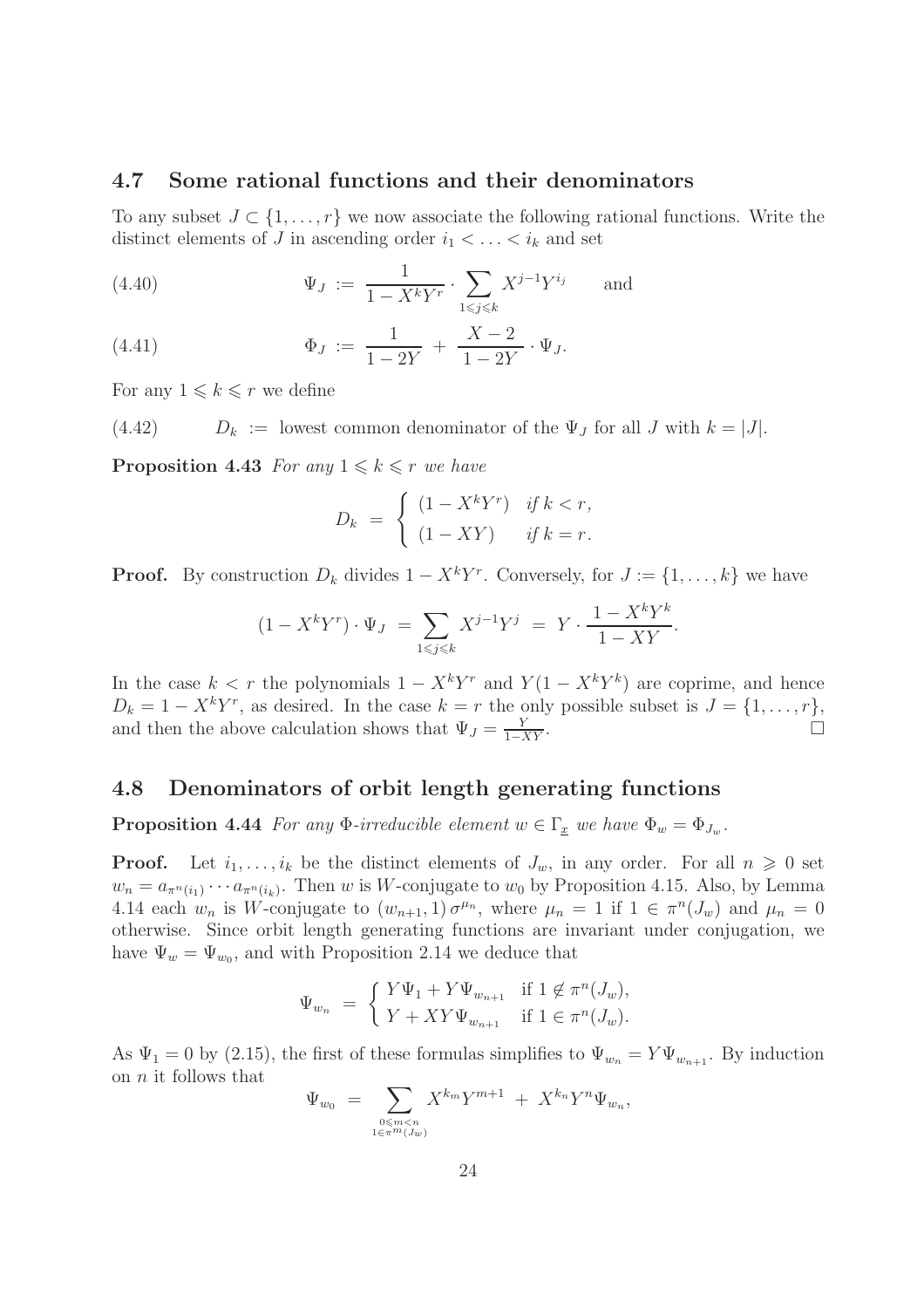## 4.7 Some rational functions and their denominators

To any subset $J \subset \{1, \ldots, r\}$ we now associate the following rational functions. Write the distinct elements of $J$ in ascending order $i_1 < \ldots < i_k$ and set

$$\Psi_J := \frac{1}{1 - X^k Y^r} \cdot \sum_{1 \leqslant j \leqslant k} X^{j-1} Y^{i_j} \qquad \text{and} \tag{4.40}$$

$$\Phi_J := \frac{1}{1-2Y} + \frac{X-2}{1-2Y} \cdot \Psi_J. \tag{4.41}$$

For any $1 \leqslant k \leqslant r$ we define

$$D_k := \text{lowest common denominator of the } \Psi_J \text{ for all } J \text{ with } k = |J|. \tag{4.42}$$

**Proposition 4.43** *For any $1 \leqslant k \leqslant r$ we have*

$$D_k = \begin{cases} (1 - X^k Y^r) & \text{if } k < r, \\ (1 - XY) & \text{if } k = r. \end{cases}$$

**Proof.** By construction $D_k$ divides $1 - X^k Y^r$. Conversely, for $J := \{1, \ldots, k\}$ we have

$$(1 - X^k Y^r) \cdot \Psi_J = \sum_{1 \leqslant j \leqslant k} X^{j-1} Y^j = Y \cdot \frac{1 - X^k Y^k}{1 - XY}.$$

In the case $k < r$ the polynomials $1 - X^k Y^r$ and $Y(1 - X^k Y^k)$ are coprime, and hence $D_k = 1 - X^k Y^r$, as desired. In the case $k = r$ the only possible subset is $J = \{1, \ldots, r\}$, and then the above calculation shows that $\Psi_J = \frac{Y}{1-XY}$. $\square$

## 4.8 Denominators of orbit length generating functions

**Proposition 4.44** *For any $\Phi$-irreducible element $w \in \Gamma_{\underline{x}}$ we have $\Phi_w = \Phi_{J_w}$.*

**Proof.** Let $i_1, \ldots, i_k$ be the distinct elements of $J_w$, in any order. For all $n \geqslant 0$ set $w_n = a_{\pi^n(i_1)} \cdots a_{\pi^n(i_k)}$. Then $w$ is $W$-conjugate to $w_0$ by Proposition 4.15. Also, by Lemma 4.14 each $w_n$ is $W$-conjugate to $(w_{n+1}, 1)\,\sigma^{\mu_n}$, where $\mu_n = 1$ if $1 \in \pi^n(J_w)$ and $\mu_n = 0$ otherwise. Since orbit length generating functions are invariant under conjugation, we have $\Psi_w = \Psi_{w_0}$, and with Proposition 2.14 we deduce that

$$\Psi_{w_n} = \begin{cases} Y\Psi_1 + Y\Psi_{w_{n+1}} & \text{if } 1 \notin \pi^n(J_w), \\ Y + XY\Psi_{w_{n+1}} & \text{if } 1 \in \pi^n(J_w). \end{cases}$$

As $\Psi_1 = 0$ by (2.15), the first of these formulas simplifies to $\Psi_{w_n} = Y\Psi_{w_{n+1}}$. By induction on $n$ it follows that

$$\Psi_{w_0} = \sum_{\substack{0 \leqslant m < n \\ 1 \in \pi^m(J_w)}} X^{k_m} Y^{m+1} + X^{k_n} Y^n \Psi_{w_n},$$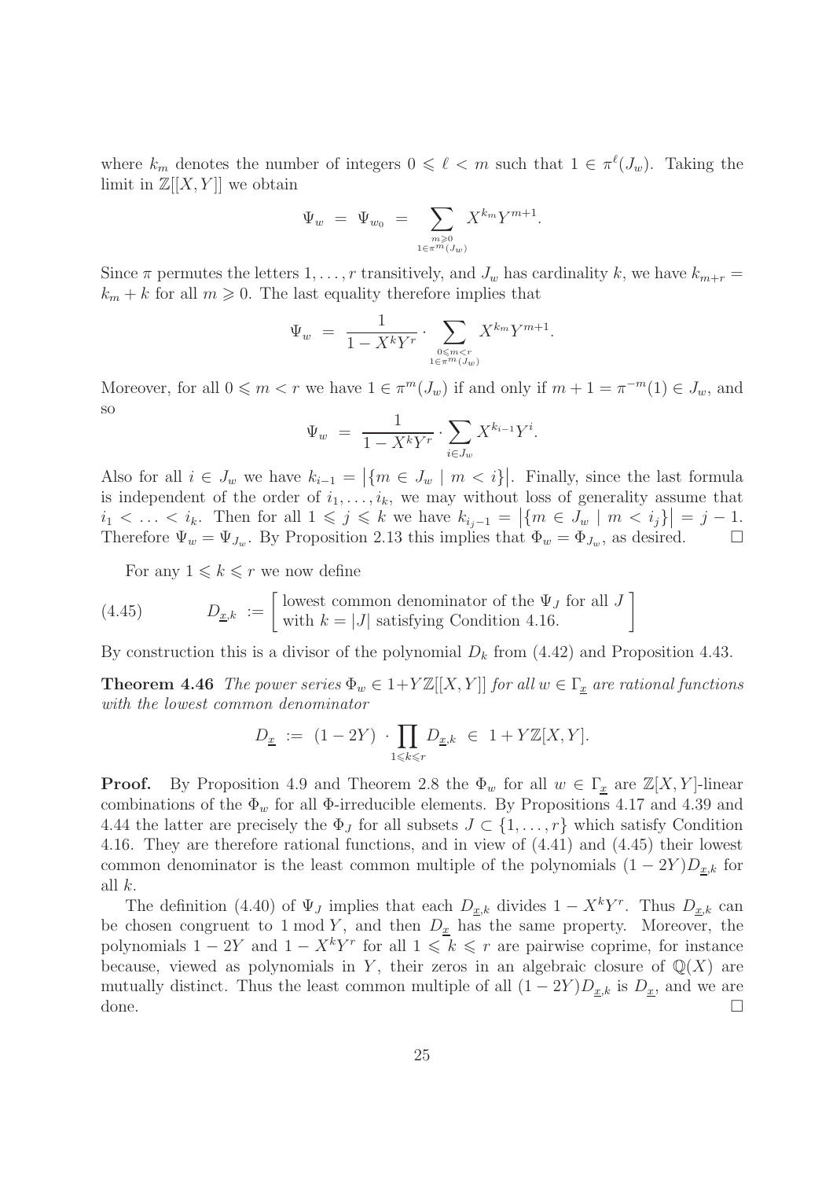where $k_m$ denotes the number of integers $0 \leqslant \ell < m$ such that $1 \in \pi^\ell(J_w)$. Taking the limit in $\mathbb{Z}[[X,Y]]$ we obtain

$$\Psi_w \;=\; \Psi_{w_0} \;=\; \sum_{\substack{m \geqslant 0 \\ 1 \in \pi^m(J_w)}} X^{k_m} Y^{m+1}.$$

Since $\pi$ permutes the letters $1,\ldots,r$ transitively, and $J_w$ has cardinality $k$, we have $k_{m+r} = k_m + k$ for all $m \geqslant 0$. The last equality therefore implies that

$$\Psi_w \;=\; \frac{1}{1-X^kY^r} \cdot \sum_{\substack{0 \leqslant m < r \\ 1 \in \pi^m(J_w)}} X^{k_m} Y^{m+1}.$$

Moreover, for all $0 \leqslant m < r$ we have $1 \in \pi^m(J_w)$ if and only if $m+1 = \pi^{-m}(1) \in J_w$, and so

$$\Psi_w \;=\; \frac{1}{1-X^kY^r} \cdot \sum_{i \in J_w} X^{k_{i-1}} Y^i.$$

Also for all $i \in J_w$ we have $k_{i-1} = \big|\{m \in J_w \mid m < i\}\big|$. Finally, since the last formula is independent of the order of $i_1,\ldots,i_k$, we may without loss of generality assume that $i_1 < \ldots < i_k$. Then for all $1 \leqslant j \leqslant k$ we have $k_{i_j-1} = \big|\{m \in J_w \mid m < i_j\}\big| = j-1$. Therefore $\Psi_w = \Psi_{J_w}$. By Proposition 2.13 this implies that $\Phi_w = \Phi_{J_w}$, as desired. $\square$

For any $1 \leqslant k \leqslant r$ we now define

$$D_{\underline{x},k} \;:=\; \left[\begin{array}{l}\text{lowest common denominator of the } \Psi_J \text{ for all } J \\ \text{with } k = |J| \text{ satisfying Condition 4.16.}\end{array}\right] \tag{4.45}$$

By construction this is a divisor of the polynomial $D_k$ from (4.42) and Proposition 4.43.

**Theorem 4.46** *The power series $\Phi_w \in 1+Y\mathbb{Z}[[X,Y]]$ for all $w \in \Gamma_{\underline{x}}$ are rational functions with the lowest common denominator*

$$D_{\underline{x}} \;:=\; (1-2Y) \,\cdot \prod_{1 \leqslant k \leqslant r} D_{\underline{x},k} \;\in\; 1+Y\mathbb{Z}[X,Y].$$

**Proof.** By Proposition 4.9 and Theorem 2.8 the $\Phi_w$ for all $w \in \Gamma_{\underline{x}}$ are $\mathbb{Z}[X,Y]$-linear combinations of the $\Phi_w$ for all $\Phi$-irreducible elements. By Propositions 4.17 and 4.39 and 4.44 the latter are precisely the $\Phi_J$ for all subsets $J \subset \{1,\ldots,r\}$ which satisfy Condition 4.16. They are therefore rational functions, and in view of (4.41) and (4.45) their lowest common denominator is the least common multiple of the polynomials $(1-2Y)D_{\underline{x},k}$ for all $k$.

The definition (4.40) of $\Psi_J$ implies that each $D_{\underline{x},k}$ divides $1-X^kY^r$. Thus $D_{\underline{x},k}$ can be chosen congruent to $1 \bmod Y$, and then $D_{\underline{x}}$ has the same property. Moreover, the polynomials $1-2Y$ and $1-X^kY^r$ for all $1 \leqslant k \leqslant r$ are pairwise coprime, for instance because, viewed as polynomials in $Y$, their zeros in an algebraic closure of $\mathbb{Q}(X)$ are mutually distinct. Thus the least common multiple of all $(1-2Y)D_{\underline{x},k}$ is $D_{\underline{x}}$, and we are done. $\square$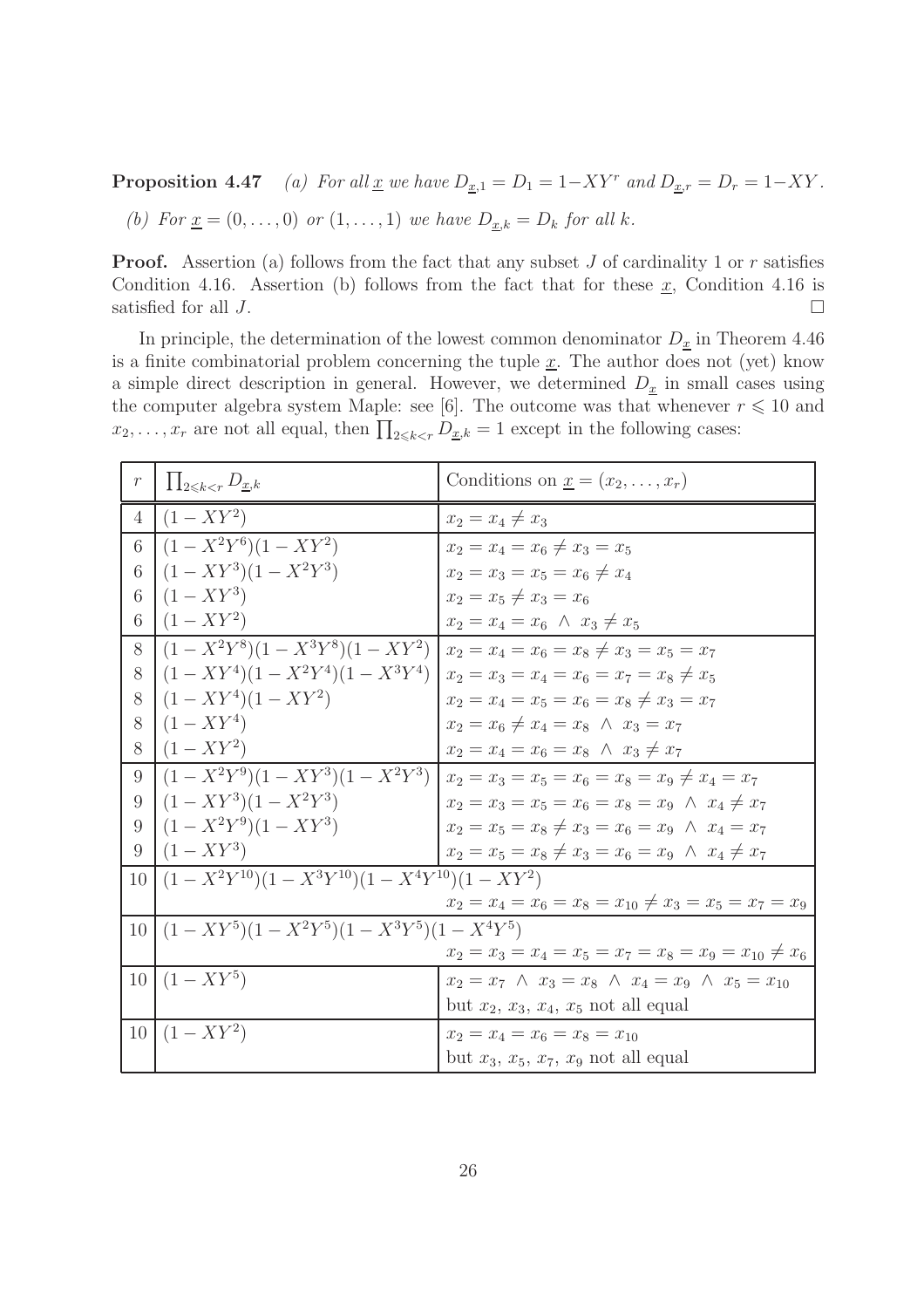**Proposition 4.47** *(a) For all $\underline{x}$ we have $D_{\underline{x},1} = D_1 = 1-XY^r$ and $D_{\underline{x},r} = D_r = 1-XY$.*

*(b) For $\underline{x} = (0,\ldots,0)$ or $(1,\ldots,1)$ we have $D_{\underline{x},k} = D_k$ for all $k$.*

**Proof.** Assertion (a) follows from the fact that any subset $J$ of cardinality 1 or $r$ satisfies Condition 4.16. Assertion (b) follows from the fact that for these $\underline{x}$, Condition 4.16 is satisfied for all $J$. $\square$

In principle, the determination of the lowest common denominator $D_{\underline{x}}$ in Theorem 4.46 is a finite combinatorial problem concerning the tuple $\underline{x}$. The author does not (yet) know a simple direct description in general. However, we determined $D_{\underline{x}}$ in small cases using the computer algebra system Maple: see [6]. The outcome was that whenever $r \leqslant 10$ and $x_2,\ldots,x_r$ are not all equal, then $\prod_{2\leqslant k<r} D_{\underline{x},k} = 1$ except in the following cases:

| $r$ | $\prod_{2\leqslant k<r} D_{\underline{x},k}$ | Conditions on $\underline{x} = (x_2,\ldots,x_r)$ |
|---|---|---|
| 4 | $(1-XY^2)$ | $x_2 = x_4 \neq x_3$ |
| 6 | $(1-X^2Y^6)(1-XY^2)$ | $x_2 = x_4 = x_6 \neq x_3 = x_5$ |
| 6 | $(1-XY^3)(1-X^2Y^3)$ | $x_2 = x_3 = x_5 = x_6 \neq x_4$ |
| 6 | $(1-XY^3)$ | $x_2 = x_5 \neq x_3 = x_6$ |
| 6 | $(1-XY^2)$ | $x_2 = x_4 = x_6 \ \wedge\ x_3 \neq x_5$ |
| 8 | $(1-X^2Y^8)(1-X^3Y^8)(1-XY^2)$ | $x_2 = x_4 = x_6 = x_8 \neq x_3 = x_5 = x_7$ |
| 8 | $(1-XY^4)(1-X^2Y^4)(1-X^3Y^4)$ | $x_2 = x_3 = x_4 = x_6 = x_7 = x_8 \neq x_5$ |
| 8 | $(1-XY^4)(1-XY^2)$ | $x_2 = x_4 = x_5 = x_6 = x_8 \neq x_3 = x_7$ |
| 8 | $(1-XY^4)$ | $x_2 = x_6 \neq x_4 = x_8 \ \wedge\ x_3 = x_7$ |
| 8 | $(1-XY^2)$ | $x_2 = x_4 = x_6 = x_8 \ \wedge\ x_3 \neq x_7$ |
| 9 | $(1-X^2Y^9)(1-XY^3)(1-X^2Y^3)$ | $x_2 = x_3 = x_5 = x_6 = x_8 = x_9 \neq x_4 = x_7$ |
| 9 | $(1-XY^3)(1-X^2Y^3)$ | $x_2 = x_3 = x_5 = x_6 = x_8 = x_9 \ \wedge\ x_4 \neq x_7$ |
| 9 | $(1-X^2Y^9)(1-XY^3)$ | $x_2 = x_5 = x_8 \neq x_3 = x_6 = x_9 \ \wedge\ x_4 = x_7$ |
| 9 | $(1-XY^3)$ | $x_2 = x_5 = x_8 \neq x_3 = x_6 = x_9 \ \wedge\ x_4 \neq x_7$ |
| 10 | $(1-X^2Y^{10})(1-X^3Y^{10})(1-X^4Y^{10})(1-XY^2)$ | $x_2 = x_4 = x_6 = x_8 = x_{10} \neq x_3 = x_5 = x_7 = x_9$ |
| 10 | $(1-XY^5)(1-X^2Y^5)(1-X^3Y^5)(1-X^4Y^5)$ | $x_2 = x_3 = x_4 = x_5 = x_7 = x_8 = x_9 = x_{10} \neq x_6$ |
| 10 | $(1-XY^5)$ | $x_2 = x_7 \ \wedge\ x_3 = x_8 \ \wedge\ x_4 = x_9 \ \wedge\ x_5 = x_{10}$ but $x_2$, $x_3$, $x_4$, $x_5$ not all equal |
| 10 | $(1-XY^2)$ | $x_2 = x_4 = x_6 = x_8 = x_{10}$ but $x_3$, $x_5$, $x_7$, $x_9$ not all equal |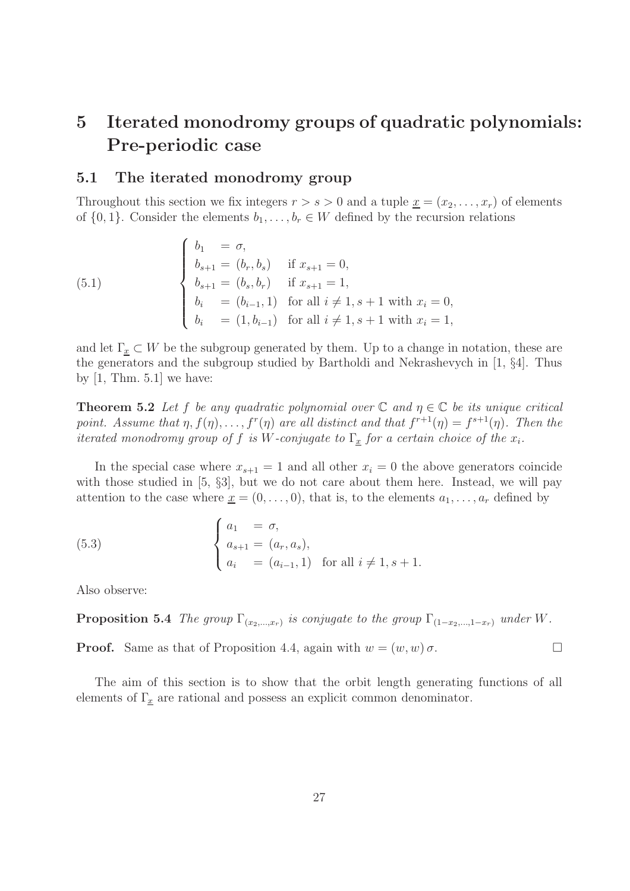# 5 Iterated monodromy groups of quadratic polynomials: Pre-periodic case

## 5.1 The iterated monodromy group

Throughout this section we fix integers $r > s > 0$ and a tuple $\underline{x} = (x_2, \ldots, x_r)$ of elements of $\{0, 1\}$. Consider the elements $b_1, \ldots, b_r \in W$ defined by the recursion relations

$$
\begin{cases}
b_1 &= \sigma, \\
b_{s+1} &= (b_r, b_s) \quad \text{if } x_{s+1} = 0, \\
b_{s+1} &= (b_s, b_r) \quad \text{if } x_{s+1} = 1, \\
b_i &= (b_{i-1}, 1) \quad \text{for all } i \neq 1, s+1 \text{ with } x_i = 0, \\
b_i &= (1, b_{i-1}) \quad \text{for all } i \neq 1, s+1 \text{ with } x_i = 1,
\end{cases}
\tag{5.1}
$$

and let $\Gamma_{\underline{x}} \subset W$ be the subgroup generated by them. Up to a change in notation, these are the generators and the subgroup studied by Bartholdi and Nekrashevych in [1, §4]. Thus by [1, Thm. 5.1] we have:

**Theorem 5.2** *Let $f$ be any quadratic polynomial over $\mathbb{C}$ and $\eta \in \mathbb{C}$ be its unique critical point. Assume that $\eta, f(\eta), \ldots, f^r(\eta)$ are all distinct and that $f^{r+1}(\eta) = f^{s+1}(\eta)$. Then the iterated monodromy group of $f$ is $W$-conjugate to $\Gamma_{\underline{x}}$ for a certain choice of the $x_i$.*

In the special case where $x_{s+1} = 1$ and all other $x_i = 0$ the above generators coincide with those studied in [5, §3], but we do not care about them here. Instead, we will pay attention to the case where $\underline{x} = (0, \ldots, 0)$, that is, to the elements $a_1, \ldots, a_r$ defined by

$$
\begin{cases}
a_1 &= \sigma, \\
a_{s+1} &= (a_r, a_s), \\
a_i &= (a_{i-1}, 1) \quad \text{for all } i \neq 1, s+1.
\end{cases}
\tag{5.3}
$$

Also observe:

**Proposition 5.4** *The group $\Gamma_{(x_2,\ldots,x_r)}$ is conjugate to the group $\Gamma_{(1-x_2,\ldots,1-x_r)}$ under $W$.*

**Proof.** Same as that of Proposition 4.4, again with $w = (w, w)\,\sigma$. □

The aim of this section is to show that the orbit length generating functions of all elements of $\Gamma_{\underline{x}}$ are rational and possess an explicit common denominator.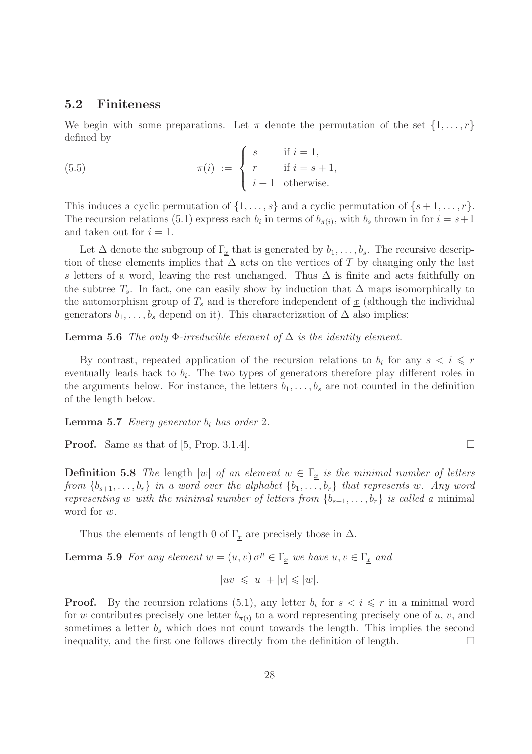## 5.2 Finiteness

We begin with some preparations. Let $\pi$ denote the permutation of the set $\{1,\ldots,r\}$ defined by

$$\pi(i) := \begin{cases} s & \text{if } i = 1, \\ r & \text{if } i = s+1, \\ i-1 & \text{otherwise.} \end{cases} \tag{5.5}$$

This induces a cyclic permutation of $\{1,\ldots,s\}$ and a cyclic permutation of $\{s+1,\ldots,r\}$. The recursion relations (5.1) express each $b_i$ in terms of $b_{\pi(i)}$, with $b_s$ thrown in for $i = s+1$ and taken out for $i = 1$.

Let $\Delta$ denote the subgroup of $\Gamma_{\underline{x}}$ that is generated by $b_1,\ldots,b_s$. The recursive description of these elements implies that $\Delta$ acts on the vertices of $T$ by changing only the last $s$ letters of a word, leaving the rest unchanged. Thus $\Delta$ is finite and acts faithfully on the subtree $T_s$. In fact, one can easily show by induction that $\Delta$ maps isomorphically to the automorphism group of $T_s$ and is therefore independent of $\underline{x}$ (although the individual generators $b_1,\ldots,b_s$ depend on it). This characterization of $\Delta$ also implies:

**Lemma 5.6** *The only $\Phi$-irreducible element of $\Delta$ is the identity element.*

By contrast, repeated application of the recursion relations to $b_i$ for any $s < i \leqslant r$ eventually leads back to $b_i$. The two types of generators therefore play different roles in the arguments below. For instance, the letters $b_1,\ldots,b_s$ are not counted in the definition of the length below.

**Lemma 5.7** *Every generator $b_i$ has order 2.*

**Proof.** Same as that of [5, Prop. 3.1.4]. □

**Definition 5.8** *The* length $|w|$ *of an element $w \in \Gamma_{\underline{x}}$ is the minimal number of letters from $\{b_{s+1},\ldots,b_r\}$ in a word over the alphabet $\{b_1,\ldots,b_r\}$ that represents $w$. Any word representing $w$ with the minimal number of letters from $\{b_{s+1},\ldots,b_r\}$ is called a* minimal word *for $w$.*

Thus the elements of length 0 of $\Gamma_{\underline{x}}$ are precisely those in $\Delta$.

**Lemma 5.9** *For any element $w = (u,v)\,\sigma^\mu \in \Gamma_{\underline{x}}$ we have $u, v \in \Gamma_{\underline{x}}$ and*

$$|uv| \leqslant |u| + |v| \leqslant |w|.$$

**Proof.** By the recursion relations (5.1), any letter $b_i$ for $s < i \leqslant r$ in a minimal word for $w$ contributes precisely one letter $b_{\pi(i)}$ to a word representing precisely one of $u$, $v$, and sometimes a letter $b_s$ which does not count towards the length. This implies the second inequality, and the first one follows directly from the definition of length. □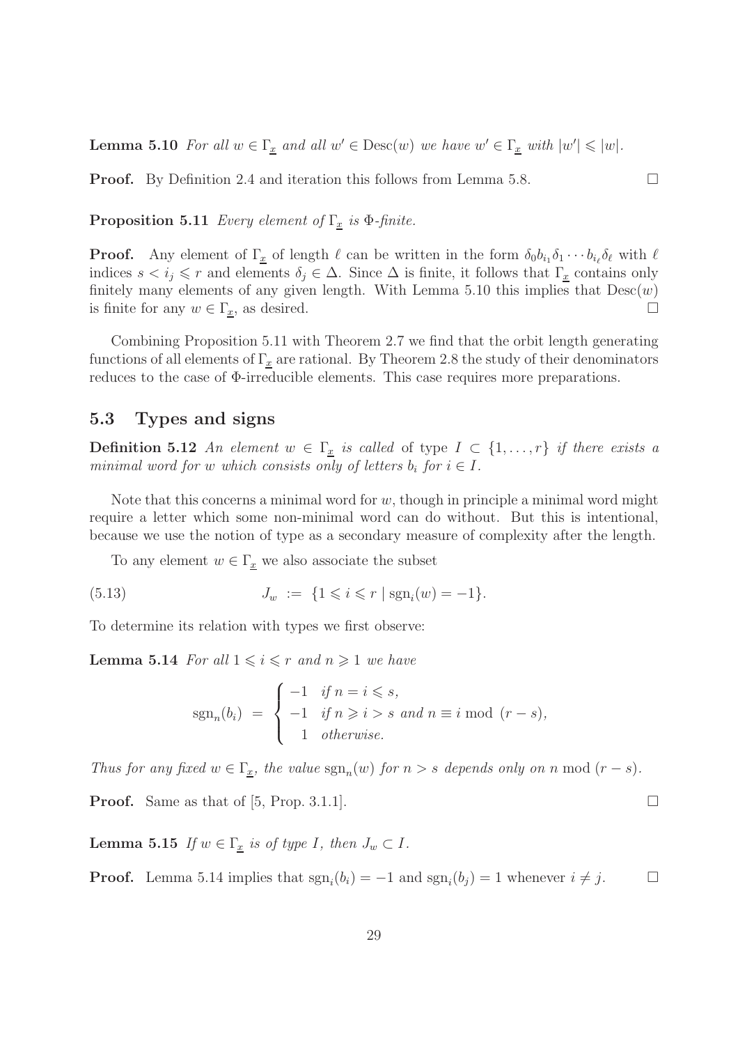**Lemma 5.10** *For all $w \in \Gamma_{\underline{x}}$ and all $w' \in \mathrm{Desc}(w)$ we have $w' \in \Gamma_{\underline{x}}$ with $|w'| \leqslant |w|$.*

**Proof.** By Definition 2.4 and iteration this follows from Lemma 5.8. $\square$

**Proposition 5.11** *Every element of $\Gamma_{\underline{x}}$ is $\Phi$-finite.*

**Proof.** Any element of $\Gamma_{\underline{x}}$ of length $\ell$ can be written in the form $\delta_0 b_{i_1} \delta_1 \cdots b_{i_\ell} \delta_\ell$ with $\ell$ indices $s < i_j \leqslant r$ and elements $\delta_j \in \Delta$. Since $\Delta$ is finite, it follows that $\Gamma_{\underline{x}}$ contains only finitely many elements of any given length. With Lemma 5.10 this implies that $\mathrm{Desc}(w)$ is finite for any $w \in \Gamma_{\underline{x}}$, as desired. $\square$

Combining Proposition 5.11 with Theorem 2.7 we find that the orbit length generating functions of all elements of $\Gamma_{\underline{x}}$ are rational. By Theorem 2.8 the study of their denominators reduces to the case of $\Phi$-irreducible elements. This case requires more preparations.

## 5.3 Types and signs

**Definition 5.12** *An element $w \in \Gamma_{\underline{x}}$ is called* of type $I \subset \{1, \ldots, r\}$ *if there exists a minimal word for $w$ which consists only of letters $b_i$ for $i \in I$.*

Note that this concerns a minimal word for $w$, though in principle a minimal word might require a letter which some non-minimal word can do without. But this is intentional, because we use the notion of type as a secondary measure of complexity after the length.

To any element $w \in \Gamma_{\underline{x}}$ we also associate the subset

$$J_w \ := \ \{1 \leqslant i \leqslant r \mid \mathrm{sgn}_i(w) = -1\}. \tag{5.13}$$

To determine its relation with types we first observe:

**Lemma 5.14** *For all $1 \leqslant i \leqslant r$ and $n \geqslant 1$ we have*

$$\mathrm{sgn}_n(b_i) \ = \ \begin{cases} -1 & \text{if } n = i \leqslant s, \\ -1 & \text{if } n \geqslant i > s \text{ and } n \equiv i \bmod (r-s), \\ \phantom{-}1 & \text{otherwise.} \end{cases}$$

*Thus for any fixed $w \in \Gamma_{\underline{x}}$, the value $\mathrm{sgn}_n(w)$ for $n > s$ depends only on $n \bmod (r-s)$.*

**Proof.** Same as that of [5, Prop. 3.1.1]. $\square$

**Lemma 5.15** *If $w \in \Gamma_{\underline{x}}$ is of type $I$, then $J_w \subset I$.*

**Proof.** Lemma 5.14 implies that $\mathrm{sgn}_i(b_i) = -1$ and $\mathrm{sgn}_i(b_j) = 1$ whenever $i \neq j$. $\square$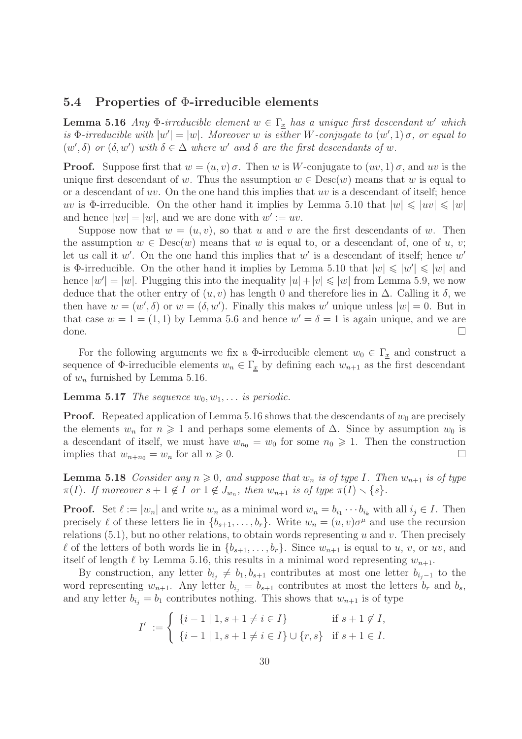### 5.4 Properties of $\Phi$-irreducible elements

**Lemma 5.16** *Any $\Phi$-irreducible element $w \in \Gamma_{\underline{x}}$ has a unique first descendant $w'$ which is $\Phi$-irreducible with $|w'| = |w|$. Moreover $w$ is either $W$-conjugate to $(w', 1)\,\sigma$, or equal to $(w', \delta)$ or $(\delta, w')$ with $\delta \in \Delta$ where $w'$ and $\delta$ are the first descendants of $w$.*

**Proof.** Suppose first that $w = (u, v)\,\sigma$. Then $w$ is $W$-conjugate to $(uv, 1)\,\sigma$, and $uv$ is the unique first descendant of $w$. Thus the assumption $w \in \mathrm{Desc}(w)$ means that $w$ is equal to or a descendant of $uv$. On the one hand this implies that $uv$ is a descendant of itself; hence $uv$ is $\Phi$-irreducible. On the other hand it implies by Lemma 5.10 that $|w| \leqslant |uv| \leqslant |w|$ and hence $|uv| = |w|$, and we are done with $w' := uv$.

Suppose now that $w = (u, v)$, so that $u$ and $v$ are the first descendants of $w$. Then the assumption $w \in \mathrm{Desc}(w)$ means that $w$ is equal to, or a descendant of, one of $u$, $v$; let us call it $w'$. On the one hand this implies that $w'$ is a descendant of itself; hence $w'$ is $\Phi$-irreducible. On the other hand it implies by Lemma 5.10 that $|w| \leqslant |w'| \leqslant |w|$ and hence $|w'| = |w|$. Plugging this into the inequality $|u| + |v| \leqslant |w|$ from Lemma 5.9, we now deduce that the other entry of $(u, v)$ has length 0 and therefore lies in $\Delta$. Calling it $\delta$, we then have $w = (w', \delta)$ or $w = (\delta, w')$. Finally this makes $w'$ unique unless $|w| = 0$. But in that case $w = 1 = (1, 1)$ by Lemma 5.6 and hence $w' = \delta = 1$ is again unique, and we are done. $\square$

For the following arguments we fix a $\Phi$-irreducible element $w_0 \in \Gamma_{\underline{x}}$ and construct a sequence of $\Phi$-irreducible elements $w_n \in \Gamma_{\underline{x}}$ by defining each $w_{n+1}$ as the first descendant of $w_n$ furnished by Lemma 5.16.

**Lemma 5.17** *The sequence $w_0, w_1, \ldots$ is periodic.*

**Proof.** Repeated application of Lemma 5.16 shows that the descendants of $w_0$ are precisely the elements $w_n$ for $n \geqslant 1$ and perhaps some elements of $\Delta$. Since by assumption $w_0$ is a descendant of itself, we must have $w_{n_0} = w_0$ for some $n_0 \geqslant 1$. Then the construction implies that $w_{n+n_0} = w_n$ for all $n \geqslant 0$. $\square$

**Lemma 5.18** *Consider any $n \geqslant 0$, and suppose that $w_n$ is of type $I$. Then $w_{n+1}$ is of type $\pi(I)$. If moreover $s+1 \notin I$ or $1 \notin J_{w_n}$, then $w_{n+1}$ is of type $\pi(I) \smallsetminus \{s\}$.*

**Proof.** Set $\ell := |w_n|$ and write $w_n$ as a minimal word $w_n = b_{i_1} \cdots b_{i_k}$ with all $i_j \in I$. Then precisely $\ell$ of these letters lie in $\{b_{s+1}, \ldots, b_r\}$. Write $w_n = (u, v)\sigma^\mu$ and use the recursion relations (5.1), but no other relations, to obtain words representing $u$ and $v$. Then precisely $\ell$ of the letters of both words lie in $\{b_{s+1}, \ldots, b_r\}$. Since $w_{n+1}$ is equal to $u$, $v$, or $uv$, and itself of length $\ell$ by Lemma 5.16, this results in a minimal word representing $w_{n+1}$.

By construction, any letter $b_{i_j} \neq b_1, b_{s+1}$ contributes at most one letter $b_{i_j - 1}$ to the word representing $w_{n+1}$. Any letter $b_{i_j} = b_{s+1}$ contributes at most the letters $b_r$ and $b_s$, and any letter $b_{i_j} = b_1$ contributes nothing. This shows that $w_{n+1}$ is of type

$$I' := \begin{cases} \{i-1 \mid 1, s+1 \neq i \in I\} & \text{if } s+1 \notin I, \\ \{i-1 \mid 1, s+1 \neq i \in I\} \cup \{r, s\} & \text{if } s+1 \in I. \end{cases}$$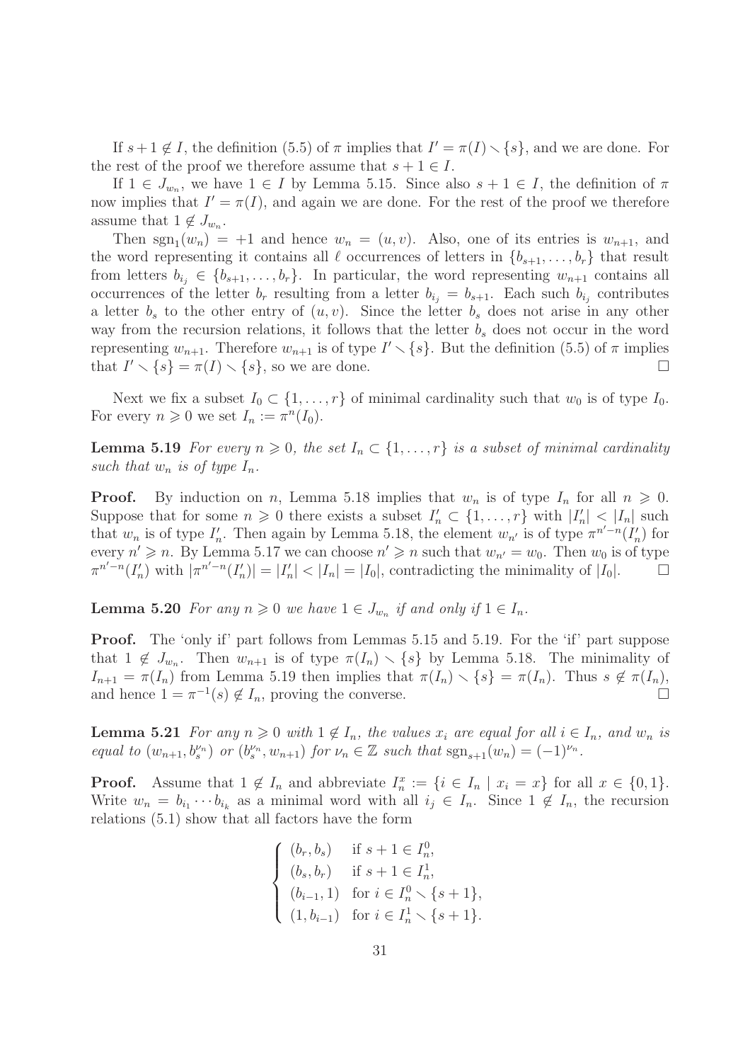If $s+1 \notin I$, the definition (5.5) of $\pi$ implies that $I' = \pi(I) \smallsetminus \{s\}$, and we are done. For the rest of the proof we therefore assume that $s+1 \in I$.

If $1 \in J_{w_n}$, we have $1 \in I$ by Lemma 5.15. Since also $s+1 \in I$, the definition of $\pi$ now implies that $I' = \pi(I)$, and again we are done. For the rest of the proof we therefore assume that $1 \notin J_{w_n}$.

Then $\operatorname{sgn}_1(w_n) = +1$ and hence $w_n = (u,v)$. Also, one of its entries is $w_{n+1}$, and the word representing it contains all $\ell$ occurrences of letters in $\{b_{s+1}, \ldots, b_r\}$ that result from letters $b_{i_j} \in \{b_{s+1}, \ldots, b_r\}$. In particular, the word representing $w_{n+1}$ contains all occurrences of the letter $b_r$ resulting from a letter $b_{i_j} = b_{s+1}$. Each such $b_{i_j}$ contributes a letter $b_s$ to the other entry of $(u,v)$. Since the letter $b_s$ does not arise in any other way from the recursion relations, it follows that the letter $b_s$ does not occur in the word representing $w_{n+1}$. Therefore $w_{n+1}$ is of type $I' \smallsetminus \{s\}$. But the definition (5.5) of $\pi$ implies that $I' \smallsetminus \{s\} = \pi(I) \smallsetminus \{s\}$, so we are done. $\square$

Next we fix a subset $I_0 \subset \{1, \ldots, r\}$ of minimal cardinality such that $w_0$ is of type $I_0$. For every $n \geqslant 0$ we set $I_n := \pi^n(I_0)$.

**Lemma 5.19** *For every $n \geqslant 0$, the set $I_n \subset \{1, \ldots, r\}$ is a subset of minimal cardinality such that $w_n$ is of type $I_n$.*

**Proof.** By induction on $n$, Lemma 5.18 implies that $w_n$ is of type $I_n$ for all $n \geqslant 0$. Suppose that for some $n \geqslant 0$ there exists a subset $I'_n \subset \{1, \ldots, r\}$ with $|I'_n| < |I_n|$ such that $w_n$ is of type $I'_n$. Then again by Lemma 5.18, the element $w_{n'}$ is of type $\pi^{n'-n}(I'_n)$ for every $n' \geqslant n$. By Lemma 5.17 we can choose $n' \geqslant n$ such that $w_{n'} = w_0$. Then $w_0$ is of type $\pi^{n'-n}(I'_n)$ with $|\pi^{n'-n}(I'_n)| = |I'_n| < |I_n| = |I_0|$, contradicting the minimality of $|I_0|$. $\square$

**Lemma 5.20** *For any $n \geqslant 0$ we have $1 \in J_{w_n}$ if and only if $1 \in I_n$.*

**Proof.** The 'only if' part follows from Lemmas 5.15 and 5.19. For the 'if' part suppose that $1 \notin J_{w_n}$. Then $w_{n+1}$ is of type $\pi(I_n) \smallsetminus \{s\}$ by Lemma 5.18. The minimality of $I_{n+1} = \pi(I_n)$ from Lemma 5.19 then implies that $\pi(I_n) \smallsetminus \{s\} = \pi(I_n)$. Thus $s \notin \pi(I_n)$, and hence $1 = \pi^{-1}(s) \notin I_n$, proving the converse. $\square$

**Lemma 5.21** *For any $n \geqslant 0$ with $1 \notin I_n$, the values $x_i$ are equal for all $i \in I_n$, and $w_n$ is equal to $(w_{n+1}, b_s^{\nu_n})$ or $(b_s^{\nu_n}, w_{n+1})$ for $\nu_n \in \mathbb{Z}$ such that $\operatorname{sgn}_{s+1}(w_n) = (-1)^{\nu_n}$.*

**Proof.** Assume that $1 \notin I_n$ and abbreviate $I_n^x := \{i \in I_n \mid x_i = x\}$ for all $x \in \{0,1\}$. Write $w_n = b_{i_1} \cdots b_{i_k}$ as a minimal word with all $i_j \in I_n$. Since $1 \notin I_n$, the recursion relations (5.1) show that all factors have the form

$$
\begin{cases}
(b_r, b_s) & \text{if } s+1 \in I_n^0, \\
(b_s, b_r) & \text{if } s+1 \in I_n^1, \\
(b_{i-1}, 1) & \text{for } i \in I_n^0 \smallsetminus \{s+1\}, \\
(1, b_{i-1}) & \text{for } i \in I_n^1 \smallsetminus \{s+1\}.
\end{cases}
$$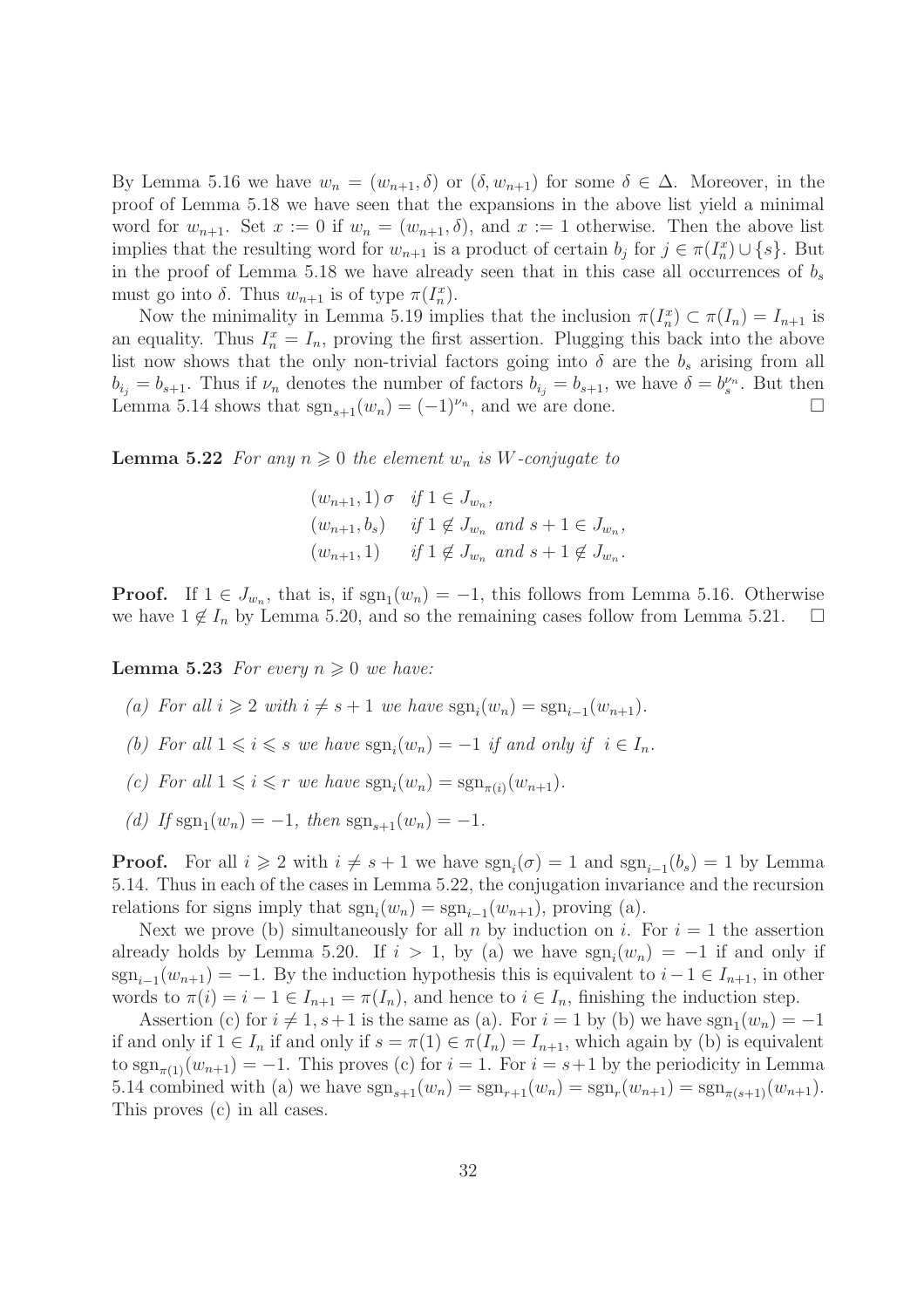By Lemma 5.16 we have $w_n = (w_{n+1}, \delta)$ or $(\delta, w_{n+1})$ for some $\delta \in \Delta$. Moreover, in the proof of Lemma 5.18 we have seen that the expansions in the above list yield a minimal word for $w_{n+1}$. Set $x := 0$ if $w_n = (w_{n+1}, \delta)$, and $x := 1$ otherwise. Then the above list implies that the resulting word for $w_{n+1}$ is a product of certain $b_j$ for $j \in \pi(I_n^x) \cup \{s\}$. But in the proof of Lemma 5.18 we have already seen that in this case all occurrences of $b_s$ must go into $\delta$. Thus $w_{n+1}$ is of type $\pi(I_n^x)$.

Now the minimality in Lemma 5.19 implies that the inclusion $\pi(I_n^x) \subset \pi(I_n) = I_{n+1}$ is an equality. Thus $I_n^x = I_n$, proving the first assertion. Plugging this back into the above list now shows that the only non-trivial factors going into $\delta$ are the $b_s$ arising from all $b_{i_j} = b_{s+1}$. Thus if $\nu_n$ denotes the number of factors $b_{i_j} = b_{s+1}$, we have $\delta = b_s^{\nu_n}$. But then Lemma 5.14 shows that $\mathrm{sgn}_{s+1}(w_n) = (-1)^{\nu_n}$, and we are done. $\square$

**Lemma 5.22** *For any $n \geqslant 0$ the element $w_n$ is $W$-conjugate to*

$$\begin{array}{ll} (w_{n+1}, 1)\,\sigma & \text{if } 1 \in J_{w_n}, \\ (w_{n+1}, b_s) & \text{if } 1 \notin J_{w_n} \text{ and } s+1 \in J_{w_n}, \\ (w_{n+1}, 1) & \text{if } 1 \notin J_{w_n} \text{ and } s+1 \notin J_{w_n}. \end{array}$$

**Proof.** If $1 \in J_{w_n}$, that is, if $\mathrm{sgn}_1(w_n) = -1$, this follows from Lemma 5.16. Otherwise we have $1 \notin I_n$ by Lemma 5.20, and so the remaining cases follow from Lemma 5.21. $\square$

**Lemma 5.23** *For every $n \geqslant 0$ we have:*

*(a) For all $i \geqslant 2$ with $i \neq s+1$ we have $\mathrm{sgn}_i(w_n) = \mathrm{sgn}_{i-1}(w_{n+1})$.*

*(b) For all $1 \leqslant i \leqslant s$ we have $\mathrm{sgn}_i(w_n) = -1$ if and only if $i \in I_n$.*

*(c) For all $1 \leqslant i \leqslant r$ we have $\mathrm{sgn}_i(w_n) = \mathrm{sgn}_{\pi(i)}(w_{n+1})$.*

*(d) If $\mathrm{sgn}_1(w_n) = -1$, then $\mathrm{sgn}_{s+1}(w_n) = -1$.*

**Proof.** For all $i \geqslant 2$ with $i \neq s+1$ we have $\mathrm{sgn}_i(\sigma) = 1$ and $\mathrm{sgn}_{i-1}(b_s) = 1$ by Lemma 5.14. Thus in each of the cases in Lemma 5.22, the conjugation invariance and the recursion relations for signs imply that $\mathrm{sgn}_i(w_n) = \mathrm{sgn}_{i-1}(w_{n+1})$, proving (a).

Next we prove (b) simultaneously for all $n$ by induction on $i$. For $i = 1$ the assertion already holds by Lemma 5.20. If $i > 1$, by (a) we have $\mathrm{sgn}_i(w_n) = -1$ if and only if $\mathrm{sgn}_{i-1}(w_{n+1}) = -1$. By the induction hypothesis this is equivalent to $i-1 \in I_{n+1}$, in other words to $\pi(i) = i-1 \in I_{n+1} = \pi(I_n)$, and hence to $i \in I_n$, finishing the induction step.

Assertion (c) for $i \neq 1, s+1$ is the same as (a). For $i = 1$ by (b) we have $\mathrm{sgn}_1(w_n) = -1$ if and only if $1 \in I_n$ if and only if $s = \pi(1) \in \pi(I_n) = I_{n+1}$, which again by (b) is equivalent to $\mathrm{sgn}_{\pi(1)}(w_{n+1}) = -1$. This proves (c) for $i = 1$. For $i = s+1$ by the periodicity in Lemma 5.14 combined with (a) we have $\mathrm{sgn}_{s+1}(w_n) = \mathrm{sgn}_{r+1}(w_n) = \mathrm{sgn}_r(w_{n+1}) = \mathrm{sgn}_{\pi(s+1)}(w_{n+1})$. This proves (c) in all cases.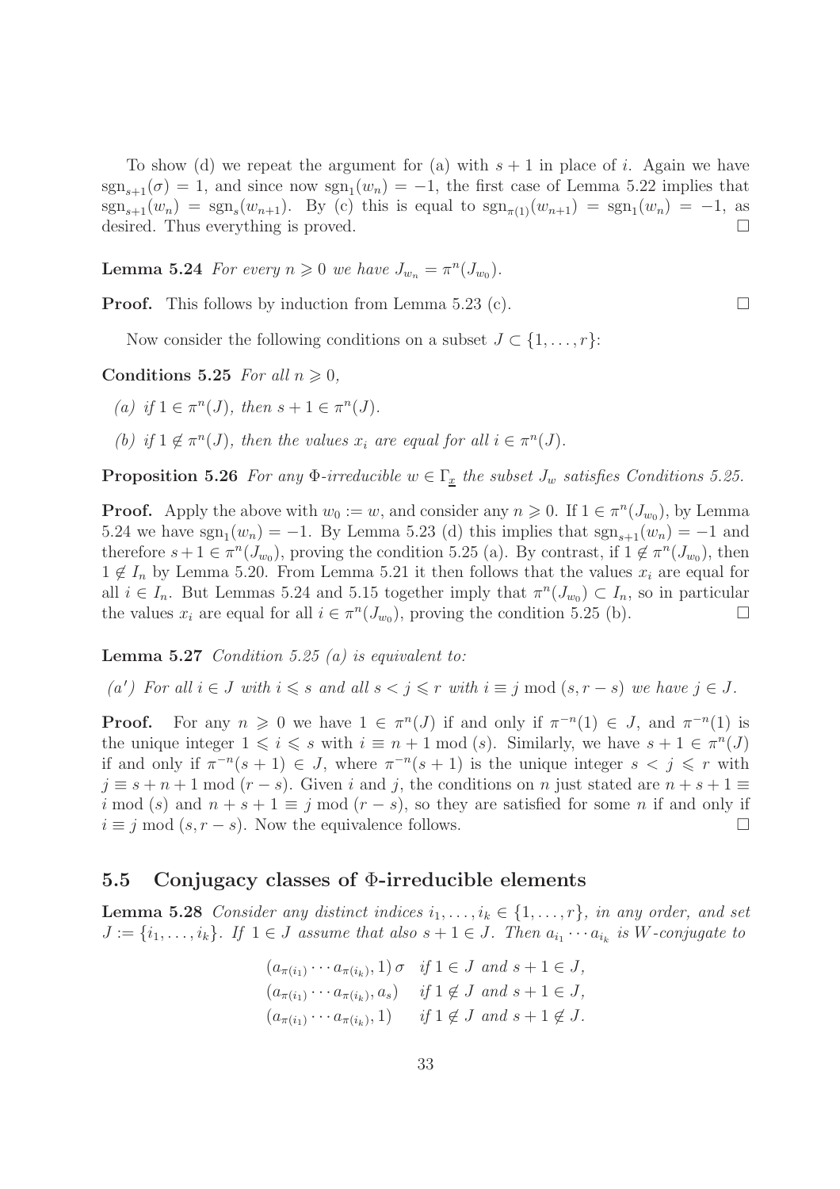To show (d) we repeat the argument for (a) with $s+1$ in place of $i$. Again we have $\mathrm{sgn}_{s+1}(\sigma) = 1$, and since now $\mathrm{sgn}_1(w_n) = -1$, the first case of Lemma 5.22 implies that $\mathrm{sgn}_{s+1}(w_n) = \mathrm{sgn}_s(w_{n+1})$. By (c) this is equal to $\mathrm{sgn}_{\pi(1)}(w_{n+1}) = \mathrm{sgn}_1(w_n) = -1$, as desired. Thus everything is proved. □

**Lemma 5.24** *For every $n \geqslant 0$ we have $J_{w_n} = \pi^n(J_{w_0})$.*

**Proof.** This follows by induction from Lemma 5.23 (c). □

Now consider the following conditions on a subset $J \subset \{1, \ldots, r\}$:

**Conditions 5.25** *For all $n \geqslant 0$,*

*(a) if $1 \in \pi^n(J)$, then $s+1 \in \pi^n(J)$.*

*(b) if $1 \notin \pi^n(J)$, then the values $x_i$ are equal for all $i \in \pi^n(J)$.*

**Proposition 5.26** *For any $\Phi$-irreducible $w \in \Gamma_{\underline{x}}$ the subset $J_w$ satisfies Conditions 5.25.*

**Proof.** Apply the above with $w_0 := w$, and consider any $n \geqslant 0$. If $1 \in \pi^n(J_{w_0})$, by Lemma 5.24 we have $\mathrm{sgn}_1(w_n) = -1$. By Lemma 5.23 (d) this implies that $\mathrm{sgn}_{s+1}(w_n) = -1$ and therefore $s+1 \in \pi^n(J_{w_0})$, proving the condition 5.25 (a). By contrast, if $1 \notin \pi^n(J_{w_0})$, then $1 \notin I_n$ by Lemma 5.20. From Lemma 5.21 it then follows that the values $x_i$ are equal for all $i \in I_n$. But Lemmas 5.24 and 5.15 together imply that $\pi^n(J_{w_0}) \subset I_n$, so in particular the values $x_i$ are equal for all $i \in \pi^n(J_{w_0})$, proving the condition 5.25 (b). □

**Lemma 5.27** *Condition 5.25 (a) is equivalent to:*

*(a′) For all $i \in J$ with $i \leqslant s$ and all $s < j \leqslant r$ with $i \equiv j \bmod (s, r-s)$ we have $j \in J$.*

**Proof.** For any $n \geqslant 0$ we have $1 \in \pi^n(J)$ if and only if $\pi^{-n}(1) \in J$, and $\pi^{-n}(1)$ is the unique integer $1 \leqslant i \leqslant s$ with $i \equiv n+1 \bmod (s)$. Similarly, we have $s+1 \in \pi^n(J)$ if and only if $\pi^{-n}(s+1) \in J$, where $\pi^{-n}(s+1)$ is the unique integer $s < j \leqslant r$ with $j \equiv s+n+1 \bmod (r-s)$. Given $i$ and $j$, the conditions on $n$ just stated are $n+s+1 \equiv i \bmod (s)$ and $n+s+1 \equiv j \bmod (r-s)$, so they are satisfied for some $n$ if and only if $i \equiv j \bmod (s, r-s)$. Now the equivalence follows. □

## 5.5 Conjugacy classes of Φ-irreducible elements

**Lemma 5.28** *Consider any distinct indices $i_1, \ldots, i_k \in \{1, \ldots, r\}$, in any order, and set $J := \{i_1, \ldots, i_k\}$. If $1 \in J$ assume that also $s+1 \in J$. Then $a_{i_1} \cdots a_{i_k}$ is $W$-conjugate to*

$$\begin{array}{ll} (a_{\pi(i_1)} \cdots a_{\pi(i_k)}, 1)\, \sigma & \text{if } 1 \in J \text{ and } s+1 \in J, \\ (a_{\pi(i_1)} \cdots a_{\pi(i_k)}, a_s) & \text{if } 1 \notin J \text{ and } s+1 \in J, \\ (a_{\pi(i_1)} \cdots a_{\pi(i_k)}, 1) & \text{if } 1 \notin J \text{ and } s+1 \notin J. \end{array}$$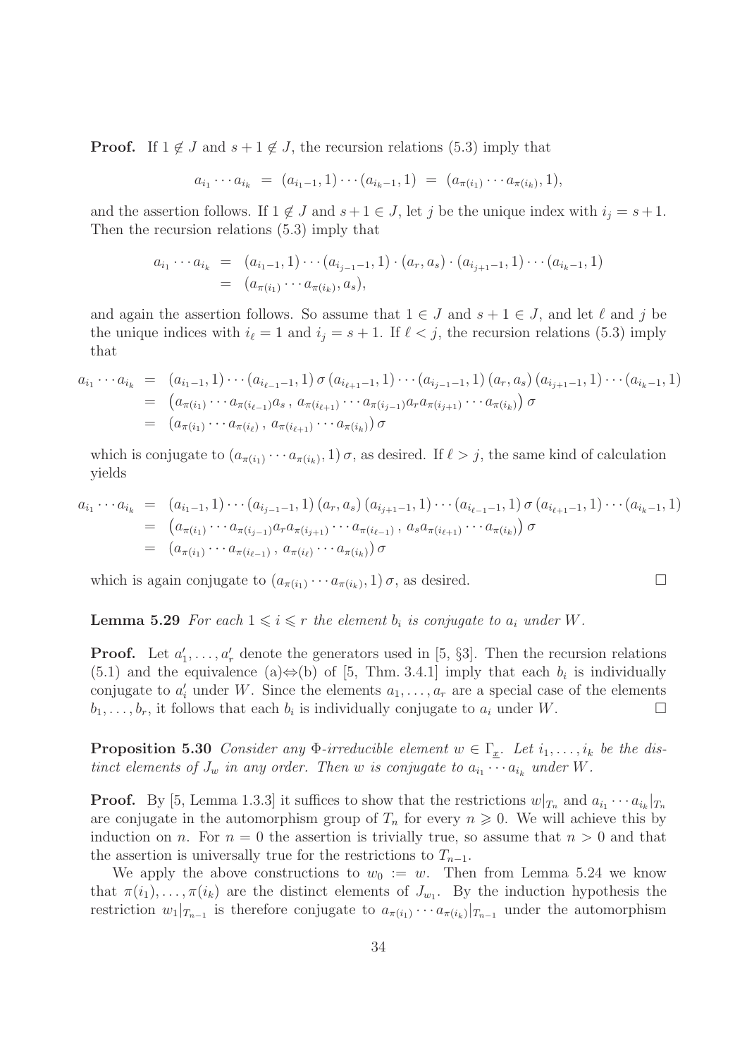**Proof.** If $1 \notin J$ and $s+1 \notin J$, the recursion relations (5.3) imply that

$$a_{i_1} \cdots a_{i_k} \;=\; (a_{i_1-1}, 1) \cdots (a_{i_k-1}, 1) \;=\; (a_{\pi(i_1)} \cdots a_{\pi(i_k)}, 1),$$

and the assertion follows. If $1 \notin J$ and $s+1 \in J$, let $j$ be the unique index with $i_j = s+1$. Then the recursion relations (5.3) imply that

$$\begin{aligned} a_{i_1} \cdots a_{i_k} &= (a_{i_1-1}, 1) \cdots (a_{i_{j-1}-1}, 1) \cdot (a_r, a_s) \cdot (a_{i_{j+1}-1}, 1) \cdots (a_{i_k-1}, 1) \\ &= (a_{\pi(i_1)} \cdots a_{\pi(i_k)}, a_s), \end{aligned}$$

and again the assertion follows. So assume that $1 \in J$ and $s+1 \in J$, and let $\ell$ and $j$ be the unique indices with $i_\ell = 1$ and $i_j = s+1$. If $\ell < j$, the recursion relations (5.3) imply that

$$\begin{aligned} a_{i_1} \cdots a_{i_k} &= (a_{i_1-1}, 1) \cdots (a_{i_{\ell-1}-1}, 1)\, \sigma\, (a_{i_{\ell+1}-1}, 1) \cdots (a_{i_{j-1}-1}, 1)\, (a_r, a_s)\, (a_{i_{j+1}-1}, 1) \cdots (a_{i_k-1}, 1) \\ &= \big(a_{\pi(i_1)} \cdots a_{\pi(i_{\ell-1})} a_s \,,\, a_{\pi(i_{\ell+1})} \cdots a_{\pi(i_{j-1})} a_r a_{\pi(i_{j+1})} \cdots a_{\pi(i_k)}\big)\, \sigma \\ &= \big(a_{\pi(i_1)} \cdots a_{\pi(i_\ell)} \,,\, a_{\pi(i_{\ell+1})} \cdots a_{\pi(i_k)}\big)\, \sigma \end{aligned}$$

which is conjugate to $(a_{\pi(i_1)} \cdots a_{\pi(i_k)}, 1)\, \sigma$, as desired. If $\ell > j$, the same kind of calculation yields

$$\begin{aligned} a_{i_1} \cdots a_{i_k} &= (a_{i_1-1}, 1) \cdots (a_{i_{j-1}-1}, 1)\, (a_r, a_s)\, (a_{i_{j+1}-1}, 1) \cdots (a_{i_{\ell-1}-1}, 1)\, \sigma\, (a_{i_{\ell+1}-1}, 1) \cdots (a_{i_k-1}, 1) \\ &= \big(a_{\pi(i_1)} \cdots a_{\pi(i_{j-1})} a_r a_{\pi(i_{j+1})} \cdots a_{\pi(i_{\ell-1})} \,,\, a_s a_{\pi(i_{\ell+1})} \cdots a_{\pi(i_k)}\big)\, \sigma \\ &= \big(a_{\pi(i_1)} \cdots a_{\pi(i_{\ell-1})} \,,\, a_{\pi(i_\ell)} \cdots a_{\pi(i_k)}\big)\, \sigma \end{aligned}$$

which is again conjugate to $(a_{\pi(i_1)} \cdots a_{\pi(i_k)}, 1)\, \sigma$, as desired. □

**Lemma 5.29** *For each $1 \leqslant i \leqslant r$ the element $b_i$ is conjugate to $a_i$ under $W$.*

**Proof.** Let $a_1', \ldots, a_r'$ denote the generators used in [5, §3]. Then the recursion relations (5.1) and the equivalence (a)⇔(b) of [5, Thm. 3.4.1] imply that each $b_i$ is individually conjugate to $a_i'$ under $W$. Since the elements $a_1, \ldots, a_r$ are a special case of the elements $b_1, \ldots, b_r$, it follows that each $b_i$ is individually conjugate to $a_i$ under $W$. □

**Proposition 5.30** *Consider any $\Phi$-irreducible element $w \in \Gamma_{\underline{x}}$. Let $i_1, \ldots, i_k$ be the distinct elements of $J_w$ in any order. Then $w$ is conjugate to $a_{i_1} \cdots a_{i_k}$ under $W$.*

**Proof.** By [5, Lemma 1.3.3] it suffices to show that the restrictions $w|_{T_n}$ and $a_{i_1} \cdots a_{i_k}|_{T_n}$ are conjugate in the automorphism group of $T_n$ for every $n \geqslant 0$. We will achieve this by induction on $n$. For $n = 0$ the assertion is trivially true, so assume that $n > 0$ and that the assertion is universally true for the restrictions to $T_{n-1}$.

We apply the above constructions to $w_0 := w$. Then from Lemma 5.24 we know that $\pi(i_1), \ldots, \pi(i_k)$ are the distinct elements of $J_{w_1}$. By the induction hypothesis the restriction $w_1|_{T_{n-1}}$ is therefore conjugate to $a_{\pi(i_1)} \cdots a_{\pi(i_k)}|_{T_{n-1}}$ under the automorphism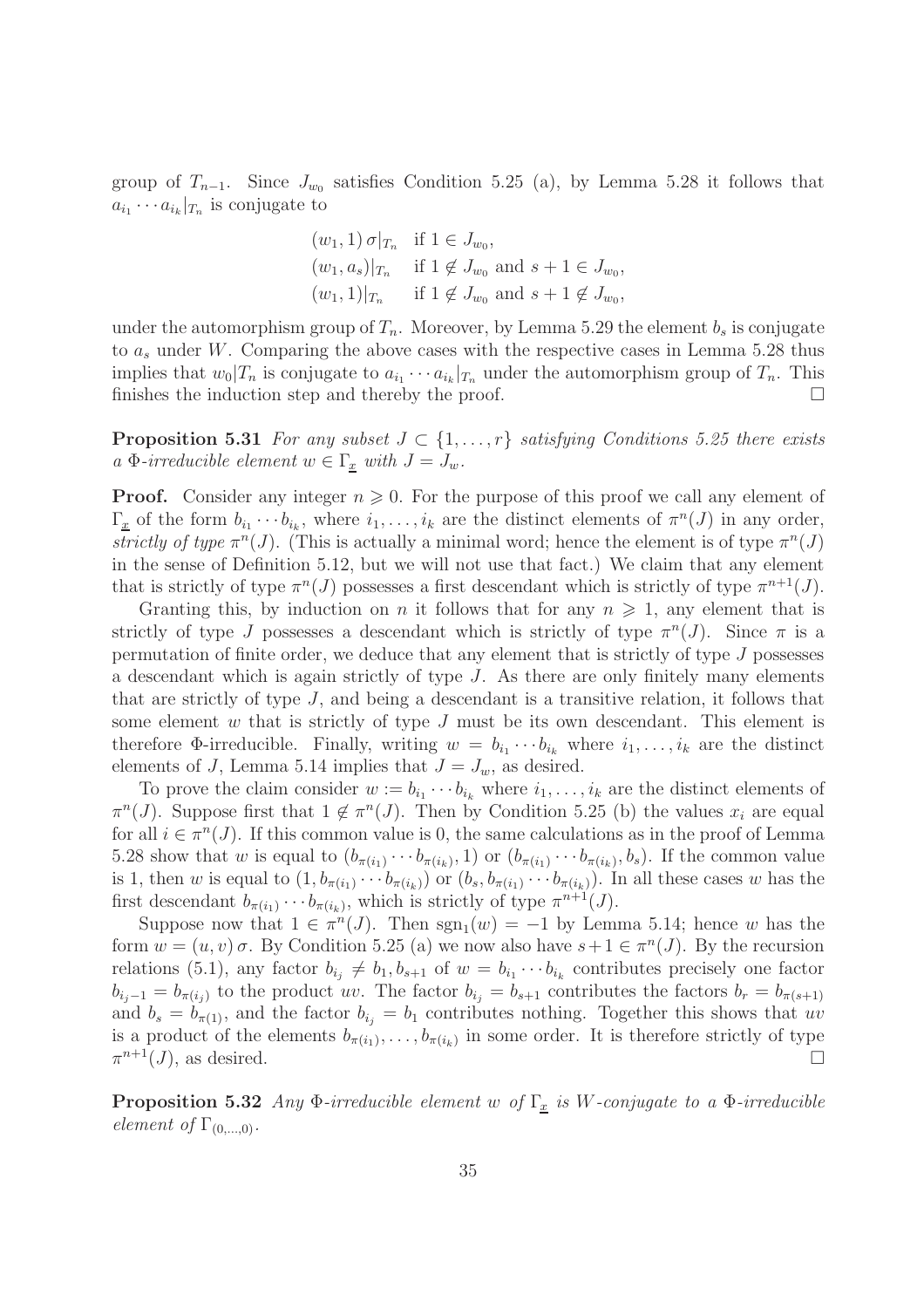group of $T_{n-1}$. Since $J_{w_0}$ satisfies Condition 5.25 (a), by Lemma 5.28 it follows that $a_{i_1} \cdots a_{i_k}|_{T_n}$ is conjugate to

$$
\begin{array}{ll}
(w_1, 1)\,\sigma|_{T_n} & \text{if } 1 \in J_{w_0}, \\
(w_1, a_s)|_{T_n} & \text{if } 1 \notin J_{w_0} \text{ and } s+1 \in J_{w_0}, \\
(w_1, 1)|_{T_n} & \text{if } 1 \notin J_{w_0} \text{ and } s+1 \notin J_{w_0},
\end{array}
$$

under the automorphism group of $T_n$. Moreover, by Lemma 5.29 the element $b_s$ is conjugate to $a_s$ under $W$. Comparing the above cases with the respective cases in Lemma 5.28 thus implies that $w_0|T_n$ is conjugate to $a_{i_1} \cdots a_{i_k}|_{T_n}$ under the automorphism group of $T_n$. This finishes the induction step and thereby the proof. □

**Proposition 5.31** *For any subset $J \subset \{1, \ldots, r\}$ satisfying Conditions 5.25 there exists a $\Phi$-irreducible element $w \in \Gamma_{\underline{x}}$ with $J = J_w$.*

**Proof.** Consider any integer $n \geqslant 0$. For the purpose of this proof we call any element of $\Gamma_{\underline{x}}$ of the form $b_{i_1} \cdots b_{i_k}$, where $i_1, \ldots, i_k$ are the distinct elements of $\pi^n(J)$ in any order, *strictly of type* $\pi^n(J)$. (This is actually a minimal word; hence the element is of type $\pi^n(J)$ in the sense of Definition 5.12, but we will not use that fact.) We claim that any element that is strictly of type $\pi^n(J)$ possesses a first descendant which is strictly of type $\pi^{n+1}(J)$.

Granting this, by induction on $n$ it follows that for any $n \geqslant 1$, any element that is strictly of type $J$ possesses a descendant which is strictly of type $\pi^n(J)$. Since $\pi$ is a permutation of finite order, we deduce that any element that is strictly of type $J$ possesses a descendant which is again strictly of type $J$. As there are only finitely many elements that are strictly of type $J$, and being a descendant is a transitive relation, it follows that some element $w$ that is strictly of type $J$ must be its own descendant. This element is therefore $\Phi$-irreducible. Finally, writing $w = b_{i_1} \cdots b_{i_k}$ where $i_1, \ldots, i_k$ are the distinct elements of $J$, Lemma 5.14 implies that $J = J_w$, as desired.

To prove the claim consider $w := b_{i_1} \cdots b_{i_k}$ where $i_1, \ldots, i_k$ are the distinct elements of $\pi^n(J)$. Suppose first that $1 \notin \pi^n(J)$. Then by Condition 5.25 (b) the values $x_i$ are equal for all $i \in \pi^n(J)$. If this common value is 0, the same calculations as in the proof of Lemma 5.28 show that $w$ is equal to $(b_{\pi(i_1)} \cdots b_{\pi(i_k)}, 1)$ or $(b_{\pi(i_1)} \cdots b_{\pi(i_k)}, b_s)$. If the common value is 1, then $w$ is equal to $(1, b_{\pi(i_1)} \cdots b_{\pi(i_k)})$ or $(b_s, b_{\pi(i_1)} \cdots b_{\pi(i_k)})$. In all these cases $w$ has the first descendant $b_{\pi(i_1)} \cdots b_{\pi(i_k)}$, which is strictly of type $\pi^{n+1}(J)$.

Suppose now that $1 \in \pi^n(J)$. Then $\operatorname{sgn}_1(w) = -1$ by Lemma 5.14; hence $w$ has the form $w = (u, v)\,\sigma$. By Condition 5.25 (a) we now also have $s+1 \in \pi^n(J)$. By the recursion relations (5.1), any factor $b_{i_j} \neq b_1, b_{s+1}$ of $w = b_{i_1} \cdots b_{i_k}$ contributes precisely one factor $b_{i_j-1} = b_{\pi(i_j)}$ to the product $uv$. The factor $b_{i_j} = b_{s+1}$ contributes the factors $b_r = b_{\pi(s+1)}$ and $b_s = b_{\pi(1)}$, and the factor $b_{i_j} = b_1$ contributes nothing. Together this shows that $uv$ is a product of the elements $b_{\pi(i_1)}, \ldots, b_{\pi(i_k)}$ in some order. It is therefore strictly of type $\pi^{n+1}(J)$, as desired. □

**Proposition 5.32** *Any $\Phi$-irreducible element $w$ of $\Gamma_{\underline{x}}$ is $W$-conjugate to a $\Phi$-irreducible element of $\Gamma_{(0,\ldots,0)}$.*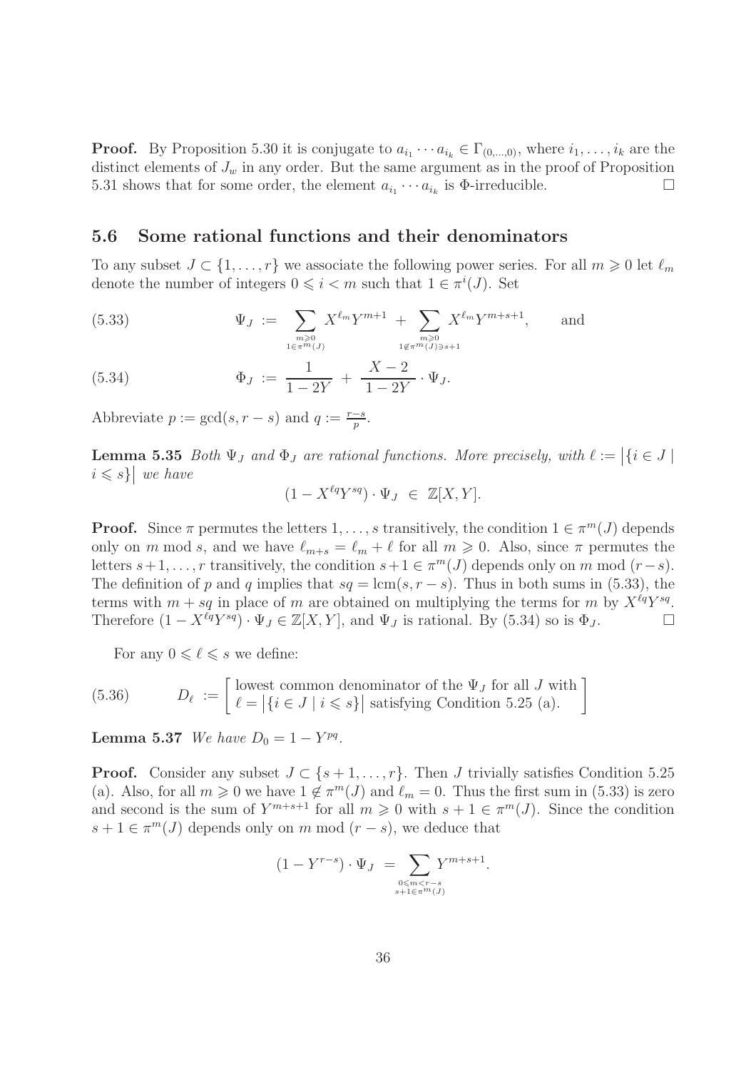**Proof.** By Proposition 5.30 it is conjugate to $a_{i_1} \cdots a_{i_k} \in \Gamma_{(0,\ldots,0)}$, where $i_1, \ldots, i_k$ are the distinct elements of $J_w$ in any order. But the same argument as in the proof of Proposition 5.31 shows that for some order, the element $a_{i_1} \cdots a_{i_k}$ is $\Phi$-irreducible. $\square$

## 5.6 Some rational functions and their denominators

To any subset $J \subset \{1, \ldots, r\}$ we associate the following power series. For all $m \geqslant 0$ let $\ell_m$ denote the number of integers $0 \leqslant i < m$ such that $1 \in \pi^i(J)$. Set

$$\Psi_J := \sum_{\substack{m \geqslant 0 \\ 1 \in \pi^m(J)}} X^{\ell_m} Y^{m+1} + \sum_{\substack{m \geqslant 0 \\ 1 \notin \pi^m(J) \ni s+1}} X^{\ell_m} Y^{m+s+1}, \qquad \text{and} \tag{5.33}$$

$$\Phi_J := \frac{1}{1-2Y} + \frac{X-2}{1-2Y} \cdot \Psi_J. \tag{5.34}$$

Abbreviate $p := \gcd(s, r-s)$ and $q := \frac{r-s}{p}$.

**Lemma 5.35** *Both $\Psi_J$ and $\Phi_J$ are rational functions. More precisely, with $\ell := \big|\{i \in J \mid i \leqslant s\}\big|$ we have*

$$(1 - X^{\ell q} Y^{sq}) \cdot \Psi_J \in \mathbb{Z}[X, Y].$$

**Proof.** Since $\pi$ permutes the letters $1, \ldots, s$ transitively, the condition $1 \in \pi^m(J)$ depends only on $m$ mod $s$, and we have $\ell_{m+s} = \ell_m + \ell$ for all $m \geqslant 0$. Also, since $\pi$ permutes the letters $s+1, \ldots, r$ transitively, the condition $s+1 \in \pi^m(J)$ depends only on $m$ mod $(r-s)$. The definition of $p$ and $q$ implies that $sq = \operatorname{lcm}(s, r-s)$. Thus in both sums in (5.33), the terms with $m + sq$ in place of $m$ are obtained on multiplying the terms for $m$ by $X^{\ell q} Y^{sq}$. Therefore $(1 - X^{\ell q} Y^{sq}) \cdot \Psi_J \in \mathbb{Z}[X, Y]$, and $\Psi_J$ is rational. By (5.34) so is $\Phi_J$. $\square$

For any $0 \leqslant \ell \leqslant s$ we define:

$$D_\ell := \left[ \begin{array}{l} \text{lowest common denominator of the } \Psi_J \text{ for all } J \text{ with} \\ \ell = \big|\{i \in J \mid i \leqslant s\}\big| \text{ satisfying Condition 5.25 (a).} \end{array} \right] \tag{5.36}$$

**Lemma 5.37** *We have $D_0 = 1 - Y^{pq}$.*

**Proof.** Consider any subset $J \subset \{s+1, \ldots, r\}$. Then $J$ trivially satisfies Condition 5.25 (a). Also, for all $m \geqslant 0$ we have $1 \notin \pi^m(J)$ and $\ell_m = 0$. Thus the first sum in (5.33) is zero and second is the sum of $Y^{m+s+1}$ for all $m \geqslant 0$ with $s+1 \in \pi^m(J)$. Since the condition $s+1 \in \pi^m(J)$ depends only on $m$ mod $(r-s)$, we deduce that

$$(1 - Y^{r-s}) \cdot \Psi_J = \sum_{\substack{0 \leqslant m < r-s \\ s+1 \in \pi^m(J)}} Y^{m+s+1}.$$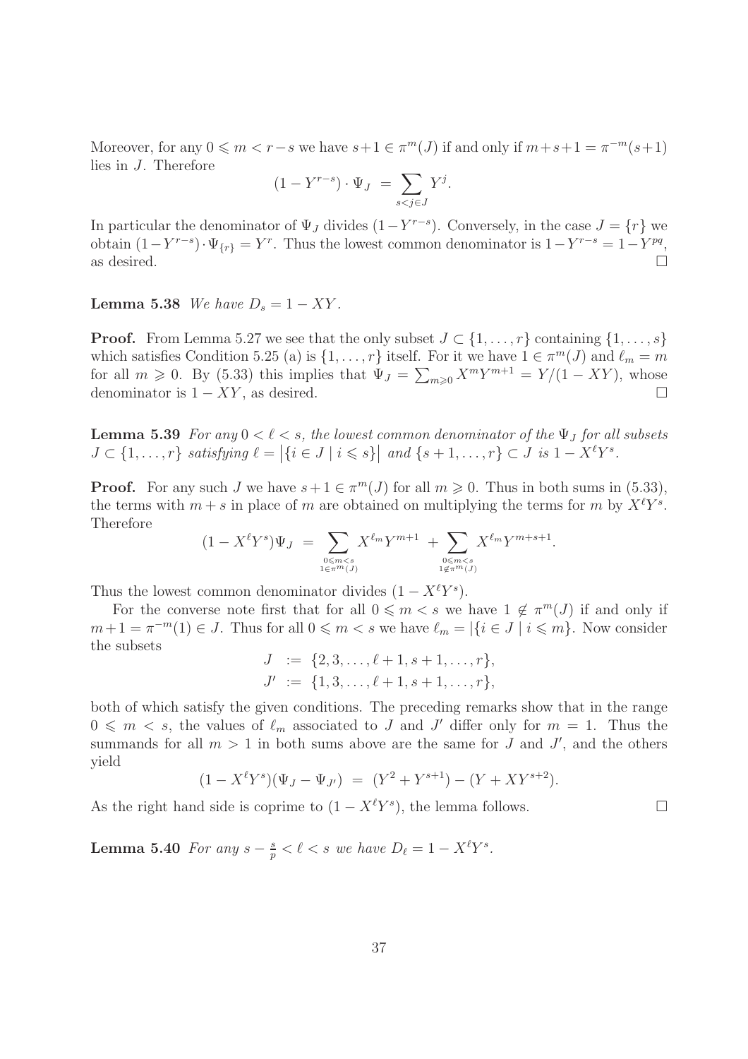Moreover, for any $0 \leqslant m < r-s$ we have $s+1 \in \pi^m(J)$ if and only if $m+s+1 = \pi^{-m}(s+1)$ lies in $J$. Therefore

$$(1 - Y^{r-s}) \cdot \Psi_J \;=\; \sum_{s<j\in J} Y^j.$$

In particular the denominator of $\Psi_J$ divides $(1-Y^{r-s})$. Conversely, in the case $J = \{r\}$ we obtain $(1-Y^{r-s}) \cdot \Psi_{\{r\}} = Y^r$. Thus the lowest common denominator is $1-Y^{r-s} = 1-Y^{pq}$, as desired. $\square$

**Lemma 5.38** *We have $D_s = 1 - XY$.*

**Proof.** From Lemma 5.27 we see that the only subset $J \subset \{1, \ldots, r\}$ containing $\{1, \ldots, s\}$ which satisfies Condition 5.25 (a) is $\{1, \ldots, r\}$ itself. For it we have $1 \in \pi^m(J)$ and $\ell_m = m$ for all $m \geqslant 0$. By (5.33) this implies that $\Psi_J = \sum_{m\geqslant 0} X^m Y^{m+1} = Y/(1-XY)$, whose denominator is $1-XY$, as desired. $\square$

**Lemma 5.39** *For any $0 < \ell < s$, the lowest common denominator of the $\Psi_J$ for all subsets $J \subset \{1, \ldots, r\}$ satisfying $\ell = \big|\{i \in J \mid i \leqslant s\}\big|$ and $\{s+1, \ldots, r\} \subset J$ is $1 - X^\ell Y^s$.*

**Proof.** For any such $J$ we have $s+1 \in \pi^m(J)$ for all $m \geqslant 0$. Thus in both sums in (5.33), the terms with $m+s$ in place of $m$ are obtained on multiplying the terms for $m$ by $X^\ell Y^s$. Therefore

$$(1 - X^\ell Y^s)\Psi_J \;=\; \sum_{\substack{0\leqslant m<s \\ 1\in\pi^m(J)}} X^{\ell_m} Y^{m+1} \;+ \sum_{\substack{0\leqslant m<s \\ 1\notin\pi^m(J)}} X^{\ell_m} Y^{m+s+1}.$$

Thus the lowest common denominator divides $(1 - X^\ell Y^s)$.

For the converse note first that for all $0 \leqslant m < s$ we have $1 \notin \pi^m(J)$ if and only if $m+1 = \pi^{-m}(1) \in J$. Thus for all $0 \leqslant m < s$ we have $\ell_m = |\{i \in J \mid i \leqslant m\}|$. Now consider the subsets

$$J \;:=\; \{2, 3, \ldots, \ell+1, s+1, \ldots, r\},$$
$$J' \;:=\; \{1, 3, \ldots, \ell+1, s+1, \ldots, r\},$$

both of which satisfy the given conditions. The preceding remarks show that in the range $0 \leqslant m < s$, the values of $\ell_m$ associated to $J$ and $J'$ differ only for $m = 1$. Thus the summands for all $m > 1$ in both sums above are the same for $J$ and $J'$, and the others yield

$$(1 - X^\ell Y^s)(\Psi_J - \Psi_{J'}) \;=\; (Y^2 + Y^{s+1}) - (Y + XY^{s+2}).$$

As the right hand side is coprime to $(1 - X^\ell Y^s)$, the lemma follows. $\square$

**Lemma 5.40** *For any $s - \frac{s}{p} < \ell < s$ we have $D_\ell = 1 - X^\ell Y^s$.*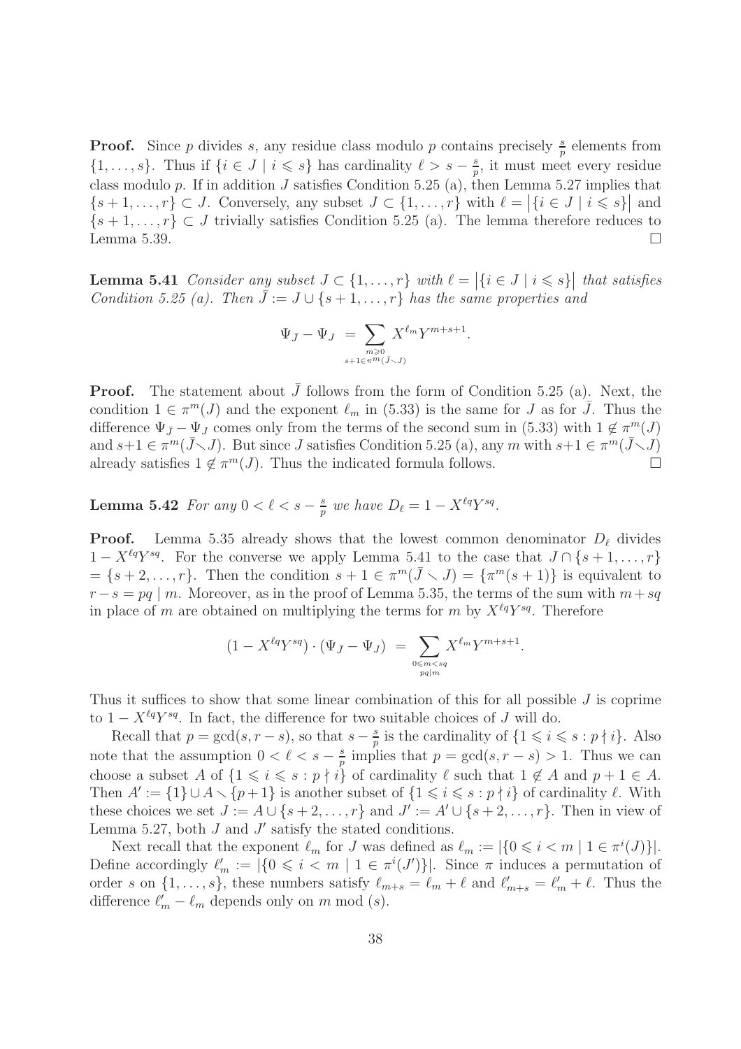**Proof.** Since $p$ divides $s$, any residue class modulo $p$ contains precisely $\frac{s}{p}$ elements from $\{1,\ldots,s\}$. Thus if $\{i \in J \mid i \leqslant s\}$ has cardinality $\ell > s - \frac{s}{p}$, it must meet every residue class modulo $p$. If in addition $J$ satisfies Condition 5.25 (a), then Lemma 5.27 implies that $\{s+1,\ldots,r\} \subset J$. Conversely, any subset $J \subset \{1,\ldots,r\}$ with $\ell = \big|\{i \in J \mid i \leqslant s\}\big|$ and $\{s+1,\ldots,r\} \subset J$ trivially satisfies Condition 5.25 (a). The lemma therefore reduces to Lemma 5.39. $\square$

**Lemma 5.41** *Consider any subset $J \subset \{1,\ldots,r\}$ with $\ell = \big|\{i \in J \mid i \leqslant s\}\big|$ that satisfies Condition 5.25 (a). Then $\bar{J} := J \cup \{s+1,\ldots,r\}$ has the same properties and*

$$\Psi_{\bar{J}} - \Psi_J \;=\; \sum_{\substack{m \geqslant 0 \\ s+1 \in \pi^m(\bar{J} \smallsetminus J)}} X^{\ell_m} Y^{m+s+1}.$$

**Proof.** The statement about $\bar{J}$ follows from the form of Condition 5.25 (a). Next, the condition $1 \in \pi^m(J)$ and the exponent $\ell_m$ in (5.33) is the same for $J$ as for $\bar{J}$. Thus the difference $\Psi_{\bar{J}} - \Psi_J$ comes only from the terms of the second sum in (5.33) with $1 \notin \pi^m(J)$ and $s+1 \in \pi^m(\bar{J} \smallsetminus J)$. But since $J$ satisfies Condition 5.25 (a), any $m$ with $s+1 \in \pi^m(\bar{J} \smallsetminus J)$ already satisfies $1 \notin \pi^m(J)$. Thus the indicated formula follows. $\square$

**Lemma 5.42** *For any $0 < \ell < s - \frac{s}{p}$ we have $D_\ell = 1 - X^{\ell q} Y^{sq}$.*

**Proof.** Lemma 5.35 already shows that the lowest common denominator $D_\ell$ divides $1 - X^{\ell q} Y^{sq}$. For the converse we apply Lemma 5.41 to the case that $J \cap \{s+1,\ldots,r\} = \{s+2,\ldots,r\}$. Then the condition $s+1 \in \pi^m(\bar{J} \smallsetminus J) = \{\pi^m(s+1)\}$ is equivalent to $r - s = pq \mid m$. Moreover, as in the proof of Lemma 5.35, the terms of the sum with $m + sq$ in place of $m$ are obtained on multiplying the terms for $m$ by $X^{\ell q} Y^{sq}$. Therefore

$$(1 - X^{\ell q} Y^{sq}) \cdot (\Psi_{\bar{J}} - \Psi_J) \;=\; \sum_{\substack{0 \leqslant m < sq \\ pq \mid m}} X^{\ell_m} Y^{m+s+1}.$$

Thus it suffices to show that some linear combination of this for all possible $J$ is coprime to $1 - X^{\ell q} Y^{sq}$. In fact, the difference for two suitable choices of $J$ will do.

Recall that $p = \gcd(s, r-s)$, so that $s - \frac{s}{p}$ is the cardinality of $\{1 \leqslant i \leqslant s : p \nmid i\}$. Also note that the assumption $0 < \ell < s - \frac{s}{p}$ implies that $p = \gcd(s, r-s) > 1$. Thus we can choose a subset $A$ of $\{1 \leqslant i \leqslant s : p \nmid i\}$ of cardinality $\ell$ such that $1 \notin A$ and $p+1 \in A$. Then $A' := \{1\} \cup A \smallsetminus \{p+1\}$ is another subset of $\{1 \leqslant i \leqslant s : p \nmid i\}$ of cardinality $\ell$. With these choices we set $J := A \cup \{s+2,\ldots,r\}$ and $J' := A' \cup \{s+2,\ldots,r\}$. Then in view of Lemma 5.27, both $J$ and $J'$ satisfy the stated conditions.

Next recall that the exponent $\ell_m$ for $J$ was defined as $\ell_m := |\{0 \leqslant i < m \mid 1 \in \pi^i(J)\}|$. Define accordingly $\ell'_m := |\{0 \leqslant i < m \mid 1 \in \pi^i(J')\}|$. Since $\pi$ induces a permutation of order $s$ on $\{1,\ldots,s\}$, these numbers satisfy $\ell_{m+s} = \ell_m + \ell$ and $\ell'_{m+s} = \ell'_m + \ell$. Thus the difference $\ell'_m - \ell_m$ depends only on $m \bmod (s)$.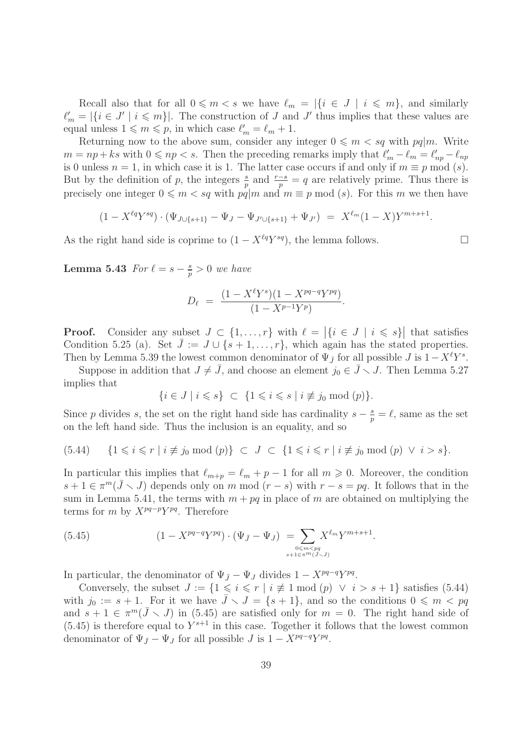Recall also that for all $0 \leqslant m < s$ we have $\ell_m = |\{i \in J \mid i \leqslant m\}|$, and similarly $\ell'_m = |\{i \in J' \mid i \leqslant m\}|$. The construction of $J$ and $J'$ thus implies that these values are equal unless $1 \leqslant m \leqslant p$, in which case $\ell'_m = \ell_m + 1$.

Returning now to the above sum, consider any integer $0 \leqslant m < sq$ with $pq|m$. Write $m = np + ks$ with $0 \leqslant np < s$. Then the preceding remarks imply that $\ell'_m - \ell_m = \ell'_{np} - \ell_{np}$ is 0 unless $n = 1$, in which case it is 1. The latter case occurs if and only if $m \equiv p \bmod (s)$. But by the definition of $p$, the integers $\frac{s}{p}$ and $\frac{r-s}{p} = q$ are relatively prime. Thus there is precisely one integer $0 \leqslant m < sq$ with $pq|m$ and $m \equiv p \bmod (s)$. For this $m$ we then have

$$(1 - X^{\ell q} Y^{sq}) \cdot (\Psi_{J \cup \{s+1\}} - \Psi_J - \Psi_{J' \cup \{s+1\}} + \Psi_{J'}) \;=\; X^{\ell_m}(1-X)Y^{m+s+1}.$$

As the right hand side is coprime to $(1 - X^{\ell q} Y^{sq})$, the lemma follows. $\square$

**Lemma 5.43** *For $\ell = s - \frac{s}{p} > 0$ we have*

$$D_\ell \;=\; \frac{(1 - X^\ell Y^s)(1 - X^{pq-q} Y^{pq})}{(1 - X^{p-1} Y^p)}.$$

**Proof.** Consider any subset $J \subset \{1, \ldots, r\}$ with $\ell = \big|\{i \in J \mid i \leqslant s\}\big|$ that satisfies Condition 5.25 (a). Set $\bar{J} := J \cup \{s+1, \ldots, r\}$, which again has the stated properties. Then by Lemma 5.39 the lowest common denominator of $\Psi_{\bar{J}}$ for all possible $J$ is $1 - X^\ell Y^s$.

Suppose in addition that $J \neq \bar{J}$, and choose an element $j_0 \in \bar{J} \smallsetminus J$. Then Lemma 5.27 implies that

$$\{i \in J \mid i \leqslant s\} \;\subset\; \{1 \leqslant i \leqslant s \mid i \not\equiv j_0 \bmod (p)\}.$$

Since $p$ divides $s$, the set on the right hand side has cardinality $s - \frac{s}{p} = \ell$, same as the set on the left hand side. Thus the inclusion is an equality, and so

$$\{1 \leqslant i \leqslant r \mid i \not\equiv j_0 \bmod (p)\} \;\subset\; J \;\subset\; \{1 \leqslant i \leqslant r \mid i \not\equiv j_0 \bmod (p) \;\vee\; i > s\}. \tag{5.44}$$

In particular this implies that $\ell_{m+p} = \ell_m + p - 1$ for all $m \geqslant 0$. Moreover, the condition $s + 1 \in \pi^m(\bar{J} \smallsetminus J)$ depends only on $m \bmod (r-s)$ with $r - s = pq$. It follows that in the sum in Lemma 5.41, the terms with $m + pq$ in place of $m$ are obtained on multiplying the terms for $m$ by $X^{pq-p} Y^{pq}$. Therefore

$$(1 - X^{pq-q} Y^{pq}) \cdot (\Psi_{\bar{J}} - \Psi_J) \;= \sum_{\substack{0 \leqslant m < pq \\ s+1 \in \pi^m(\bar{J} \smallsetminus J)}} X^{\ell_m} Y^{m+s+1}. \tag{5.45}$$

In particular, the denominator of $\Psi_{\bar{J}} - \Psi_J$ divides $1 - X^{pq-q} Y^{pq}$.

Conversely, the subset $J := \{1 \leqslant i \leqslant r \mid i \not\equiv 1 \bmod (p) \;\vee\; i > s+1\}$ satisfies (5.44) with $j_0 := s + 1$. For it we have $\bar{J} \smallsetminus J = \{s+1\}$, and so the conditions $0 \leqslant m < pq$ and $s + 1 \in \pi^m(\bar{J} \smallsetminus J)$ in (5.45) are satisfied only for $m = 0$. The right hand side of (5.45) is therefore equal to $Y^{s+1}$ in this case. Together it follows that the lowest common denominator of $\Psi_{\bar{J}} - \Psi_J$ for all possible $J$ is $1 - X^{pq-q} Y^{pq}$.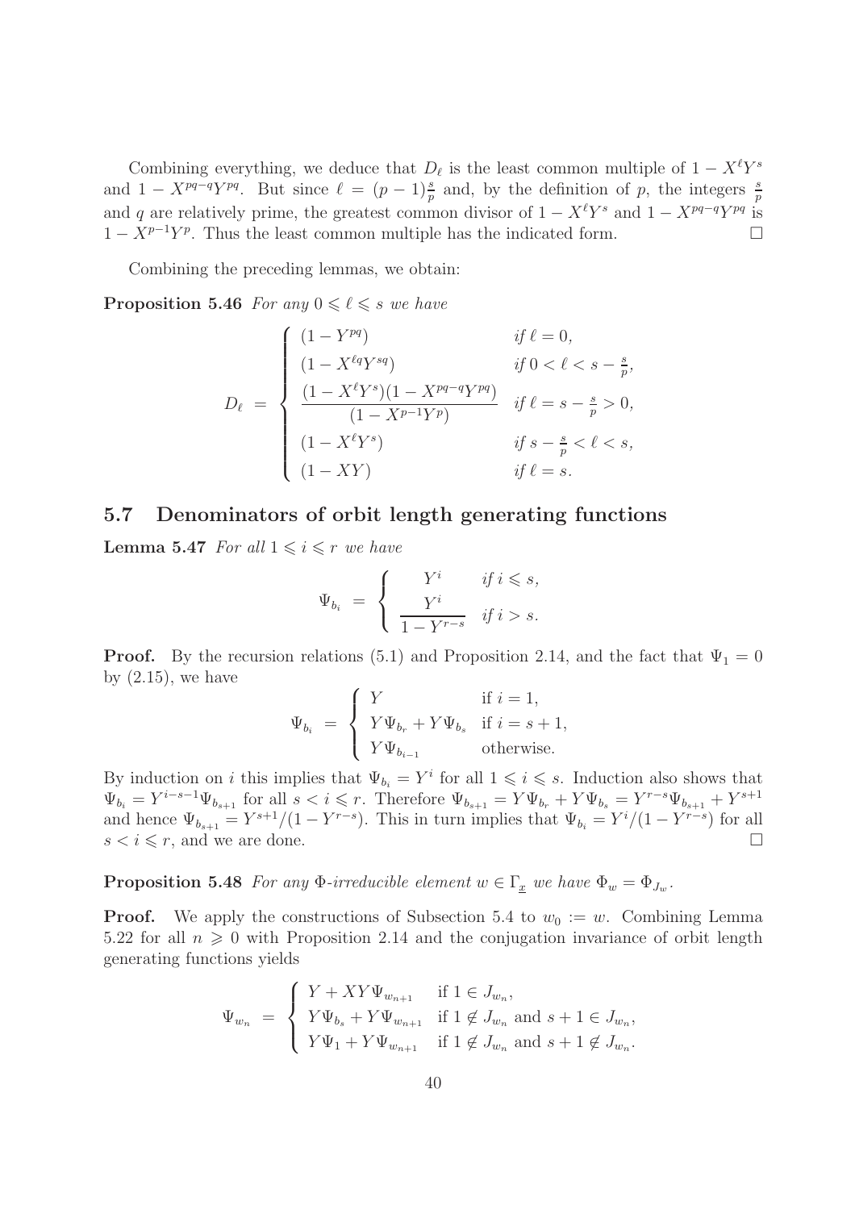Combining everything, we deduce that $D_\ell$ is the least common multiple of $1 - X^\ell Y^s$ and $1 - X^{pq-q}Y^{pq}$. But since $\ell = (p-1)\frac{s}{p}$ and, by the definition of $p$, the integers $\frac{s}{p}$ and $q$ are relatively prime, the greatest common divisor of $1 - X^\ell Y^s$ and $1 - X^{pq-q}Y^{pq}$ is $1 - X^{p-1}Y^p$. Thus the least common multiple has the indicated form. $\square$

Combining the preceding lemmas, we obtain:

**Proposition 5.46** *For any $0 \leqslant \ell \leqslant s$ we have*

$$D_\ell \;=\; \begin{cases} (1 - Y^{pq}) & \text{if } \ell = 0, \\ (1 - X^{\ell q}Y^{sq}) & \text{if } 0 < \ell < s - \frac{s}{p}, \\ \dfrac{(1 - X^\ell Y^s)(1 - X^{pq-q}Y^{pq})}{(1 - X^{p-1}Y^p)} & \text{if } \ell = s - \frac{s}{p} > 0, \\ (1 - X^\ell Y^s) & \text{if } s - \frac{s}{p} < \ell < s, \\ (1 - XY) & \text{if } \ell = s. \end{cases}$$

## 5.7 Denominators of orbit length generating functions

**Lemma 5.47** *For all $1 \leqslant i \leqslant r$ we have*

$$\Psi_{b_i} \;=\; \begin{cases} Y^i & \text{if } i \leqslant s, \\ \dfrac{Y^i}{1 - Y^{r-s}} & \text{if } i > s. \end{cases}$$

**Proof.** By the recursion relations (5.1) and Proposition 2.14, and the fact that $\Psi_1 = 0$ by (2.15), we have

$$\Psi_{b_i} \;=\; \begin{cases} Y & \text{if } i = 1, \\ Y\Psi_{b_r} + Y\Psi_{b_s} & \text{if } i = s+1, \\ Y\Psi_{b_{i-1}} & \text{otherwise.} \end{cases}$$

By induction on $i$ this implies that $\Psi_{b_i} = Y^i$ for all $1 \leqslant i \leqslant s$. Induction also shows that $\Psi_{b_i} = Y^{i-s-1}\Psi_{b_{s+1}}$ for all $s < i \leqslant r$. Therefore $\Psi_{b_{s+1}} = Y\Psi_{b_r} + Y\Psi_{b_s} = Y^{r-s}\Psi_{b_{s+1}} + Y^{s+1}$ and hence $\Psi_{b_{s+1}} = Y^{s+1}/(1 - Y^{r-s})$. This in turn implies that $\Psi_{b_i} = Y^i/(1 - Y^{r-s})$ for all $s < i \leqslant r$, and we are done. $\square$

**Proposition 5.48** *For any $\Phi$-irreducible element $w \in \Gamma_{\underline{x}}$ we have $\Phi_w = \Phi_{J_w}$.*

**Proof.** We apply the constructions of Subsection 5.4 to $w_0 := w$. Combining Lemma 5.22 for all $n \geqslant 0$ with Proposition 2.14 and the conjugation invariance of orbit length generating functions yields

$$\Psi_{w_n} \;=\; \begin{cases} Y + XY\Psi_{w_{n+1}} & \text{if } 1 \in J_{w_n}, \\ Y\Psi_{b_s} + Y\Psi_{w_{n+1}} & \text{if } 1 \notin J_{w_n} \text{ and } s+1 \in J_{w_n}, \\ Y\Psi_1 + Y\Psi_{w_{n+1}} & \text{if } 1 \notin J_{w_n} \text{ and } s+1 \notin J_{w_n}. \end{cases}$$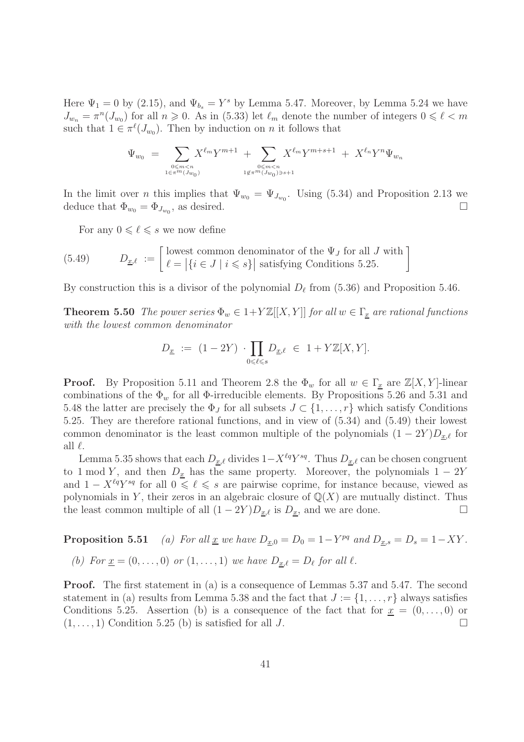Here $\Psi_1 = 0$ by (2.15), and $\Psi_{b_s} = Y^s$ by Lemma 5.47. Moreover, by Lemma 5.24 we have $J_{w_n} = \pi^n(J_{w_0})$ for all $n \geqslant 0$. As in (5.33) let $\ell_m$ denote the number of integers $0 \leqslant \ell < m$ such that $1 \in \pi^\ell(J_{w_0})$. Then by induction on $n$ it follows that

$$\Psi_{w_0} \;=\; \sum_{\substack{0\leqslant m<n \\ 1\in\pi^m(J_{w_0})}} X^{\ell_m}Y^{m+1} \;+\; \sum_{\substack{0\leqslant m<n \\ 1\notin\pi^m(J_{w_0})\ni s+1}} X^{\ell_m}Y^{m+s+1} \;+\; X^{\ell_n}Y^n\Psi_{w_n}$$

In the limit over $n$ this implies that $\Psi_{w_0} = \Psi_{J_{w_0}}$. Using (5.34) and Proposition 2.13 we deduce that $\Phi_{w_0} = \Phi_{J_{w_0}}$, as desired. $\square$

For any $0 \leqslant \ell \leqslant s$ we now define

$$(5.49) \qquad D_{\underline{x},\ell} \;:=\; \left[ \begin{array}{l} \text{lowest common denominator of the } \Psi_J \text{ for all } J \text{ with} \\ \ell = \big|\{i \in J \mid i \leqslant s\}\big| \text{ satisfying Conditions 5.25.} \end{array} \right]$$

By construction this is a divisor of the polynomial $D_\ell$ from (5.36) and Proposition 5.46.

**Theorem 5.50** *The power series $\Phi_w \in 1+Y\mathbb{Z}[[X,Y]]$ for all $w \in \Gamma_{\underline{x}}$ are rational functions with the lowest common denominator*

$$D_{\underline{x}} \;:=\; (1-2Y)\cdot \prod_{0\leqslant\ell\leqslant s} D_{\underline{x},\ell} \;\in\; 1+Y\mathbb{Z}[X,Y].$$

**Proof.** By Proposition 5.11 and Theorem 2.8 the $\Phi_w$ for all $w \in \Gamma_{\underline{x}}$ are $\mathbb{Z}[X,Y]$-linear combinations of the $\Phi_w$ for all $\Phi$-irreducible elements. By Propositions 5.26 and 5.31 and 5.48 the latter are precisely the $\Phi_J$ for all subsets $J \subset \{1,\ldots,r\}$ which satisfy Conditions 5.25. They are therefore rational functions, and in view of (5.34) and (5.49) their lowest common denominator is the least common multiple of the polynomials $(1-2Y)D_{\underline{x},\ell}$ for all $\ell$.

Lemma 5.35 shows that each $D_{\underline{x},\ell}$ divides $1-X^{\ell q}Y^{sq}$. Thus $D_{\underline{x},\ell}$ can be chosen congruent to $1 \bmod Y$, and then $D_{\underline{x}}$ has the same property. Moreover, the polynomials $1-2Y$ and $1-X^{\ell q}Y^{sq}$ for all $0 \leqslant \ell \leqslant s$ are pairwise coprime, for instance because, viewed as polynomials in $Y$, their zeros in an algebraic closure of $\mathbb{Q}(X)$ are mutually distinct. Thus the least common multiple of all $(1-2Y)D_{\underline{x},\ell}$ is $D_{\underline{x}}$, and we are done. $\square$

**Proposition 5.51** *(a) For all $\underline{x}$ we have $D_{\underline{x},0} = D_0 = 1-Y^{pq}$ and $D_{\underline{x},s} = D_s = 1-XY$.*

*(b) For $\underline{x} = (0,\ldots,0)$ or $(1,\ldots,1)$ we have $D_{\underline{x},\ell} = D_\ell$ for all $\ell$.*

**Proof.** The first statement in (a) is a consequence of Lemmas 5.37 and 5.47. The second statement in (a) results from Lemma 5.38 and the fact that $J := \{1,\ldots,r\}$ always satisfies Conditions 5.25. Assertion (b) is a consequence of the fact that for $\underline{x} = (0,\ldots,0)$ or $(1,\ldots,1)$ Condition 5.25 (b) is satisfied for all $J$. $\square$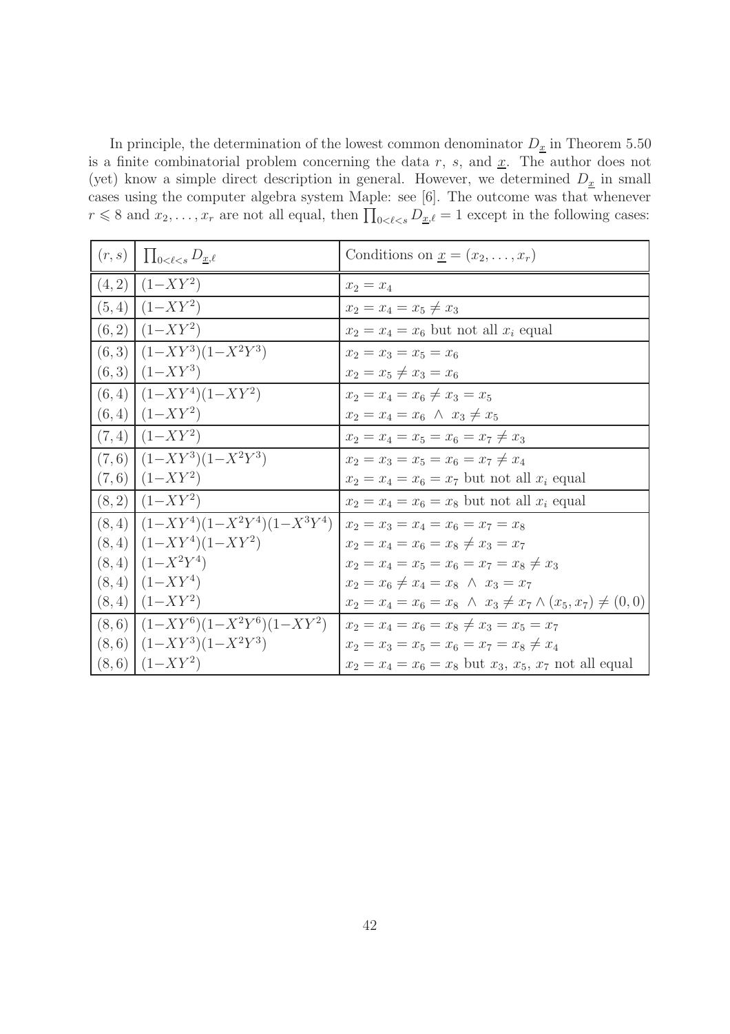In principle, the determination of the lowest common denominator $D_{\underline{x}}$ in Theorem 5.50 is a finite combinatorial problem concerning the data $r$, $s$, and $\underline{x}$. The author does not (yet) know a simple direct description in general. However, we determined $D_{\underline{x}}$ in small cases using the computer algebra system Maple: see [6]. The outcome was that whenever $r \leqslant 8$ and $x_2, \ldots, x_r$ are not all equal, then $\prod_{0<\ell<s} D_{\underline{x},\ell} = 1$ except in the following cases:

| $(r,s)$ | $\prod_{0<\ell<s} D_{\underline{x},\ell}$ | Conditions on $\underline{x} = (x_2, \ldots, x_r)$ |
|---|---|---|
| $(4,2)$ | $(1-XY^2)$ | $x_2 = x_4$ |
| $(5,4)$ | $(1-XY^2)$ | $x_2 = x_4 = x_5 \neq x_3$ |
| $(6,2)$ | $(1-XY^2)$ | $x_2 = x_4 = x_6$ but not all $x_i$ equal |
| $(6,3)$ | $(1-XY^3)(1-X^2Y^3)$ | $x_2 = x_3 = x_5 = x_6$ |
| $(6,3)$ | $(1-XY^3)$ | $x_2 = x_5 \neq x_3 = x_6$ |
| $(6,4)$ | $(1-XY^4)(1-XY^2)$ | $x_2 = x_4 = x_6 \neq x_3 = x_5$ |
| $(6,4)$ | $(1-XY^2)$ | $x_2 = x_4 = x_6 \ \wedge \ x_3 \neq x_5$ |
| $(7,4)$ | $(1-XY^2)$ | $x_2 = x_4 = x_5 = x_6 = x_7 \neq x_3$ |
| $(7,6)$ | $(1-XY^3)(1-X^2Y^3)$ | $x_2 = x_3 = x_5 = x_6 = x_7 \neq x_4$ |
| $(7,6)$ | $(1-XY^2)$ | $x_2 = x_4 = x_6 = x_7$ but not all $x_i$ equal |
| $(8,2)$ | $(1-XY^2)$ | $x_2 = x_4 = x_6 = x_8$ but not all $x_i$ equal |
| $(8,4)$ | $(1-XY^4)(1-X^2Y^4)(1-X^3Y^4)$ | $x_2 = x_3 = x_4 = x_6 = x_7 = x_8$ |
| $(8,4)$ | $(1-XY^4)(1-XY^2)$ | $x_2 = x_4 = x_6 = x_8 \neq x_3 = x_7$ |
| $(8,4)$ | $(1-X^2Y^4)$ | $x_2 = x_4 = x_5 = x_6 = x_7 = x_8 \neq x_3$ |
| $(8,4)$ | $(1-XY^4)$ | $x_2 = x_6 \neq x_4 = x_8 \ \wedge \ x_3 = x_7$ |
| $(8,4)$ | $(1-XY^2)$ | $x_2 = x_4 = x_6 = x_8 \ \wedge \ x_3 \neq x_7 \wedge (x_5, x_7) \neq (0,0)$ |
| $(8,6)$ | $(1-XY^6)(1-X^2Y^6)(1-XY^2)$ | $x_2 = x_4 = x_6 = x_8 \neq x_3 = x_5 = x_7$ |
| $(8,6)$ | $(1-XY^3)(1-X^2Y^3)$ | $x_2 = x_3 = x_5 = x_6 = x_7 = x_8 \neq x_4$ |
| $(8,6)$ | $(1-XY^2)$ | $x_2 = x_4 = x_6 = x_8$ but $x_3$, $x_5$, $x_7$ not all equal |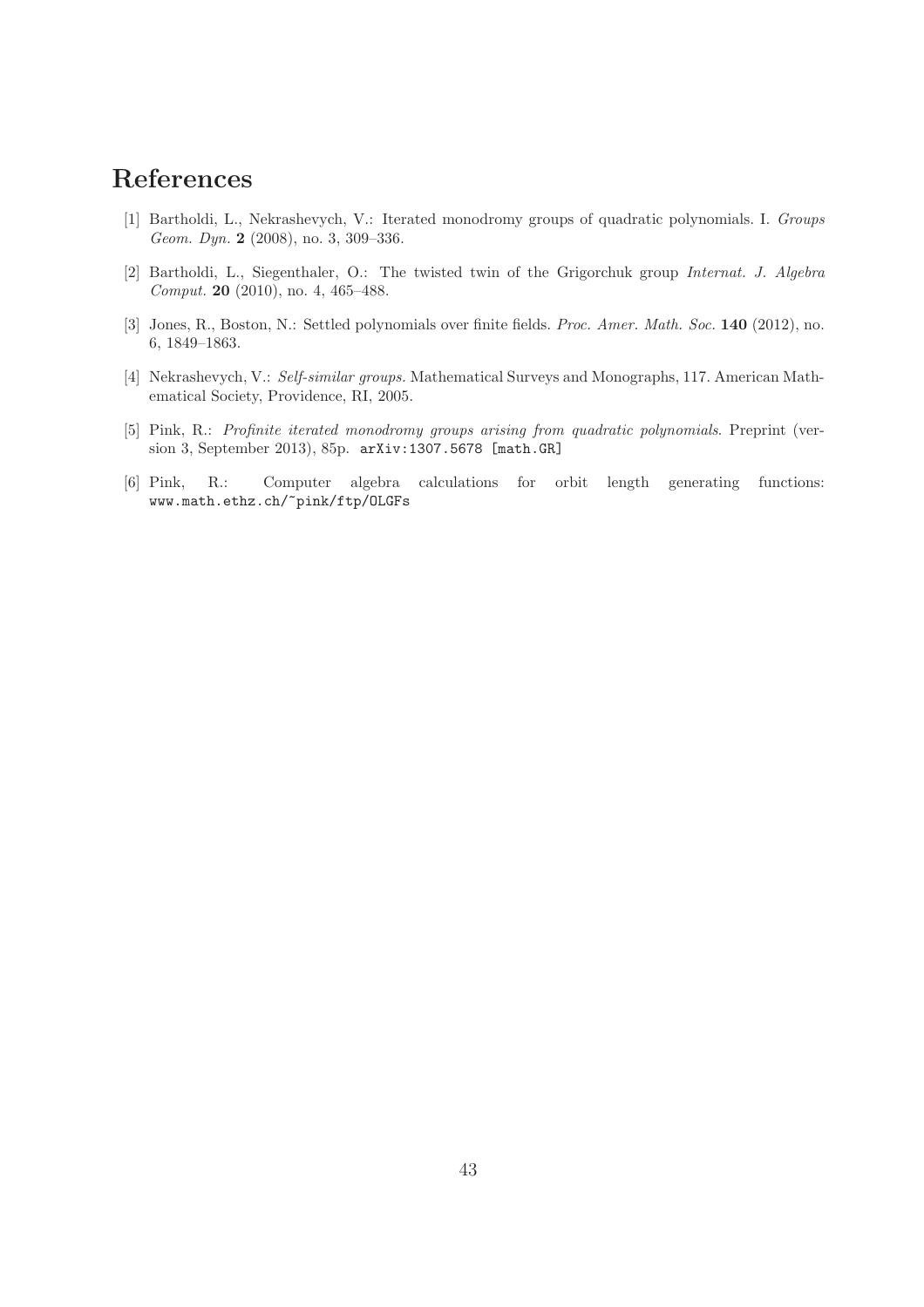# References

[1] Bartholdi, L., Nekrashevych, V.: Iterated monodromy groups of quadratic polynomials. I. *Groups Geom. Dyn.* **2** (2008), no. 3, 309–336.

[2] Bartholdi, L., Siegenthaler, O.: The twisted twin of the Grigorchuk group *Internat. J. Algebra Comput.* **20** (2010), no. 4, 465–488.

[3] Jones, R., Boston, N.: Settled polynomials over finite fields. *Proc. Amer. Math. Soc.* **140** (2012), no. 6, 1849–1863.

[4] Nekrashevych, V.: *Self-similar groups.* Mathematical Surveys and Monographs, 117. American Mathematical Society, Providence, RI, 2005.

[5] Pink, R.: *Profinite iterated monodromy groups arising from quadratic polynomials.* Preprint (version 3, September 2013), 85p. `arXiv:1307.5678 [math.GR]`

[6] Pink, R.: Computer algebra calculations for orbit length generating functions: `www.math.ethz.ch/~pink/ftp/OLGFs`